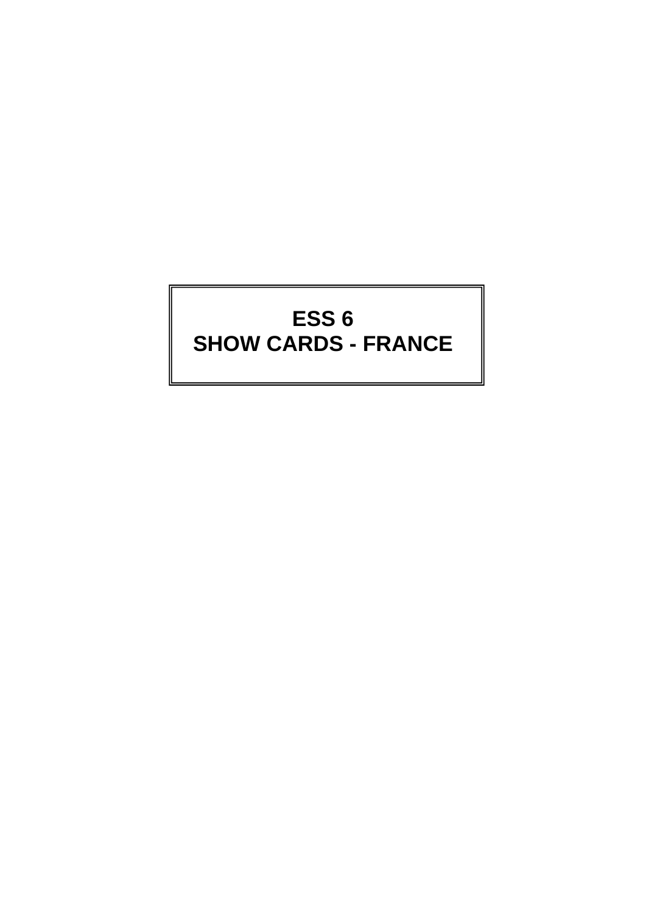# ESS 6
# SHOW CARDS - FRANCE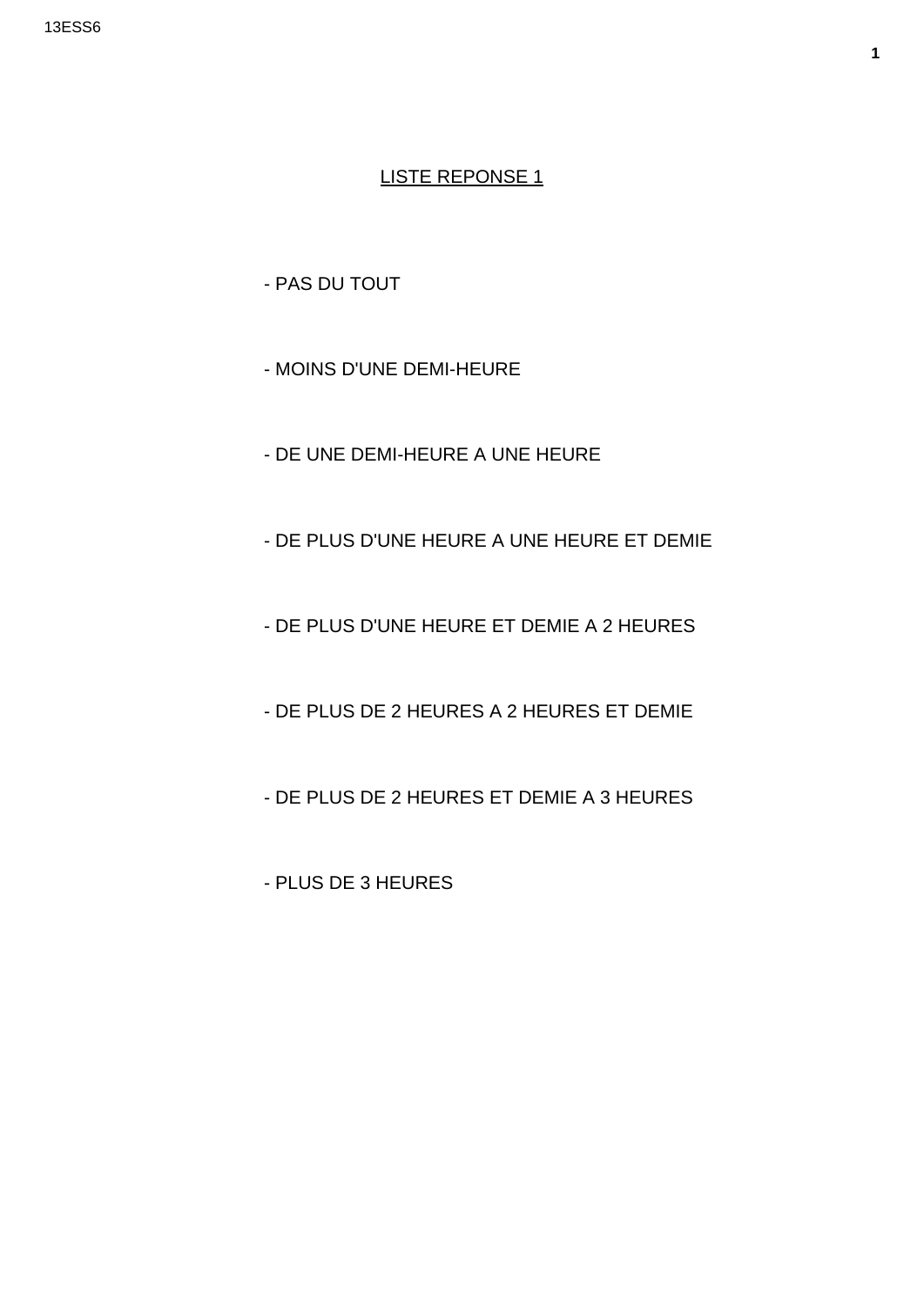# LISTE REPONSE 1

- PAS DU TOUT
- MOINS D'UNE DEMI-HEURE
- DE UNE DEMI-HEURE A UNE HEURE
- DE PLUS D'UNE HEURE A UNE HEURE ET DEMIE
- DE PLUS D'UNE HEURE ET DEMIE A 2 HEURES
- DE PLUS DE 2 HEURES A 2 HEURES ET DEMIE
- DE PLUS DE 2 HEURES ET DEMIE A 3 HEURES
- PLUS DE 3 HEURES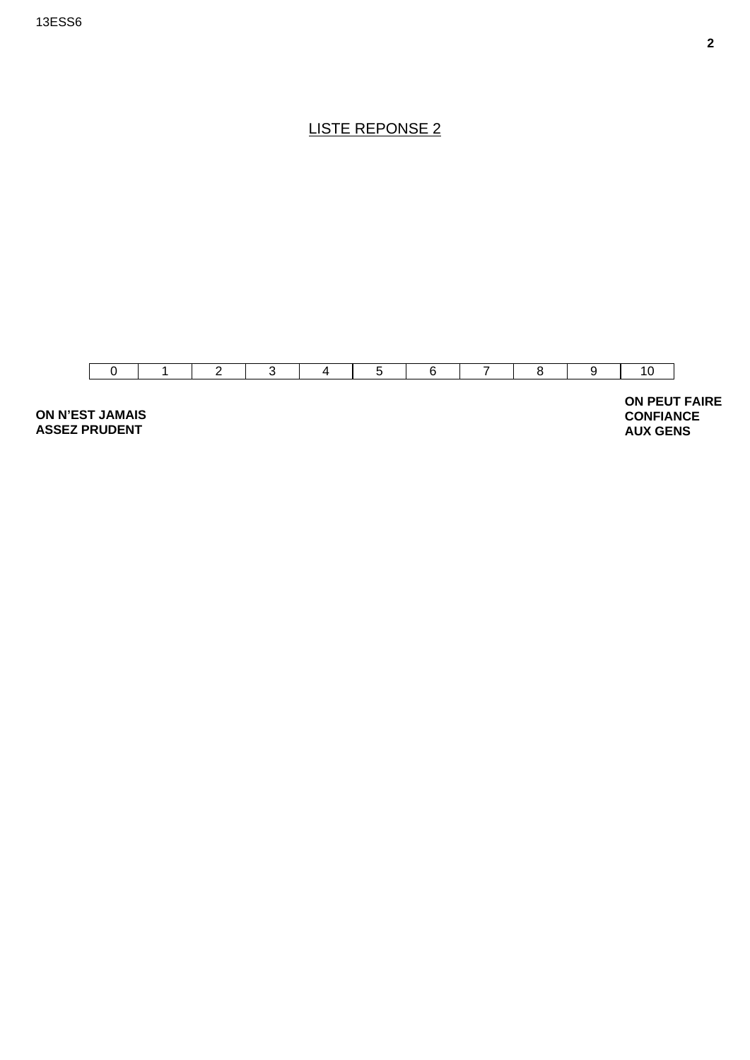LISTE REPONSE 2

| 0 | 1 | 2 | 3 | 4 | 5 | 6 | 7 | 8 | 9 | 10 |
|---|---|---|---|---|---|---|---|---|---|---|

**ON N'EST JAMAIS ASSEZ PRUDENT**

**ON PEUT FAIRE CONFIANCE AUX GENS**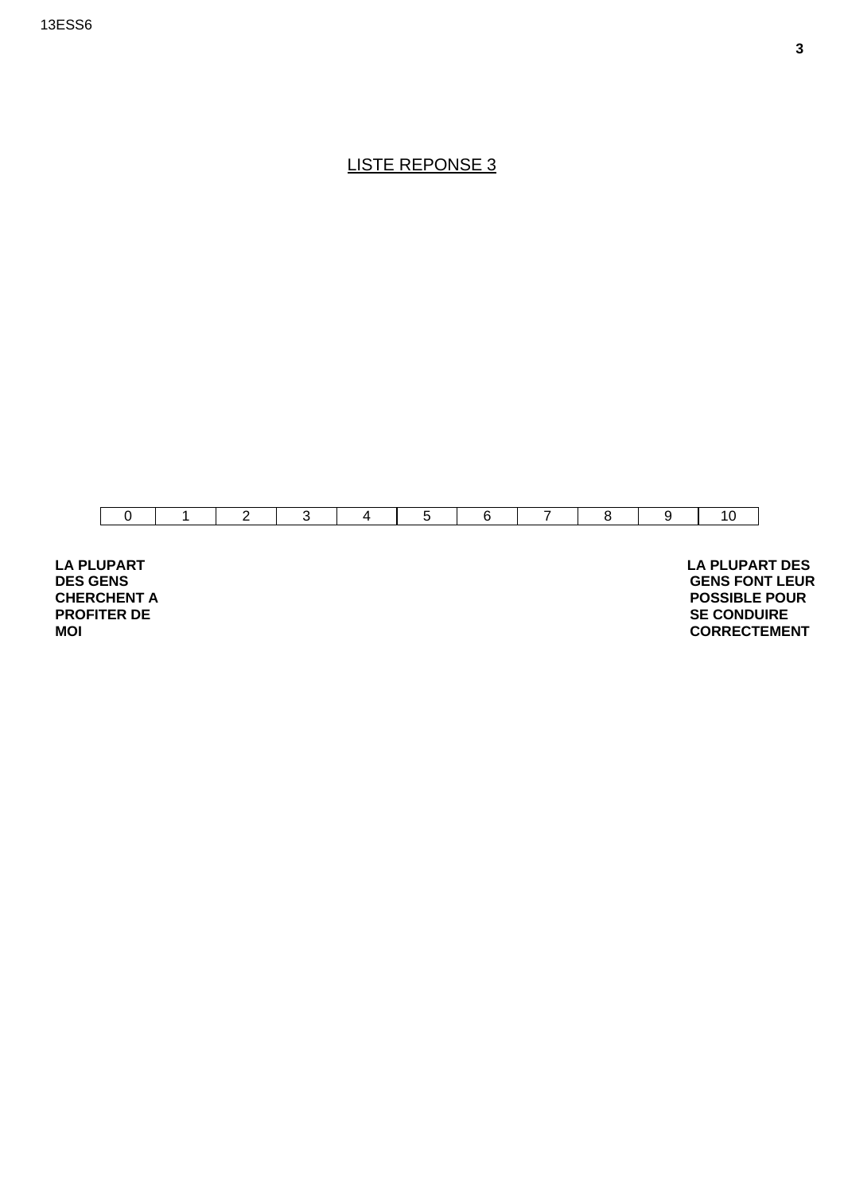LISTE REPONSE 3

| 0 | 1 | 2 | 3 | 4 | 5 | 6 | 7 | 8 | 9 | 10 |
|---|---|---|---|---|---|---|---|---|---|---|

**LA PLUPART DES GENS CHERCHENT A PROFITER DE MOI**

**LA PLUPART DES GENS FONT LEUR POSSIBLE POUR SE CONDUIRE CORRECTEMENT**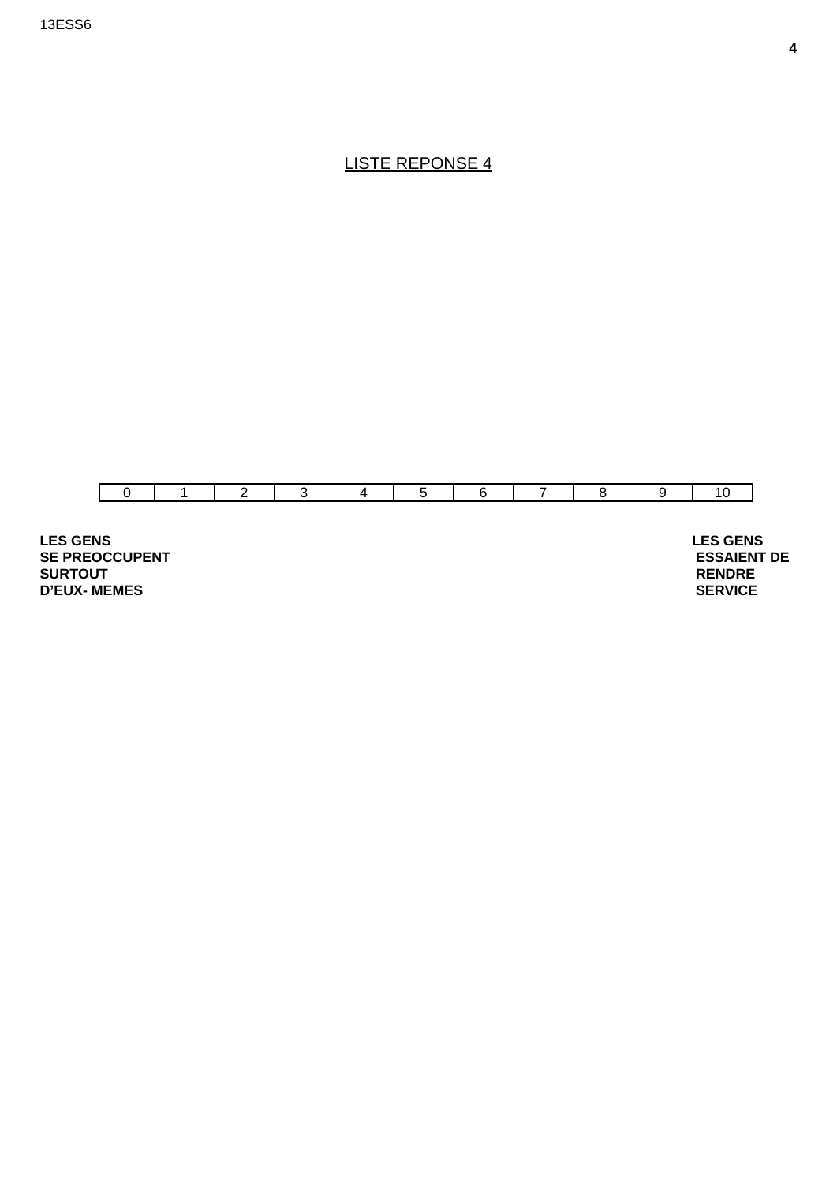LISTE REPONSE 4

| 0 | 1 | 2 | 3 | 4 | 5 | 6 | 7 | 8 | 9 | 10 |
|---|---|---|---|---|---|---|---|---|---|---|

**LES GENS SE PREOCCUPENT SURTOUT D'EUX- MEMES**

**LES GENS ESSAIENT DE RENDRE SERVICE**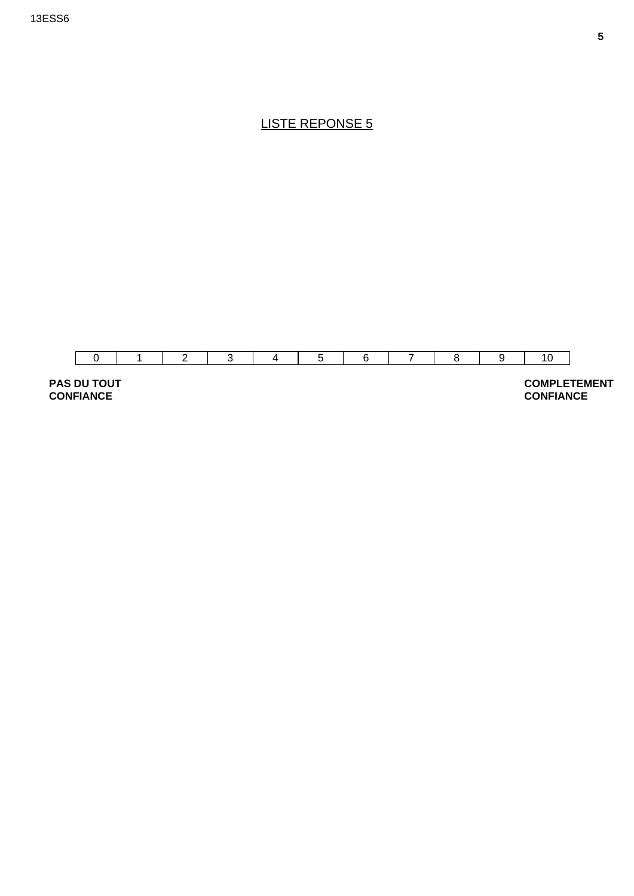LISTE REPONSE 5

| 0 | 1 | 2 | 3 | 4 | 5 | 6 | 7 | 8 | 9 | 10 |
|---|---|---|---|---|---|---|---|---|---|---|

**PAS DU TOUT CONFIANCE**

**COMPLETEMENT CONFIANCE**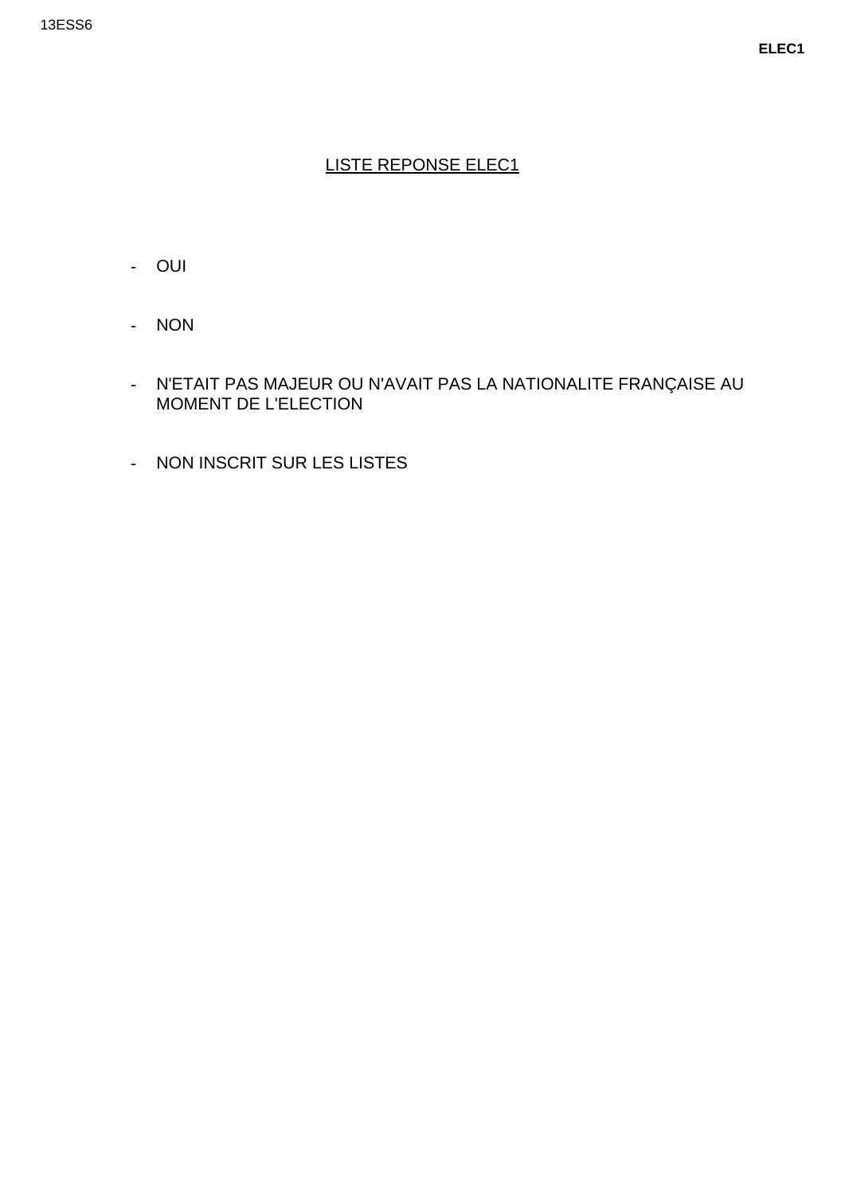## LISTE REPONSE ELEC1

- OUI
- NON
- N'ETAIT PAS MAJEUR OU N'AVAIT PAS LA NATIONALITE FRANÇAISE AU MOMENT DE L'ELECTION
- NON INSCRIT SUR LES LISTES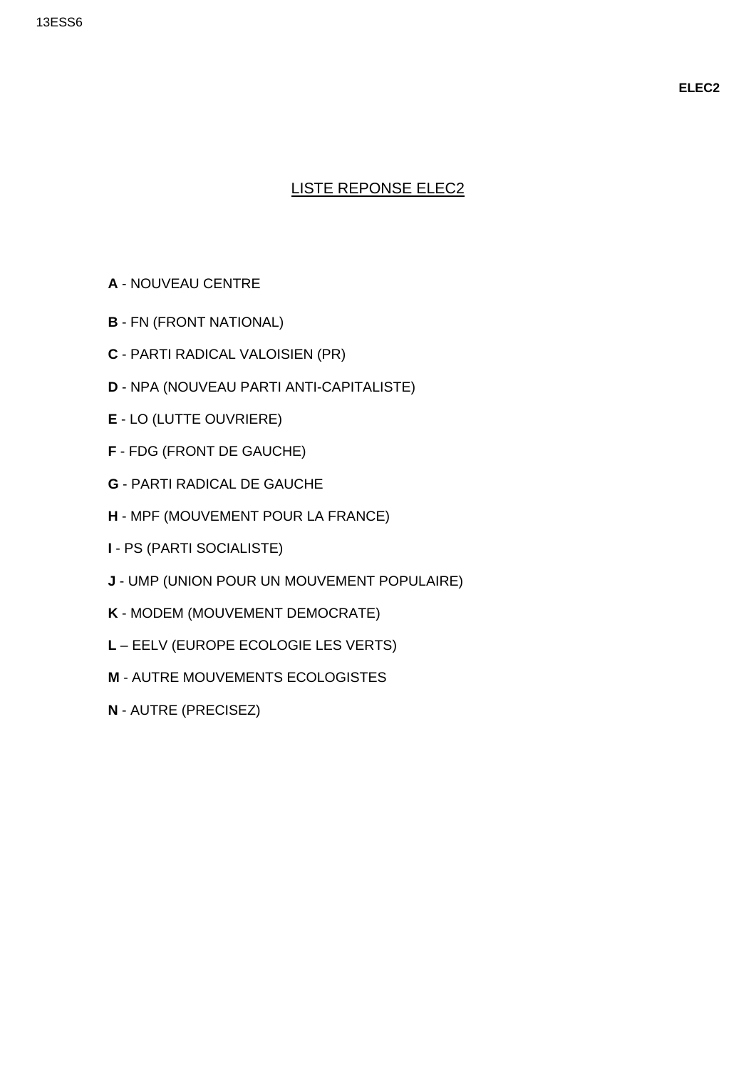**ELEC2**

# LISTE REPONSE ELEC2

**A** - NOUVEAU CENTRE

**B** - FN (FRONT NATIONAL)

**C** - PARTI RADICAL VALOISIEN (PR)

**D** - NPA (NOUVEAU PARTI ANTI-CAPITALISTE)

**E** - LO (LUTTE OUVRIERE)

**F** - FDG (FRONT DE GAUCHE)

**G** - PARTI RADICAL DE GAUCHE

**H** - MPF (MOUVEMENT POUR LA FRANCE)

**I** - PS (PARTI SOCIALISTE)

**J** - UMP (UNION POUR UN MOUVEMENT POPULAIRE)

**K** - MODEM (MOUVEMENT DEMOCRATE)

**L** – EELV (EUROPE ECOLOGIE LES VERTS)

**M** - AUTRE MOUVEMENTS ECOLOGISTES

**N** - AUTRE (PRECISEZ)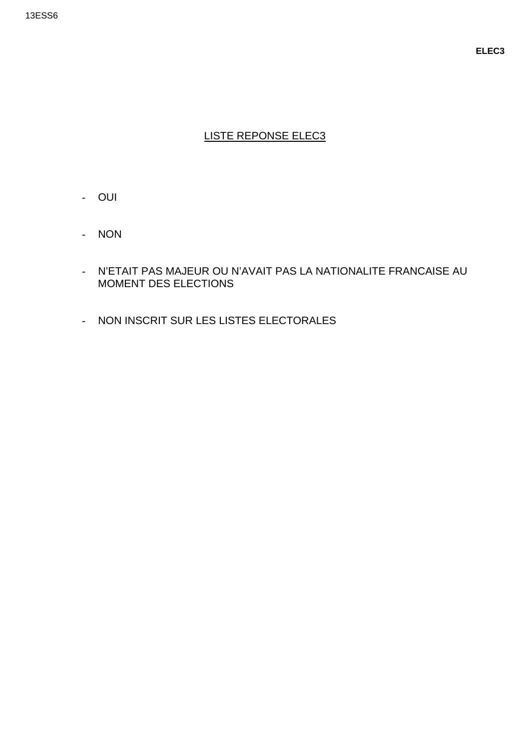**ELEC3**

## LISTE REPONSE ELEC3

- OUI
- NON
- N'ETAIT PAS MAJEUR OU N'AVAIT PAS LA NATIONALITE FRANCAISE AU MOMENT DES ELECTIONS
- NON INSCRIT SUR LES LISTES ELECTORALES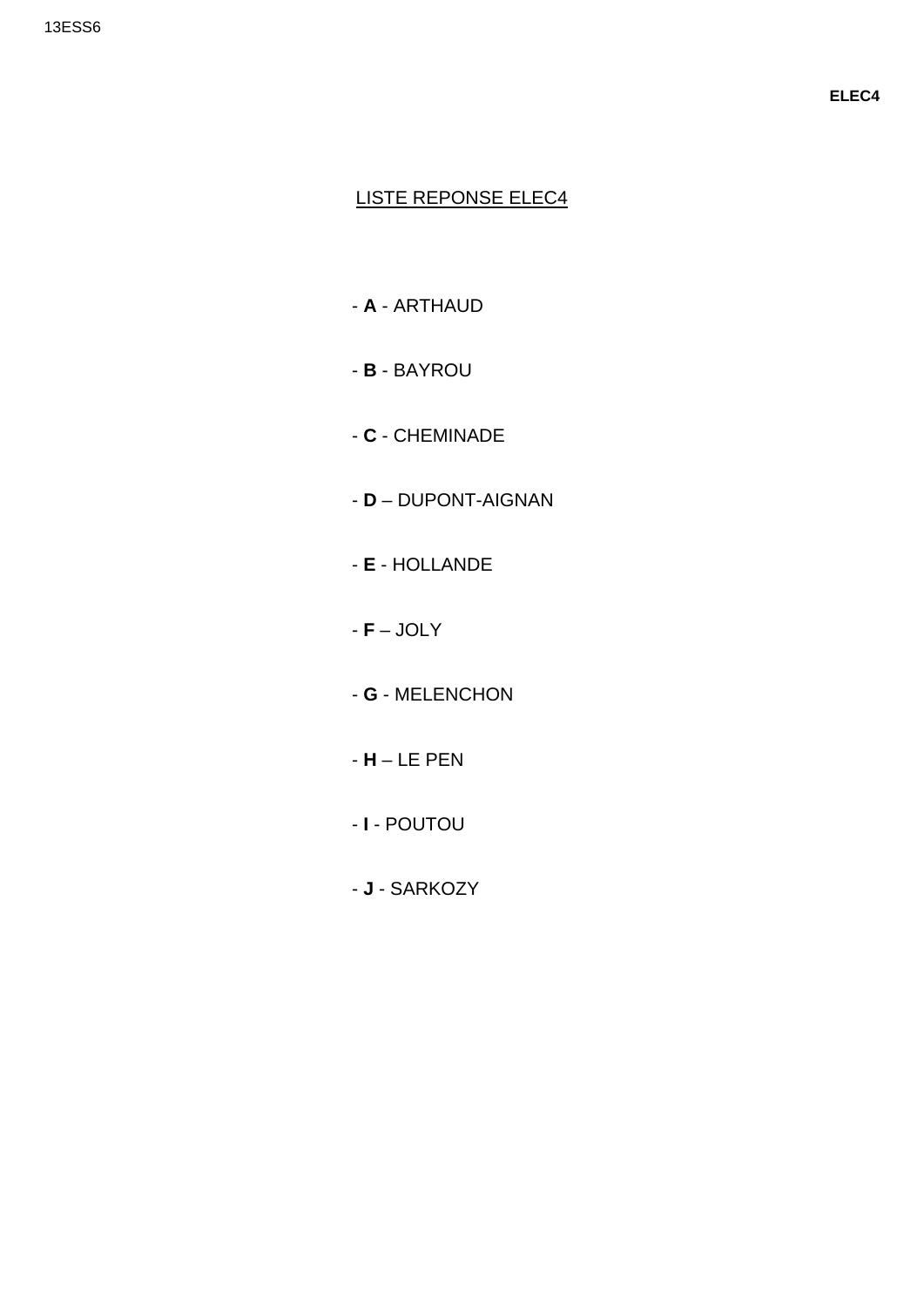**ELEC4**

## LISTE REPONSE ELEC4

- **A** - ARTHAUD
- **B** - BAYROU
- **C** - CHEMINADE
- **D** – DUPONT-AIGNAN
- **E** - HOLLANDE
- **F** – JOLY
- **G** - MELENCHON
- **H** – LE PEN
- **I** - POUTOU
- **J** - SARKOZY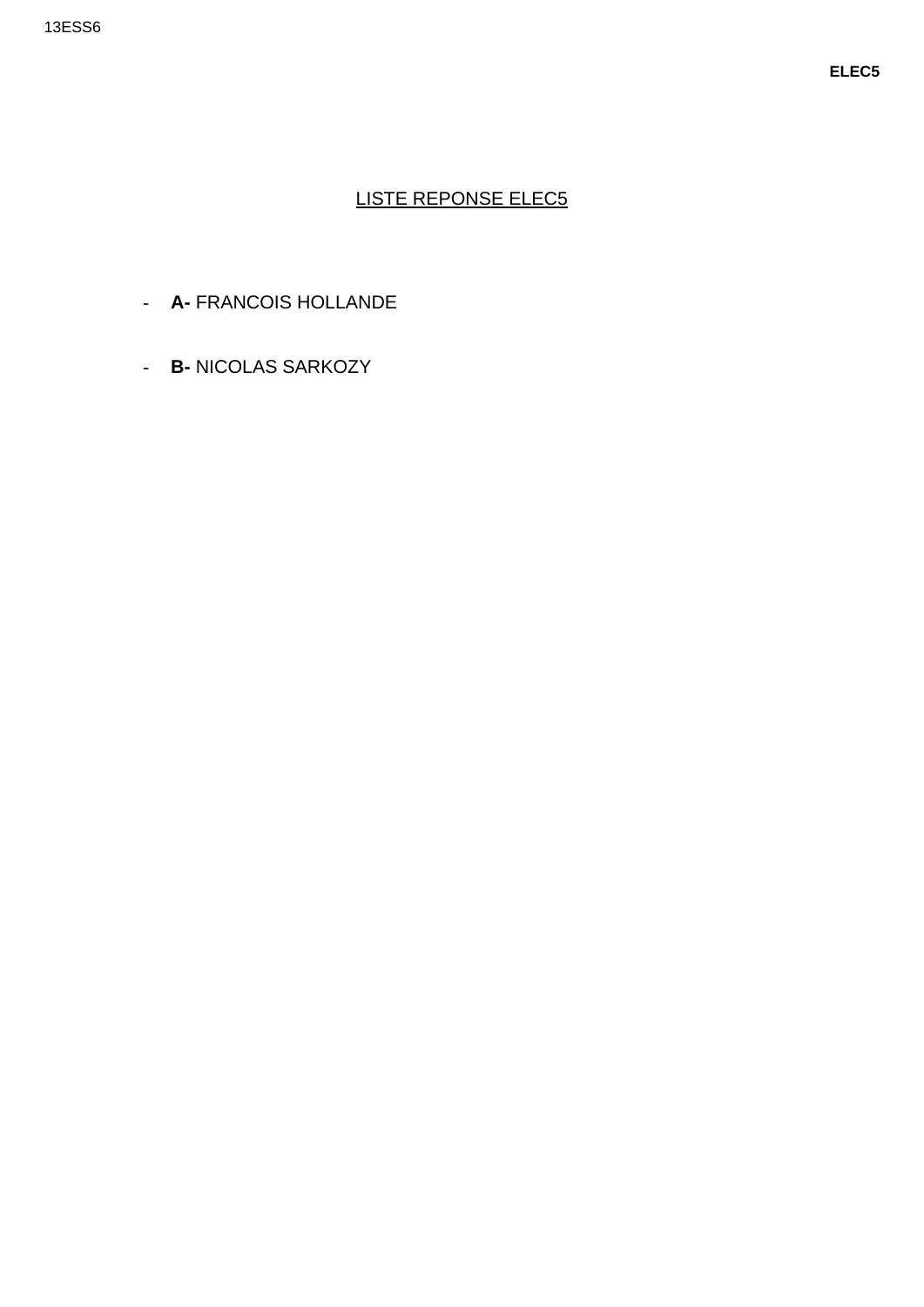## LISTE REPONSE ELEC5

- **A-** FRANCOIS HOLLANDE
- **B-** NICOLAS SARKOZY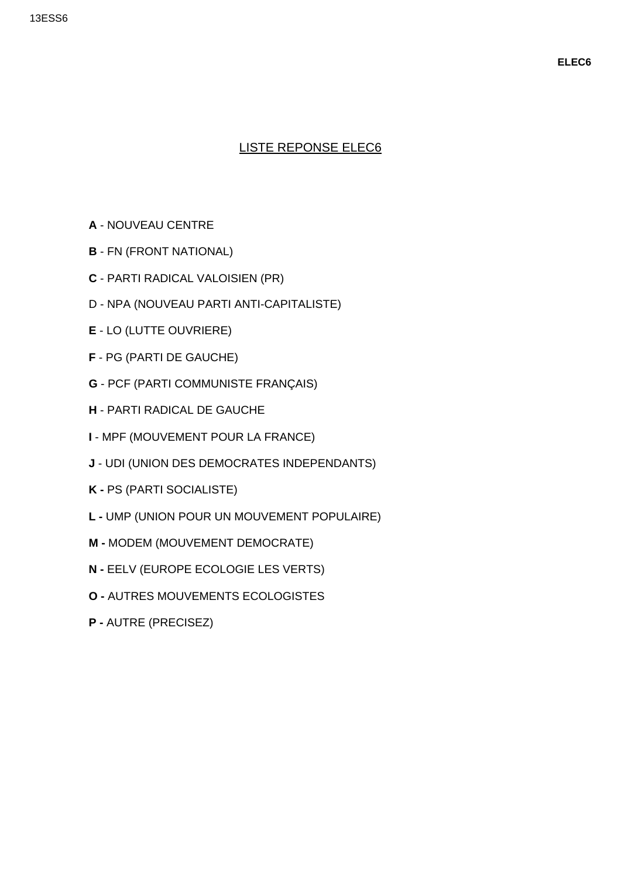**ELEC6**

## LISTE REPONSE ELEC6

**A** - NOUVEAU CENTRE

**B** - FN (FRONT NATIONAL)

**C** - PARTI RADICAL VALOISIEN (PR)

D - NPA (NOUVEAU PARTI ANTI-CAPITALISTE)

**E** - LO (LUTTE OUVRIERE)

**F** - PG (PARTI DE GAUCHE)

**G** - PCF (PARTI COMMUNISTE FRANÇAIS)

**H** - PARTI RADICAL DE GAUCHE

**I** - MPF (MOUVEMENT POUR LA FRANCE)

**J** - UDI (UNION DES DEMOCRATES INDEPENDANTS)

**K -** PS (PARTI SOCIALISTE)

**L -** UMP (UNION POUR UN MOUVEMENT POPULAIRE)

**M -** MODEM (MOUVEMENT DEMOCRATE)

**N -** EELV (EUROPE ECOLOGIE LES VERTS)

**O -** AUTRES MOUVEMENTS ECOLOGISTES

**P -** AUTRE (PRECISEZ)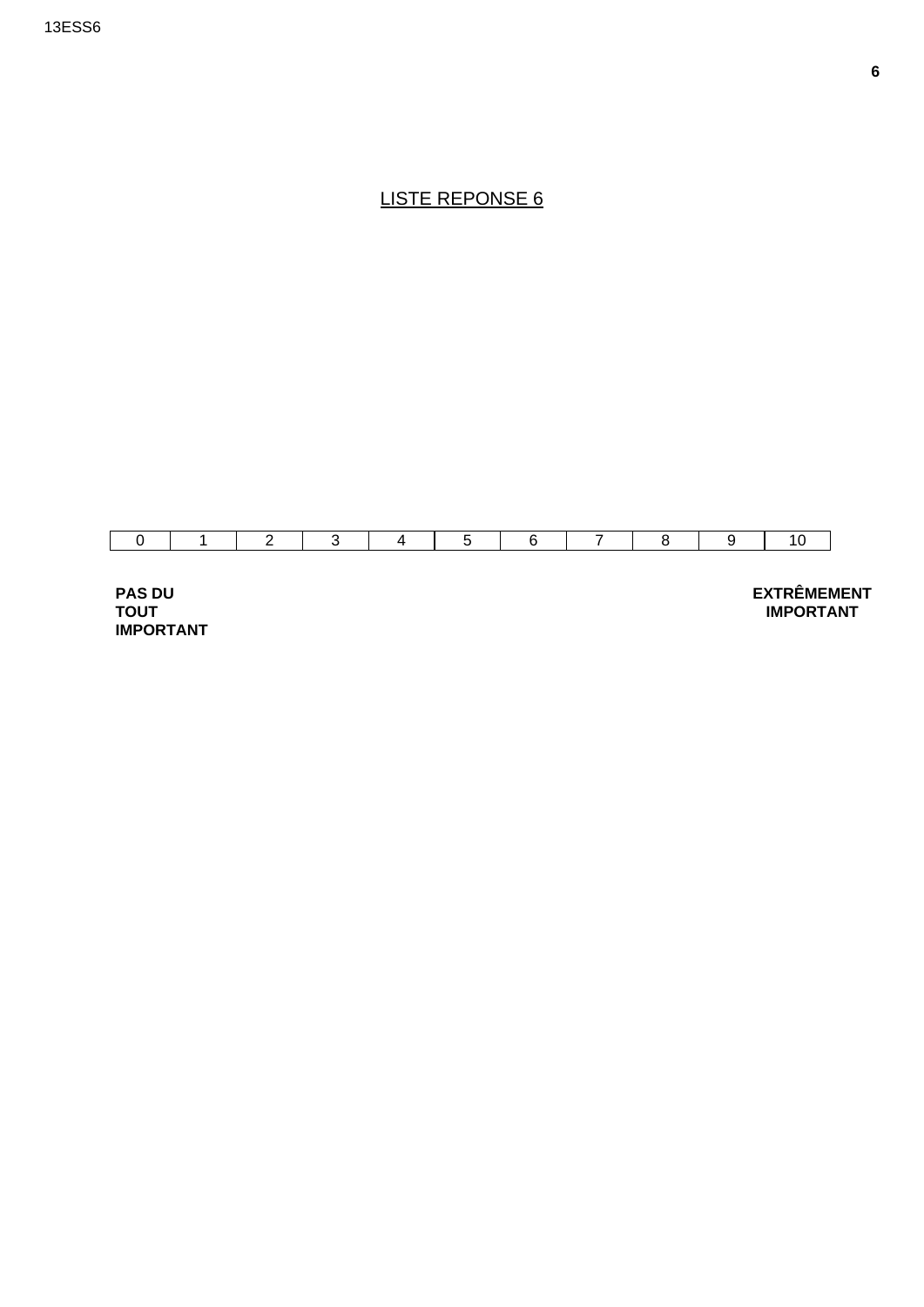## LISTE REPONSE 6

| 0 | 1 | 2 | 3 | 4 | 5 | 6 | 7 | 8 | 9 | 10 |
|---|---|---|---|---|---|---|---|---|---|---|

**PAS DU TOUT IMPORTANT** | **EXTRÊMEMENT IMPORTANT**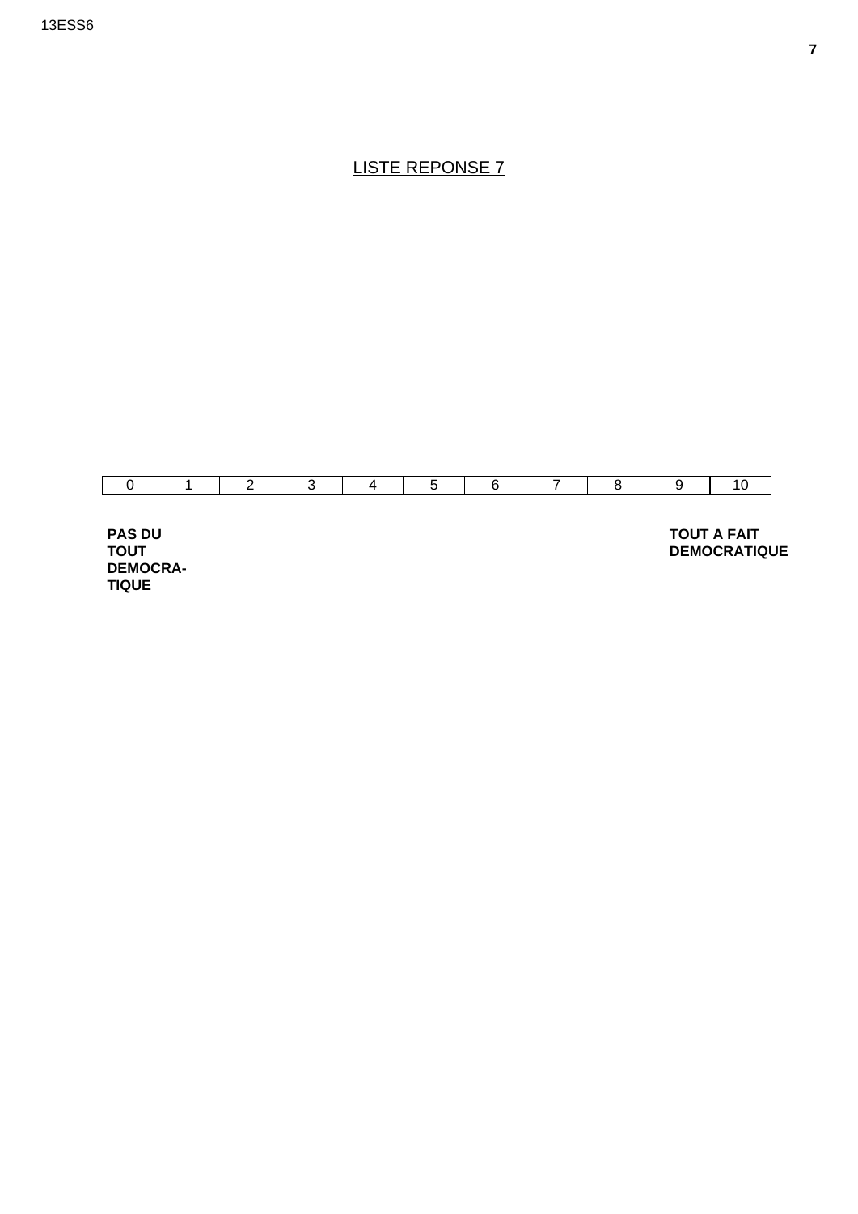LISTE REPONSE 7

| 0 | 1 | 2 | 3 | 4 | 5 | 6 | 7 | 8 | 9 | 10 |
|---|---|---|---|---|---|---|---|---|---|---|

**PAS DU TOUT DEMOCRA-TIQUE**

**TOUT A FAIT DEMOCRATIQUE**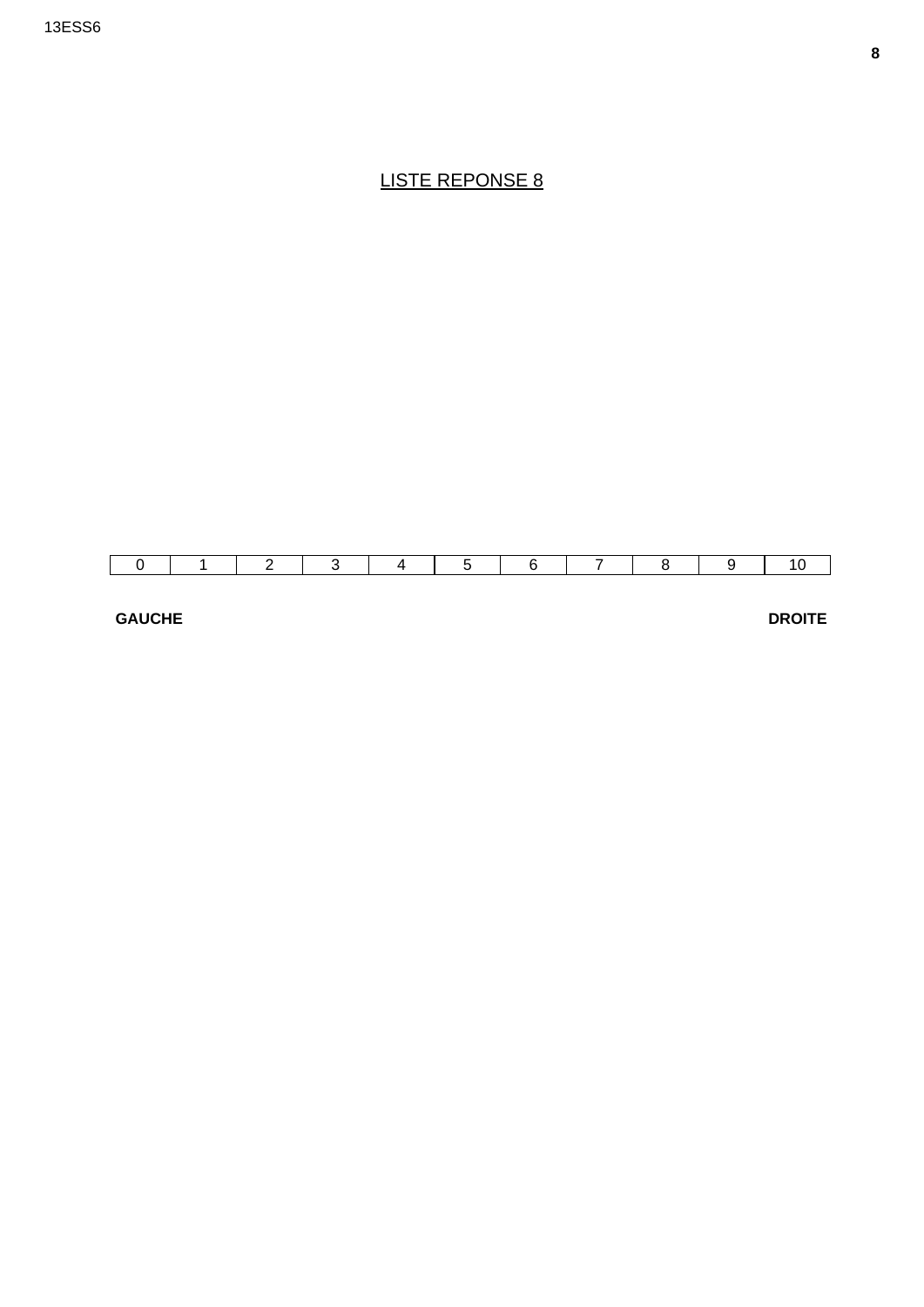LISTE REPONSE 8

| 0 | 1 | 2 | 3 | 4 | 5 | 6 | 7 | 8 | 9 | 10 |
|---|---|---|---|---|---|---|---|---|---|---|

**GAUCHE** **DROITE**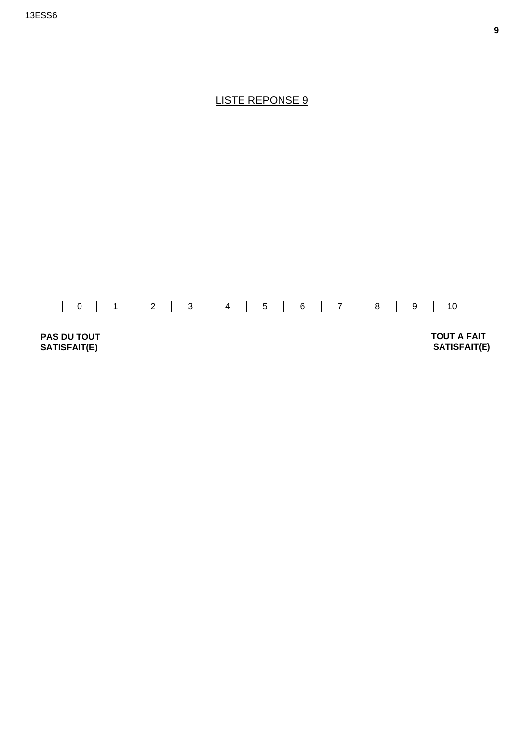## LISTE REPONSE 9

| 0 | 1 | 2 | 3 | 4 | 5 | 6 | 7 | 8 | 9 | 10 |
|---|---|---|---|---|---|---|---|---|---|---|

**PAS DU TOUT SATISFAIT(E)**

**TOUT A FAIT SATISFAIT(E)**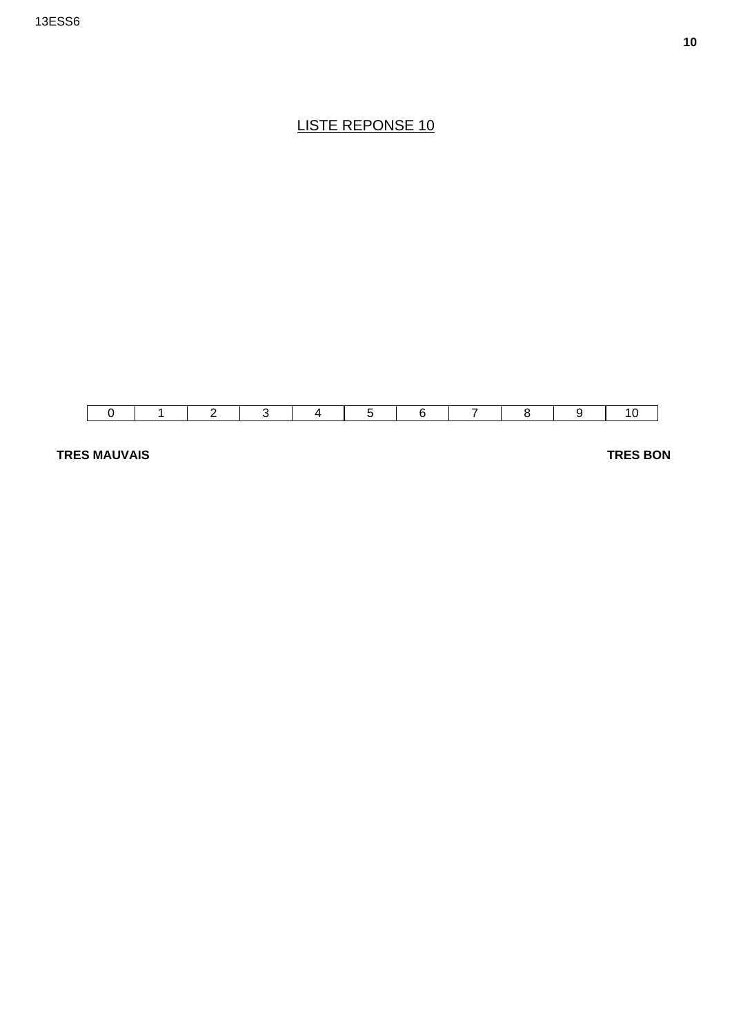# LISTE REPONSE 10

| 0 | 1 | 2 | 3 | 4 | 5 | 6 | 7 | 8 | 9 | 10 |
|---|---|---|---|---|---|---|---|---|---|---|

**TRES MAUVAIS** **TRES BON**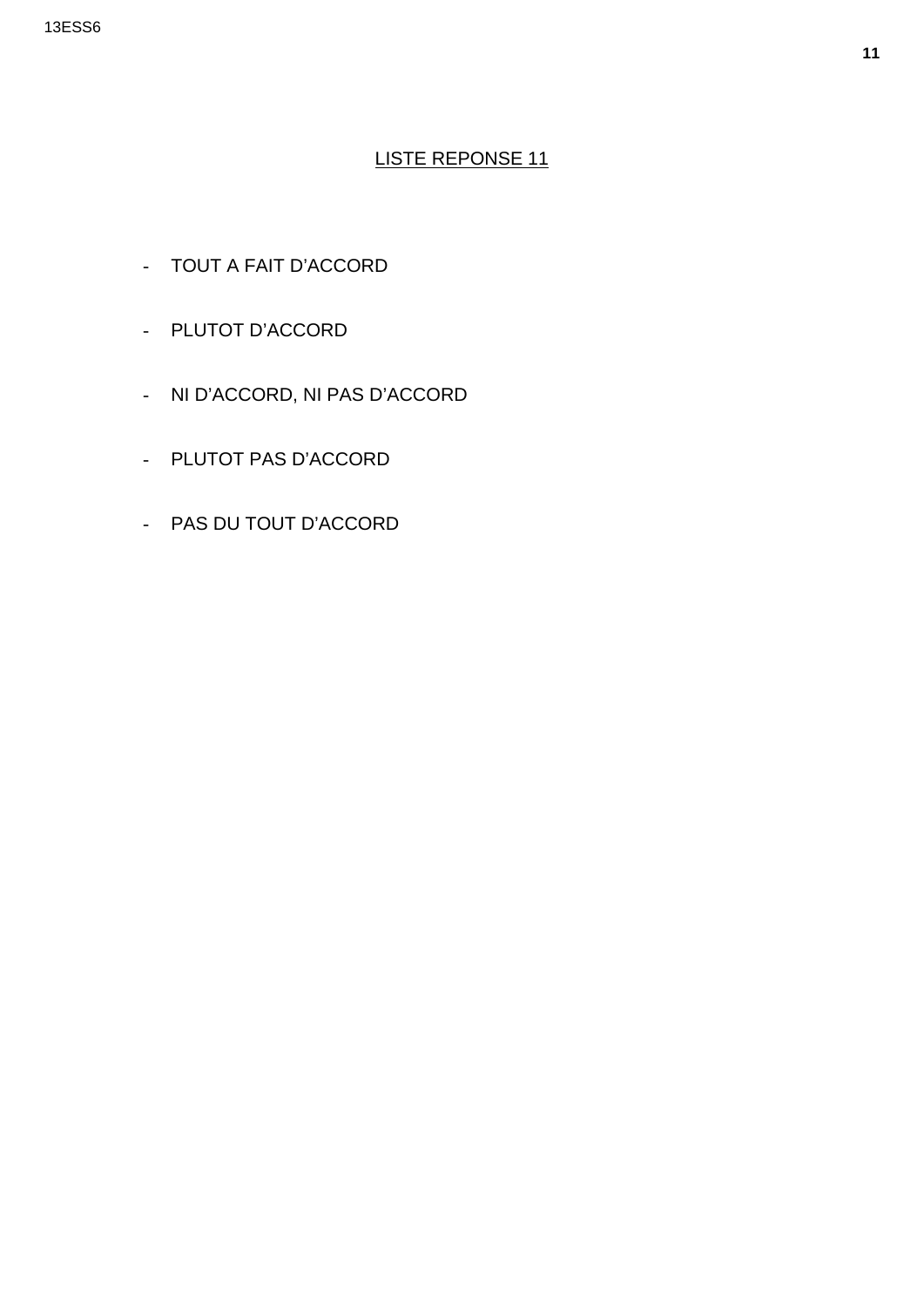## LISTE REPONSE 11

- TOUT A FAIT D'ACCORD
- PLUTOT D'ACCORD
- NI D'ACCORD, NI PAS D'ACCORD
- PLUTOT PAS D'ACCORD
- PAS DU TOUT D'ACCORD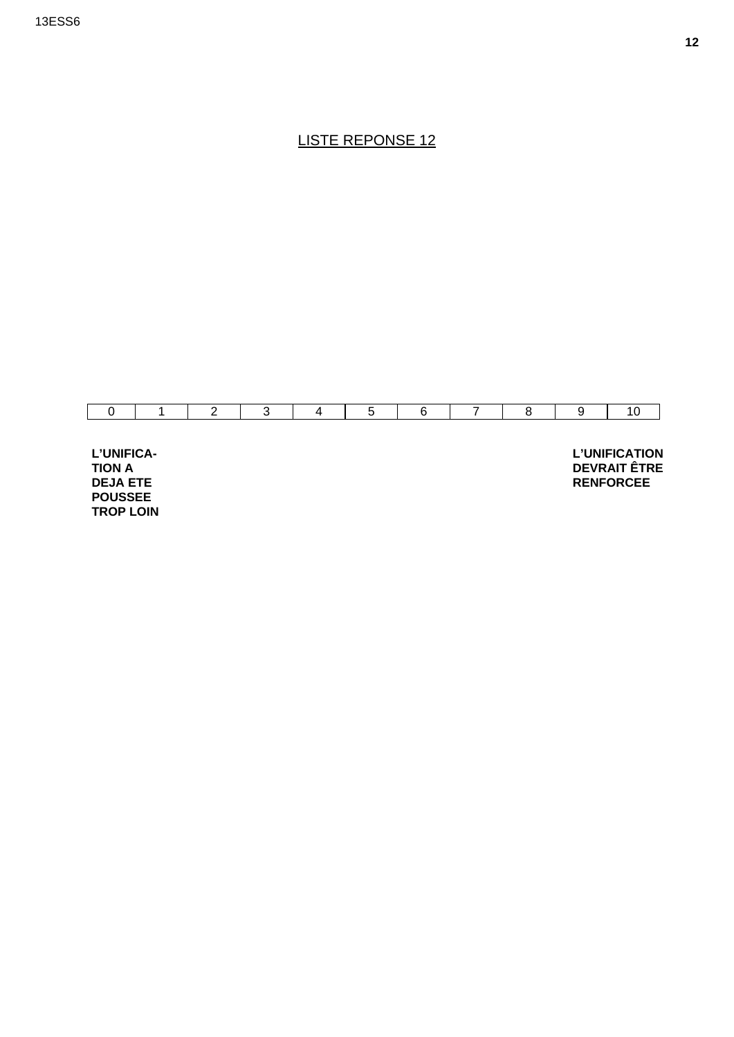LISTE REPONSE 12

| 0 | 1 | 2 | 3 | 4 | 5 | 6 | 7 | 8 | 9 | 10 |
|---|---|---|---|---|---|---|---|---|---|---|

**L'UNIFICA-TION A DEJA ETE POUSSEE TROP LOIN**

**L'UNIFICATION DEVRAIT ÊTRE RENFORCEE**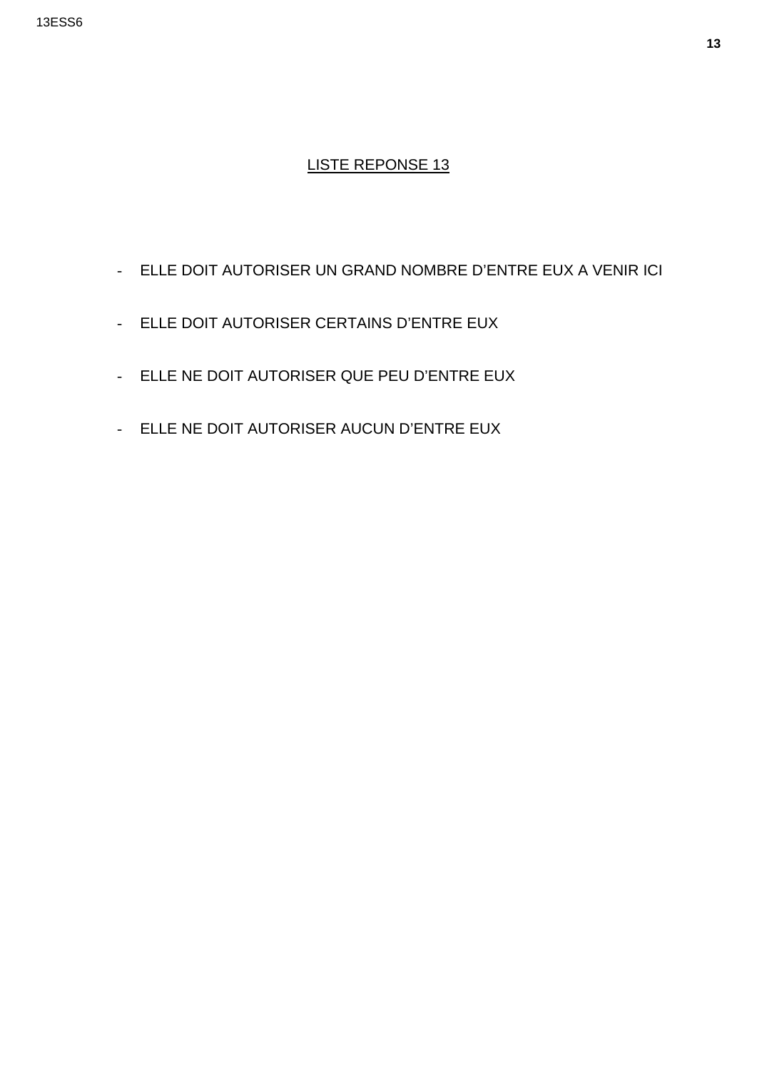## LISTE REPONSE 13

- ELLE DOIT AUTORISER UN GRAND NOMBRE D'ENTRE EUX A VENIR ICI
- ELLE DOIT AUTORISER CERTAINS D'ENTRE EUX
- ELLE NE DOIT AUTORISER QUE PEU D'ENTRE EUX
- ELLE NE DOIT AUTORISER AUCUN D'ENTRE EUX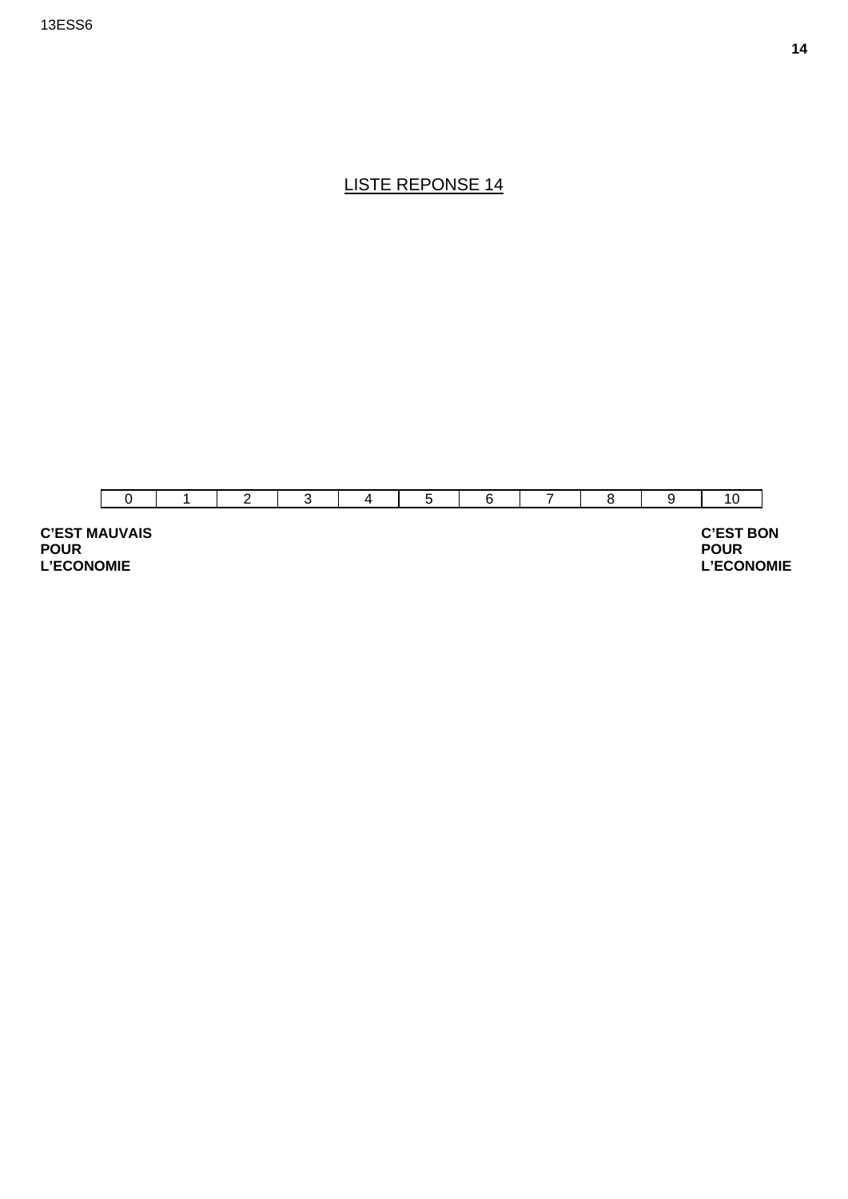# LISTE REPONSE 14

| 0 | 1 | 2 | 3 | 4 | 5 | 6 | 7 | 8 | 9 | 10 |
|---|---|---|---|---|---|---|---|---|---|---|

**C'EST MAUVAIS POUR L'ECONOMIE**

**C'EST BON POUR L'ECONOMIE**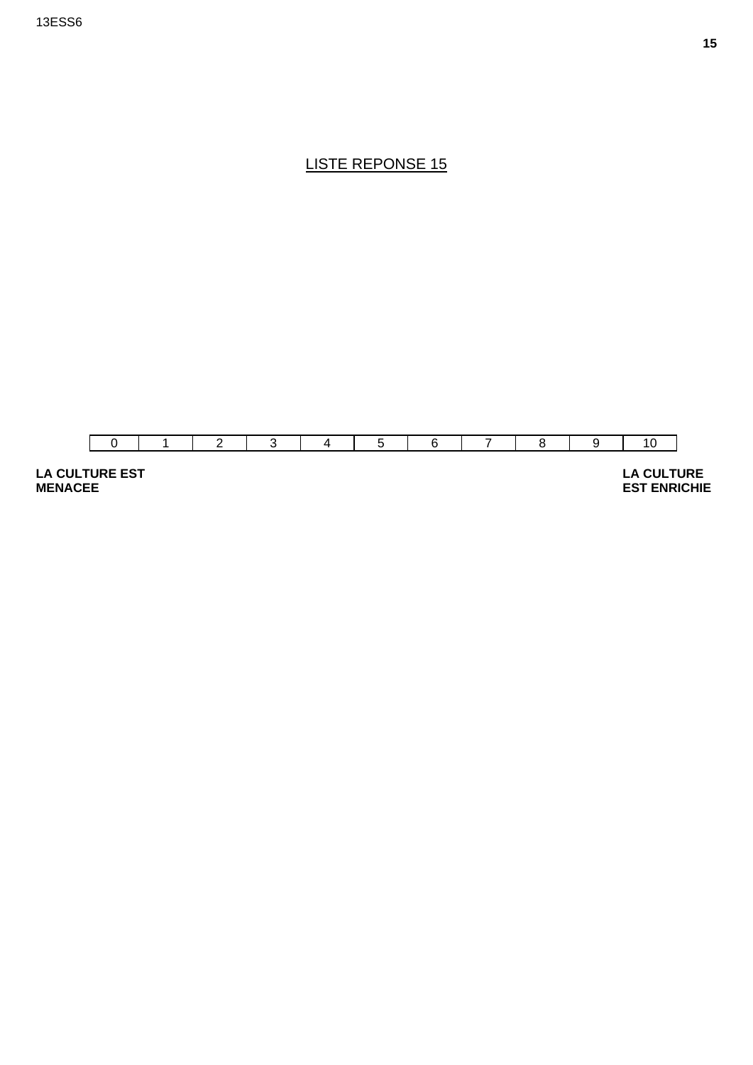# LISTE REPONSE 15

| 0 | 1 | 2 | 3 | 4 | 5 | 6 | 7 | 8 | 9 | 10 |
|---|---|---|---|---|---|---|---|---|---|---|

**LA CULTURE EST MENACEE** — **LA CULTURE EST ENRICHIE**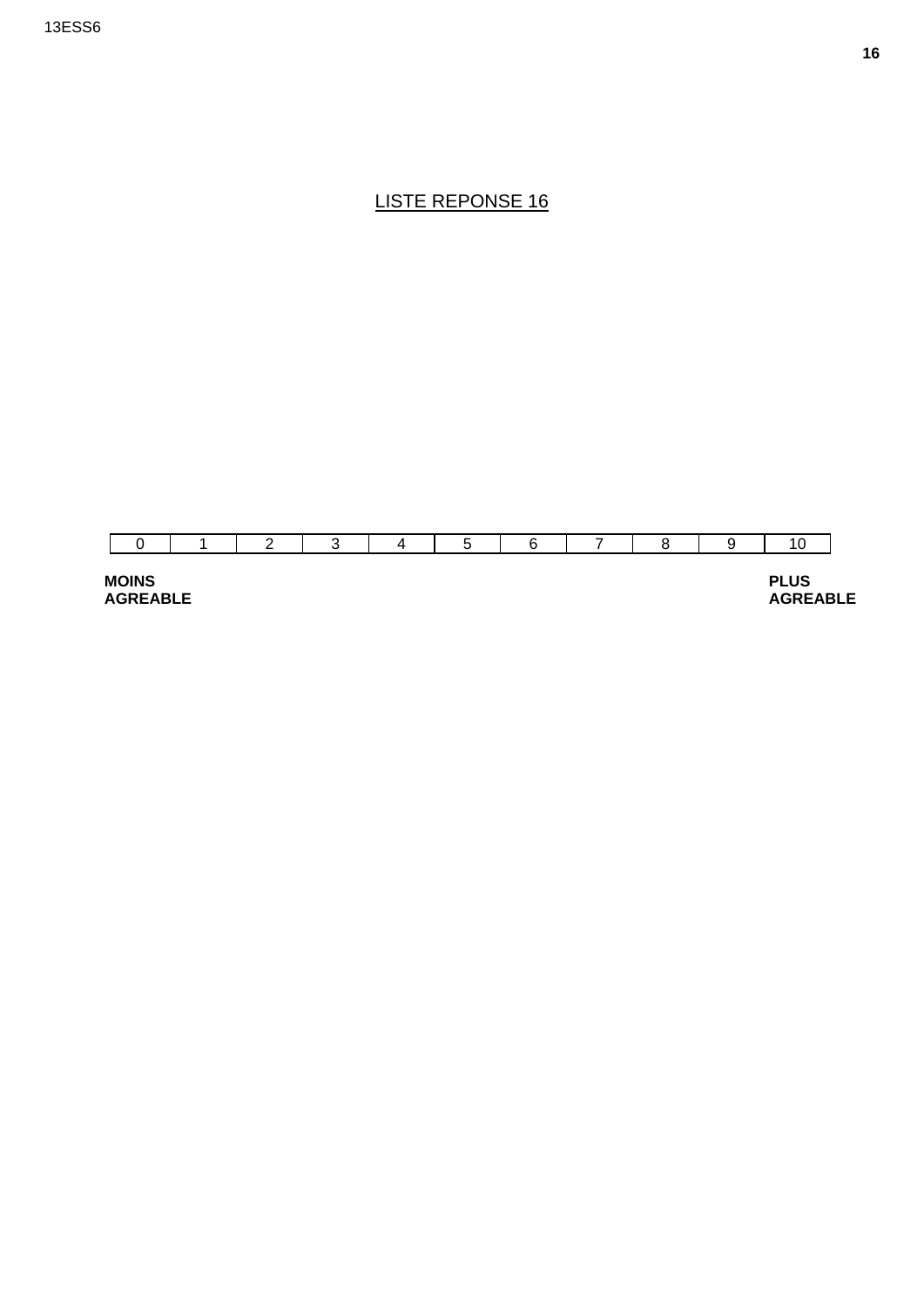LISTE REPONSE 16

| 0 | 1 | 2 | 3 | 4 | 5 | 6 | 7 | 8 | 9 | 10 |
|---|---|---|---|---|---|---|---|---|---|---|

**MOINS AGREABLE** — **PLUS AGREABLE**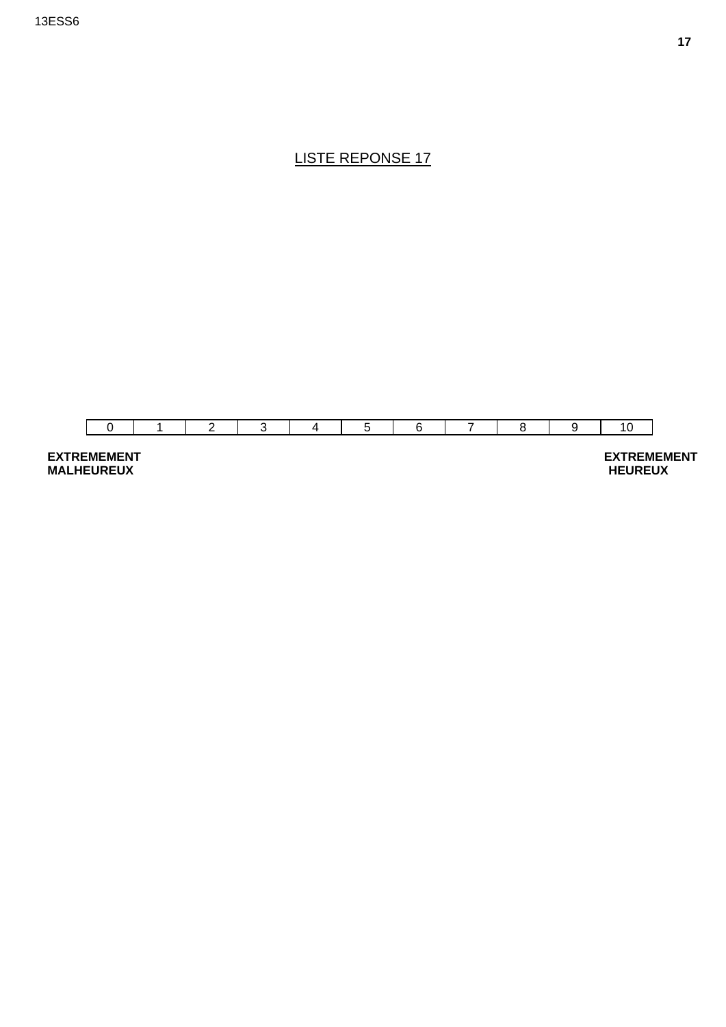LISTE REPONSE 17

| 0 | 1 | 2 | 3 | 4 | 5 | 6 | 7 | 8 | 9 | 10 |
|---|---|---|---|---|---|---|---|---|---|---|

**EXTREMEMENT MALHEUREUX** — **EXTREMEMENT HEUREUX**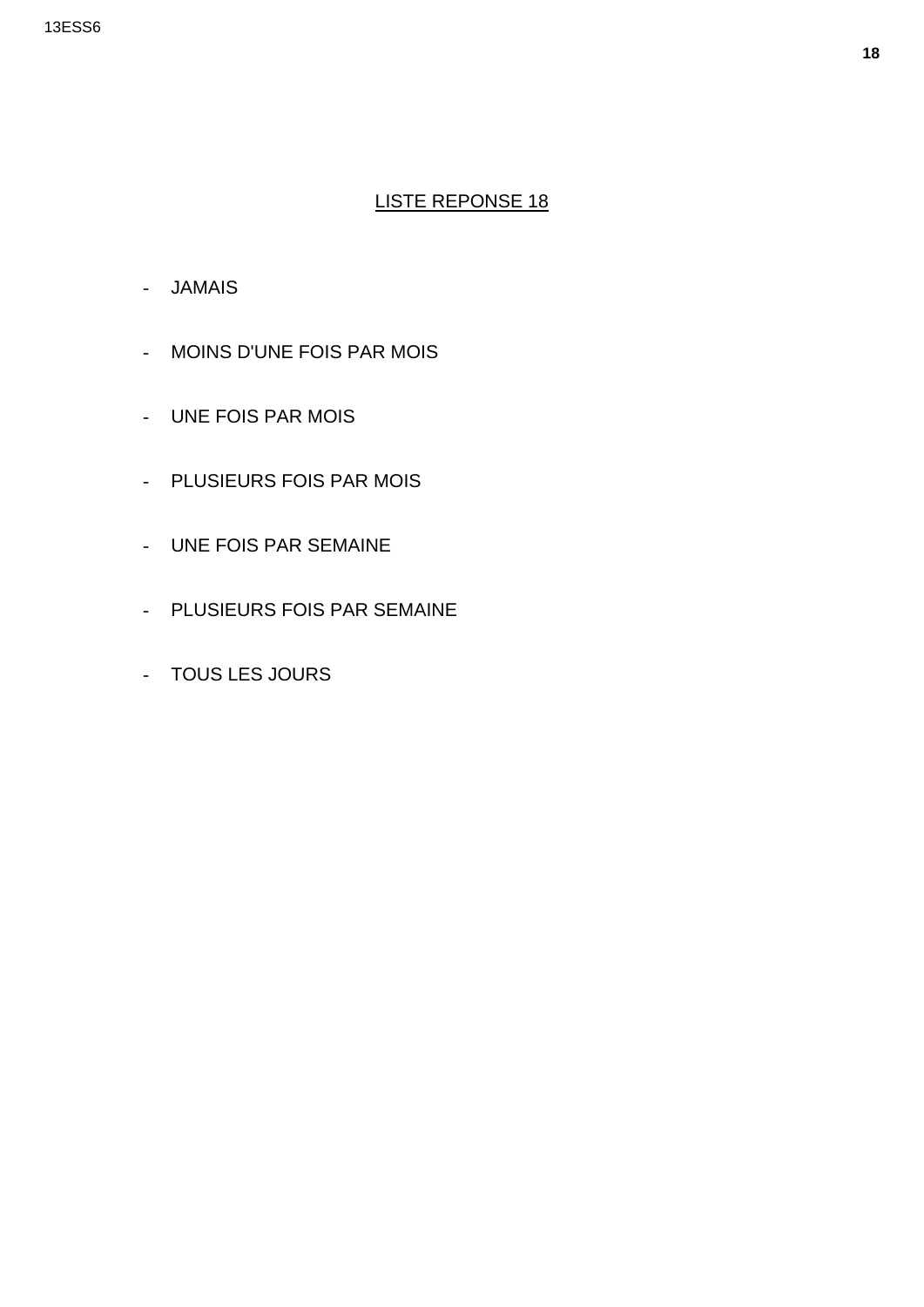## LISTE REPONSE 18

- JAMAIS
- MOINS D'UNE FOIS PAR MOIS
- UNE FOIS PAR MOIS
- PLUSIEURS FOIS PAR MOIS
- UNE FOIS PAR SEMAINE
- PLUSIEURS FOIS PAR SEMAINE
- TOUS LES JOURS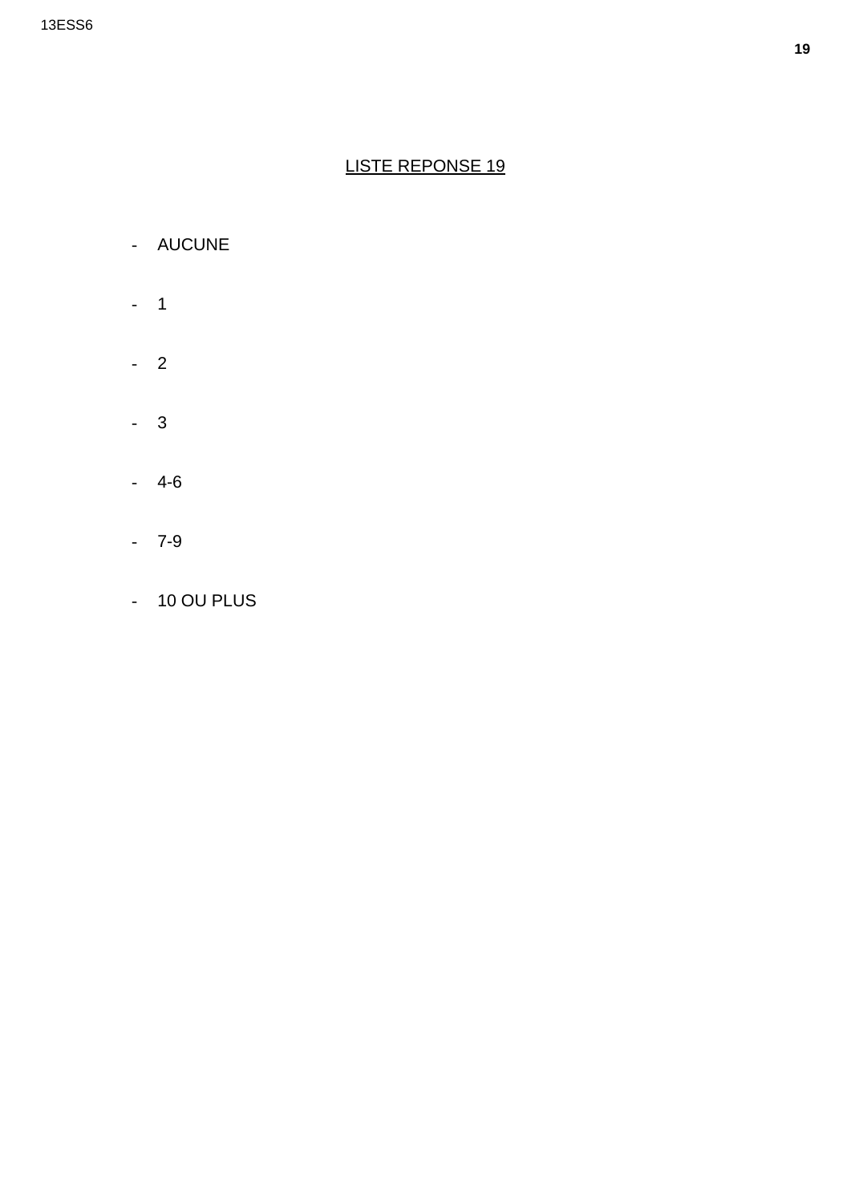LISTE REPONSE 19

- AUCUNE
- 1
- 2
- 3
- 4-6
- 7-9
- 10 OU PLUS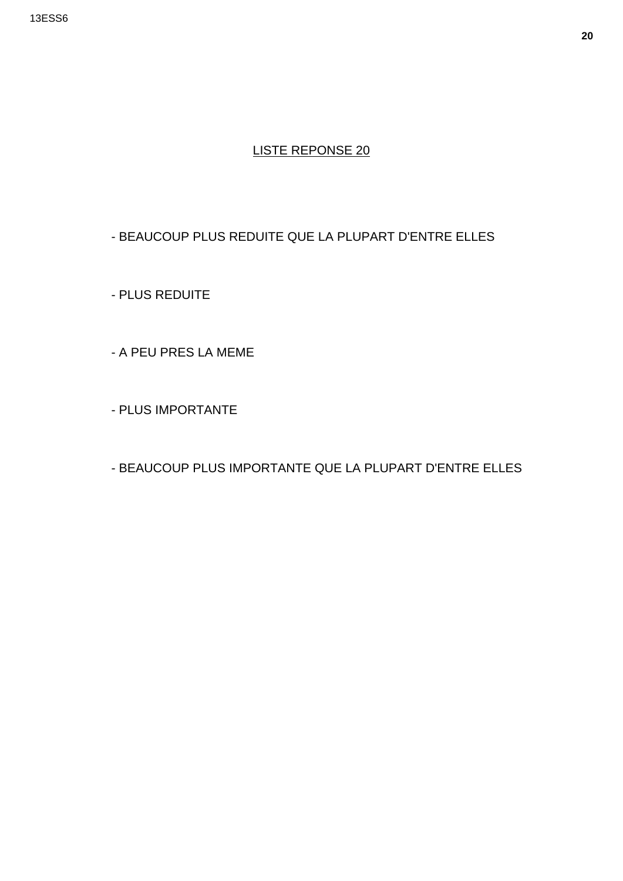LISTE REPONSE 20

- BEAUCOUP PLUS REDUITE QUE LA PLUPART D'ENTRE ELLES

- PLUS REDUITE

- A PEU PRES LA MEME

- PLUS IMPORTANTE

- BEAUCOUP PLUS IMPORTANTE QUE LA PLUPART D'ENTRE ELLES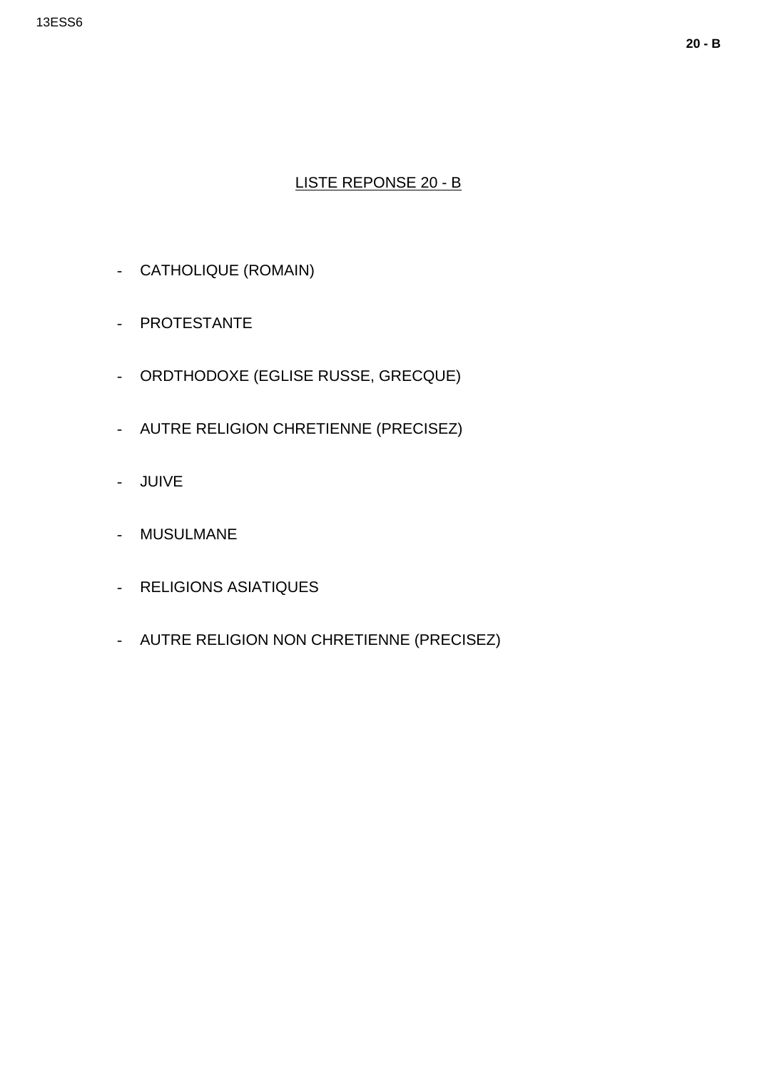## LISTE REPONSE 20 - B

- CATHOLIQUE (ROMAIN)
- PROTESTANTE
- ORDTHODOXE (EGLISE RUSSE, GRECQUE)
- AUTRE RELIGION CHRETIENNE (PRECISEZ)
- JUIVE
- MUSULMANE
- RELIGIONS ASIATIQUES
- AUTRE RELIGION NON CHRETIENNE (PRECISEZ)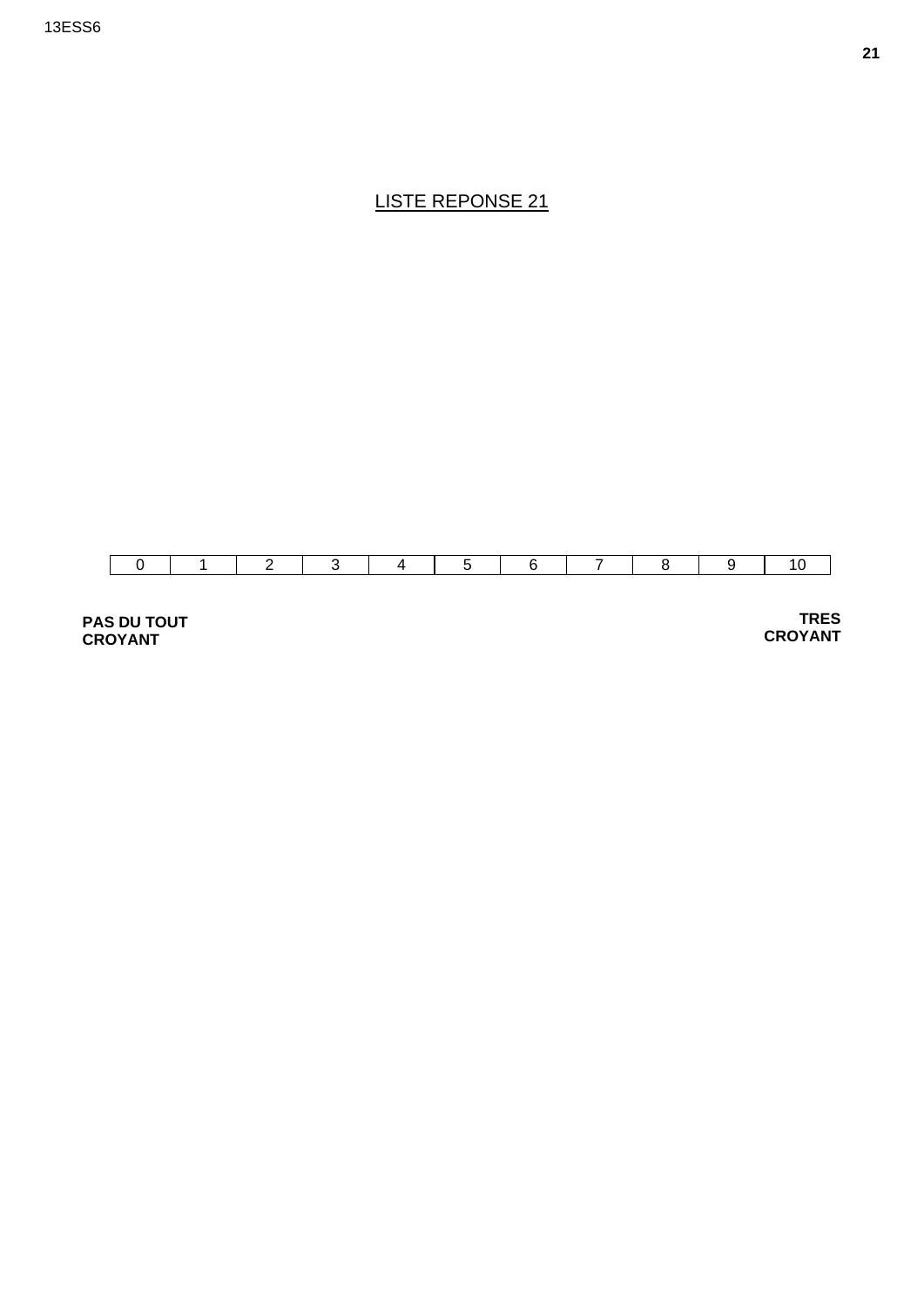LISTE REPONSE 21

| 0 | 1 | 2 | 3 | 4 | 5 | 6 | 7 | 8 | 9 | 10 |
|---|---|---|---|---|---|---|---|---|---|---|

**PAS DU TOUT CROYANT**

**TRES CROYANT**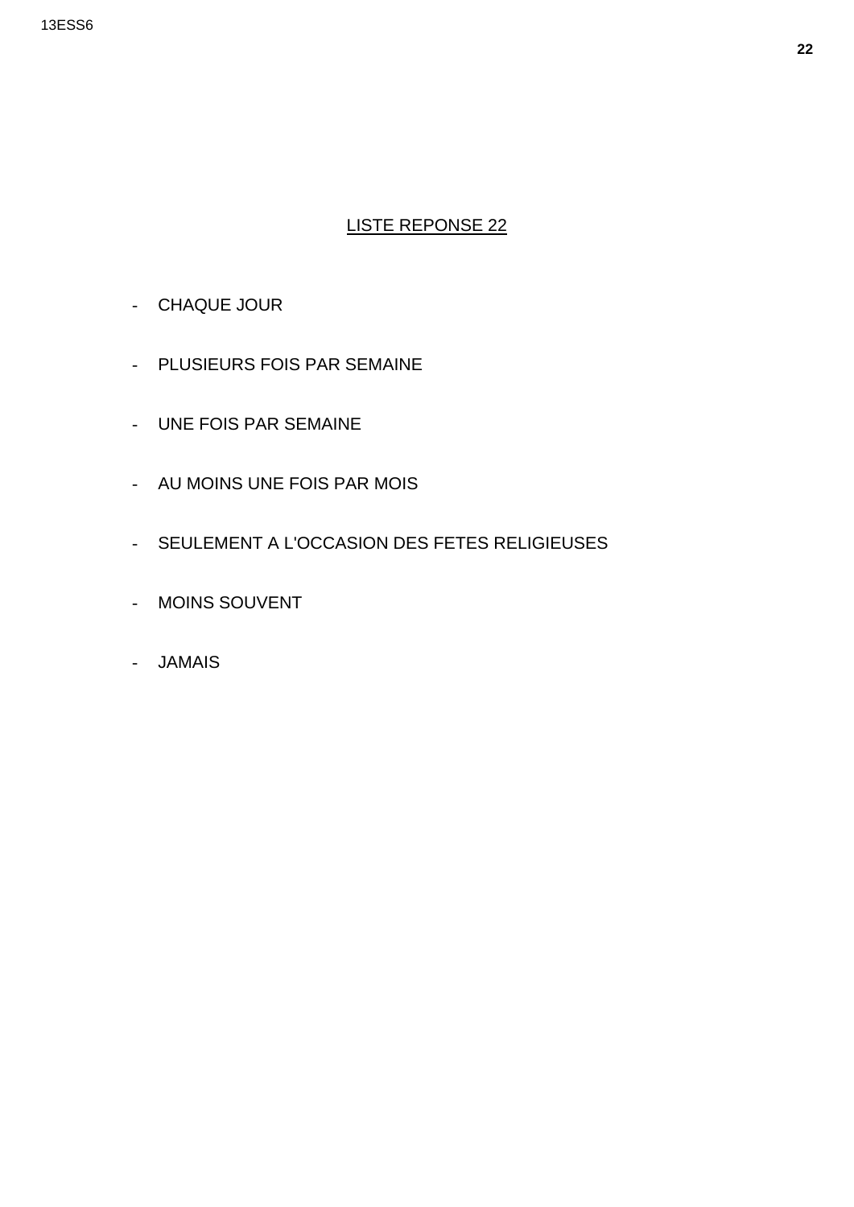## LISTE REPONSE 22

- CHAQUE JOUR
- PLUSIEURS FOIS PAR SEMAINE
- UNE FOIS PAR SEMAINE
- AU MOINS UNE FOIS PAR MOIS
- SEULEMENT A L'OCCASION DES FETES RELIGIEUSES
- MOINS SOUVENT
- JAMAIS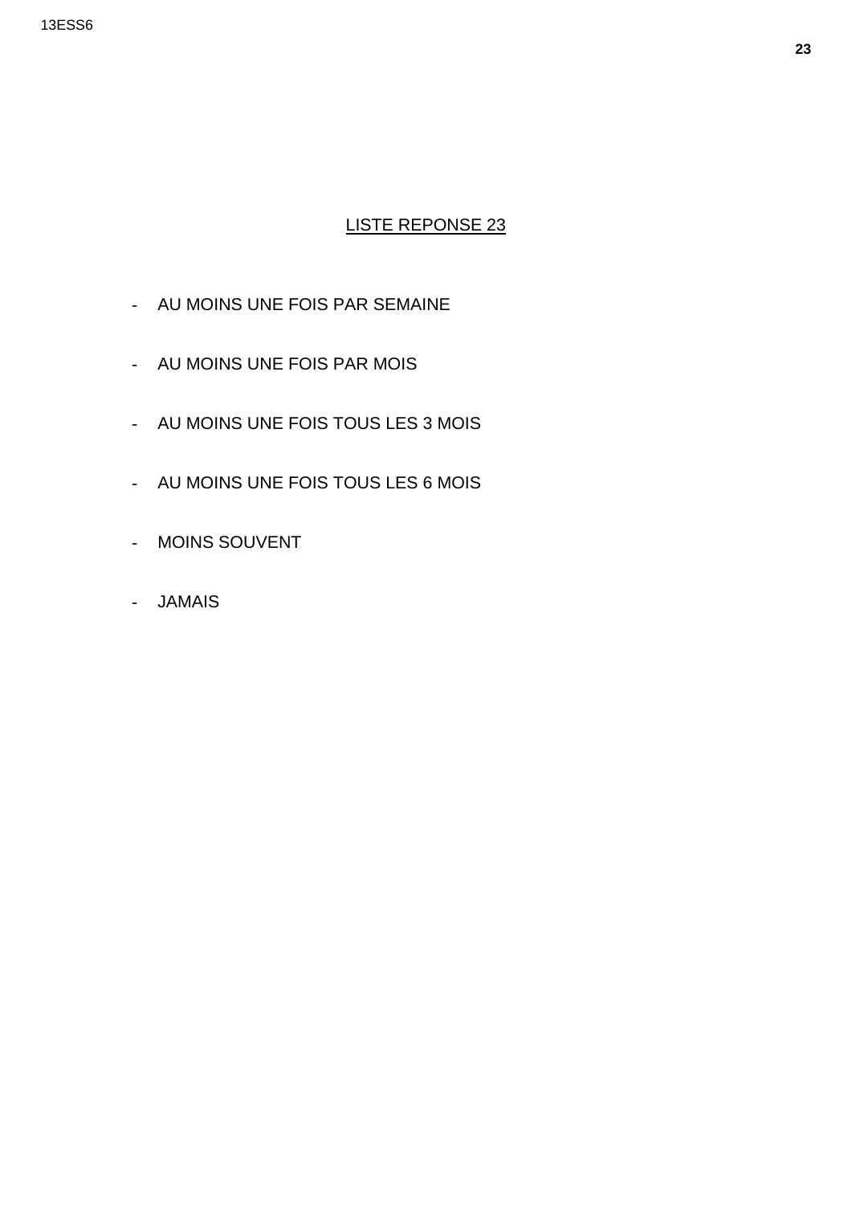## LISTE REPONSE 23

- AU MOINS UNE FOIS PAR SEMAINE
- AU MOINS UNE FOIS PAR MOIS
- AU MOINS UNE FOIS TOUS LES 3 MOIS
- AU MOINS UNE FOIS TOUS LES 6 MOIS
- MOINS SOUVENT
- JAMAIS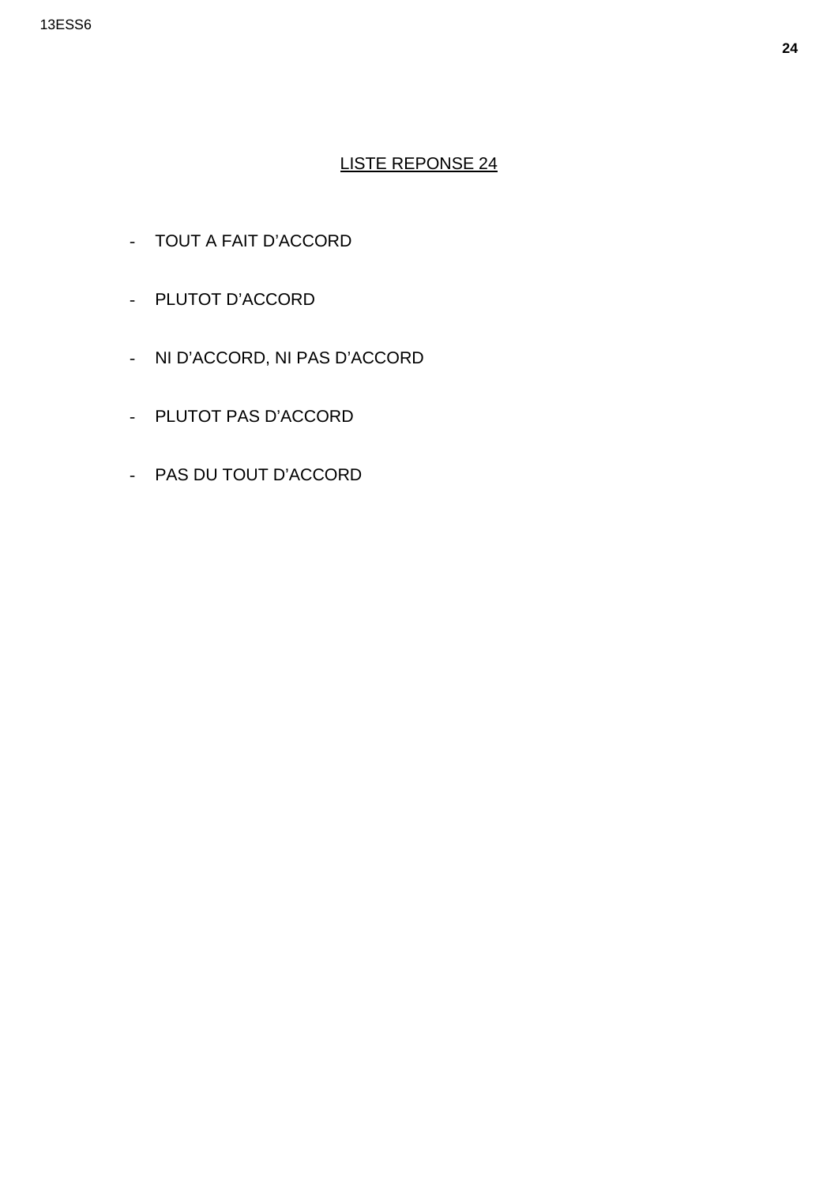## LISTE REPONSE 24

- TOUT A FAIT D'ACCORD
- PLUTOT D'ACCORD
- NI D'ACCORD, NI PAS D'ACCORD
- PLUTOT PAS D'ACCORD
- PAS DU TOUT D'ACCORD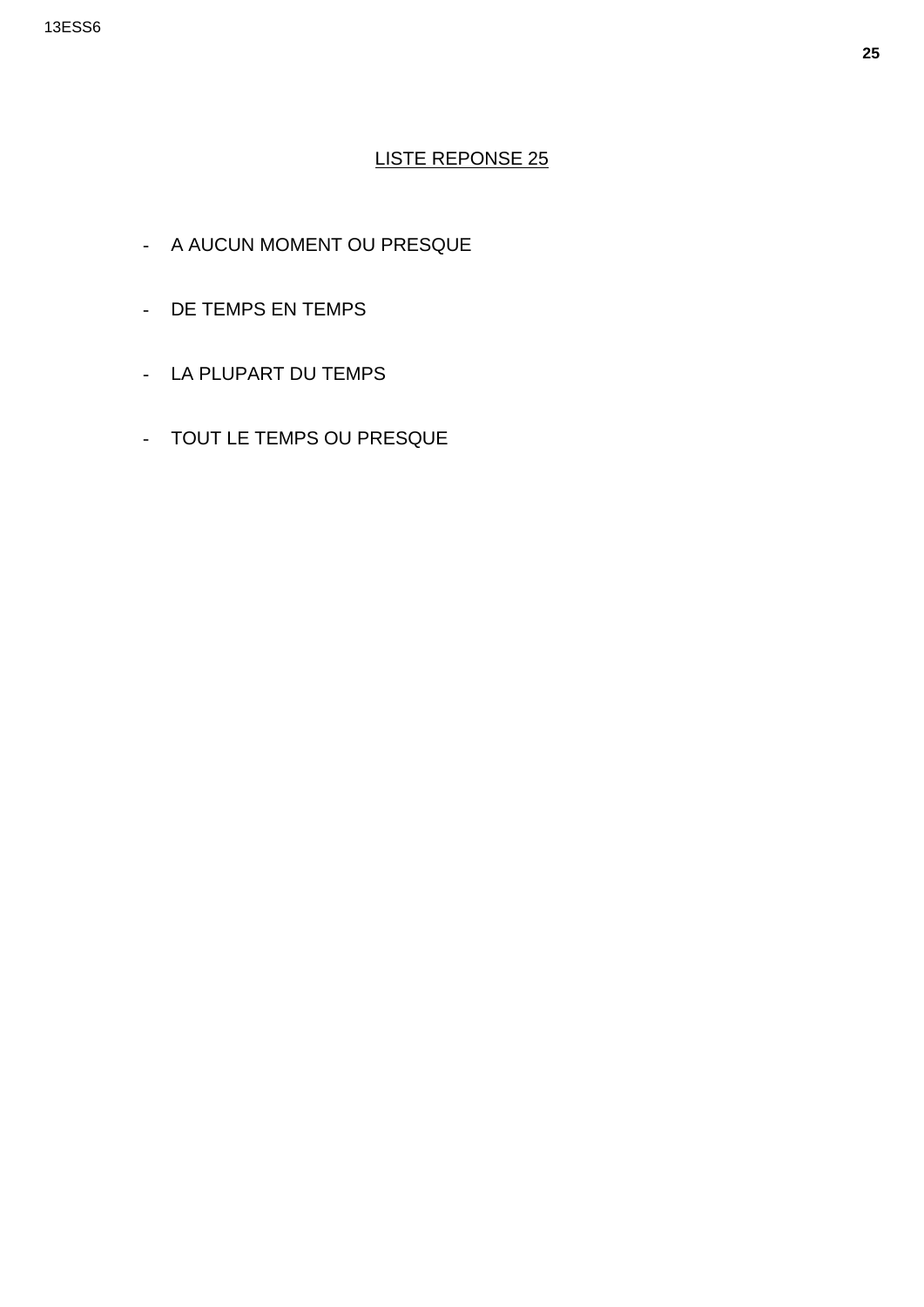## LISTE REPONSE 25

- A AUCUN MOMENT OU PRESQUE
- DE TEMPS EN TEMPS
- LA PLUPART DU TEMPS
- TOUT LE TEMPS OU PRESQUE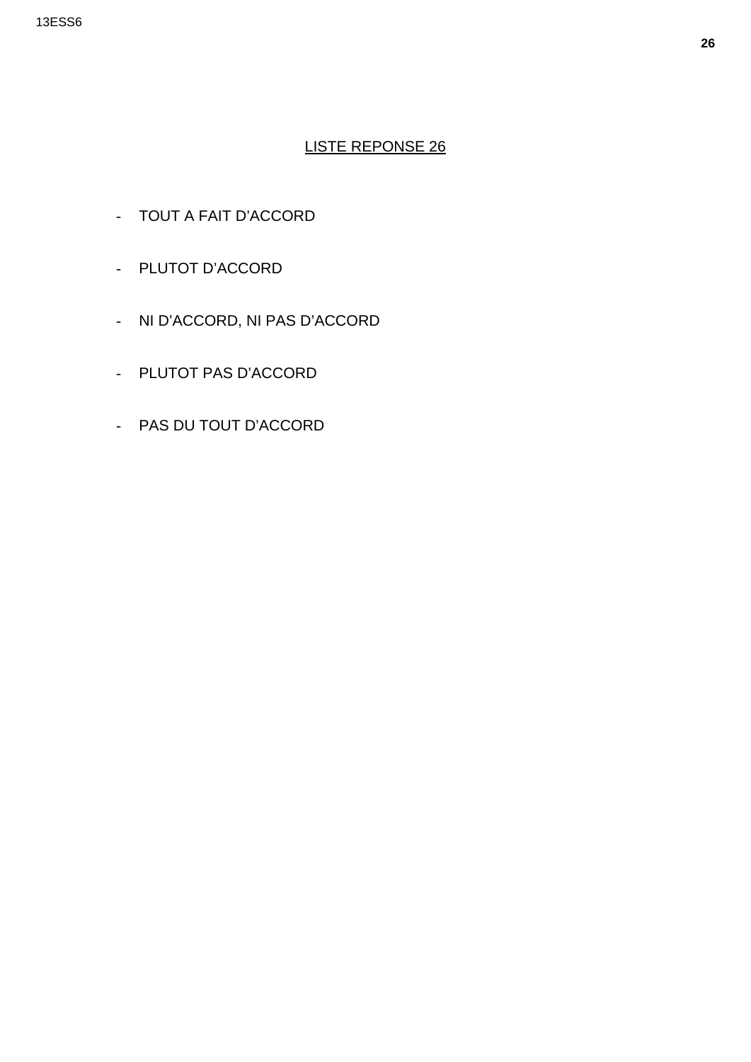LISTE REPONSE 26

- TOUT A FAIT D'ACCORD
- PLUTOT D'ACCORD
- NI D'ACCORD, NI PAS D'ACCORD
- PLUTOT PAS D'ACCORD
- PAS DU TOUT D'ACCORD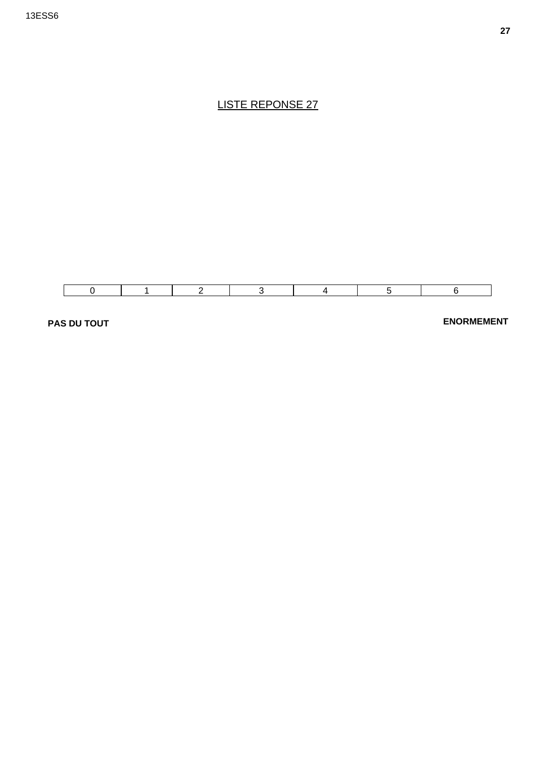# LISTE REPONSE 27

| 0 | 1 | 2 | 3 | 4 | 5 | 6 |
|---|---|---|---|---|---|---|

**PAS DU TOUT** **ENORMEMENT**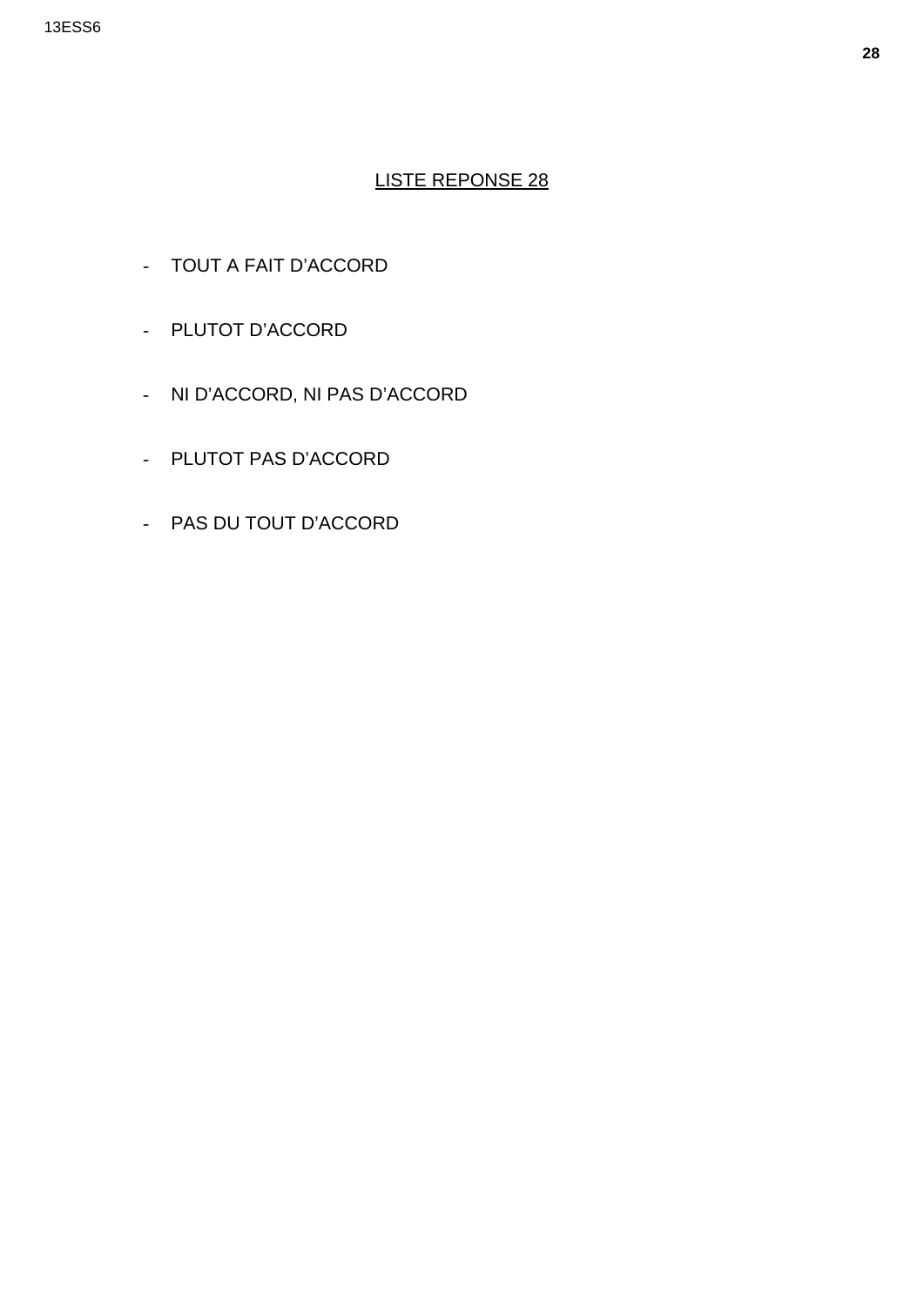LISTE REPONSE 28

- TOUT A FAIT D’ACCORD

- PLUTOT D’ACCORD

- NI D’ACCORD, NI PAS D’ACCORD

- PLUTOT PAS D’ACCORD

- PAS DU TOUT D’ACCORD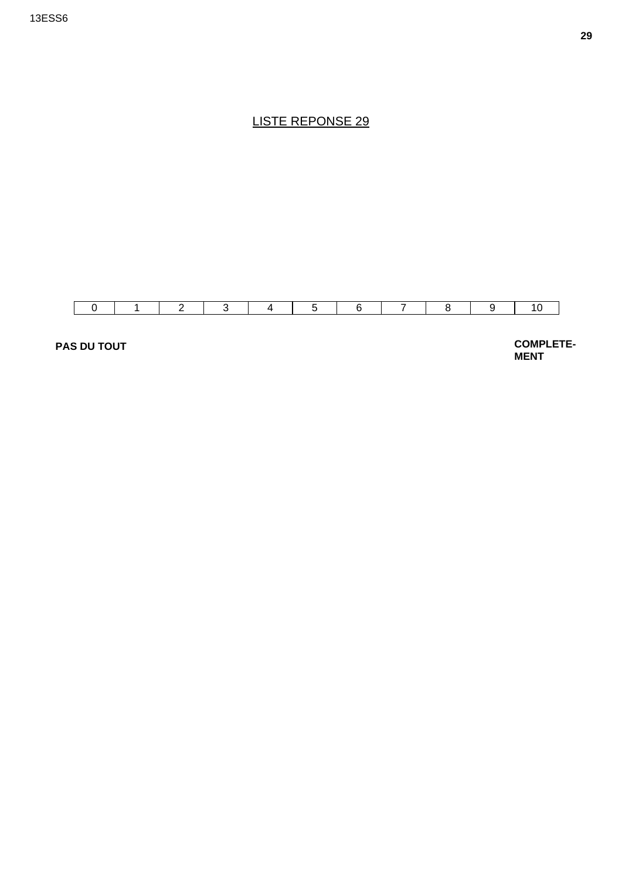<u>LISTE REPONSE 29</u>

| 0 | 1 | 2 | 3 | 4 | 5 | 6 | 7 | 8 | 9 | 10 |
|---|---|---|---|---|---|---|---|---|---|---|

**PAS DU TOUT** **COMPLETE-MENT**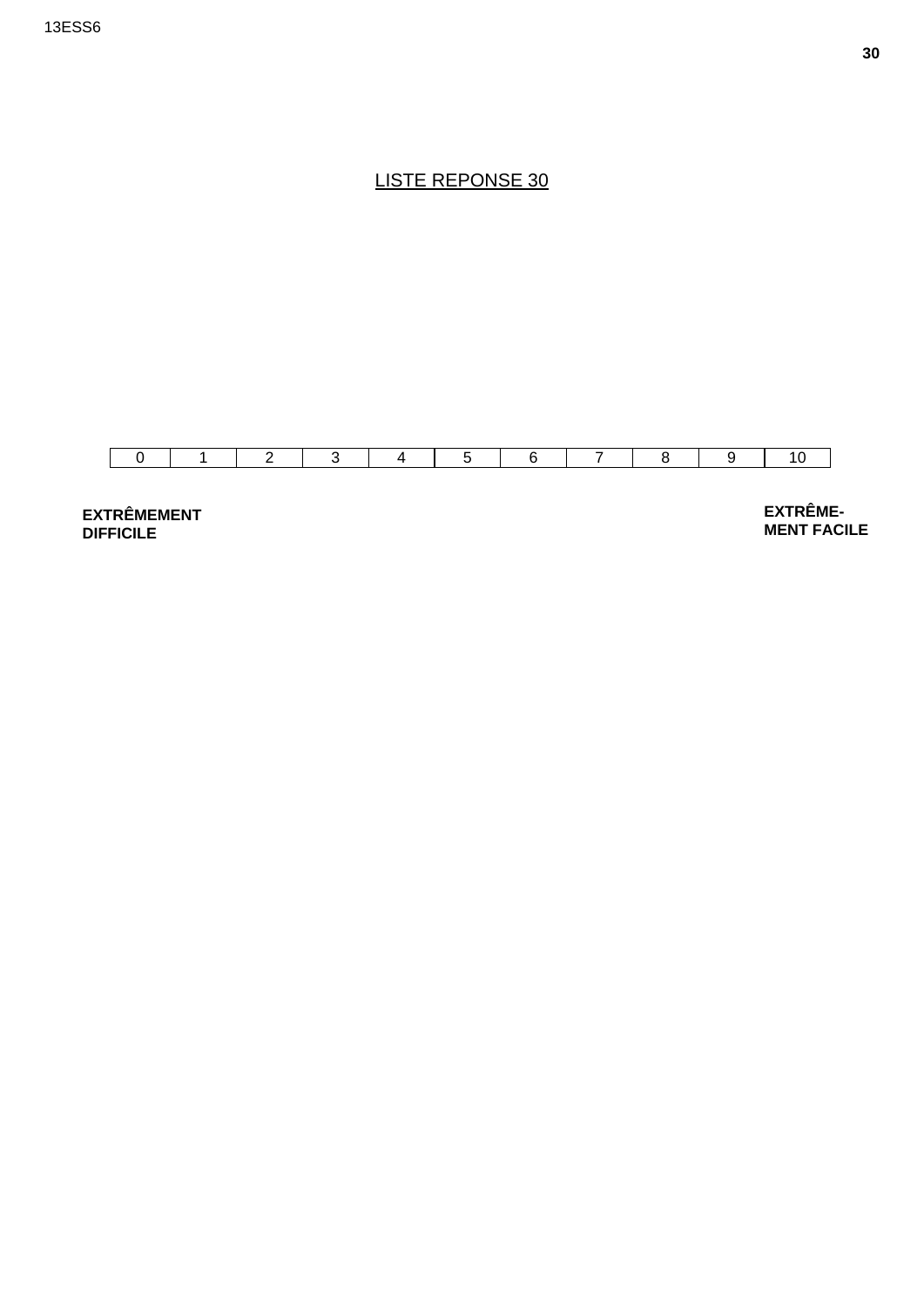LISTE REPONSE 30

| 0 | 1 | 2 | 3 | 4 | 5 | 6 | 7 | 8 | 9 | 10 |
|---|---|---|---|---|---|---|---|---|---|---|

**EXTRÊMEMENT DIFFICILE**

**EXTRÊME-MENT FACILE**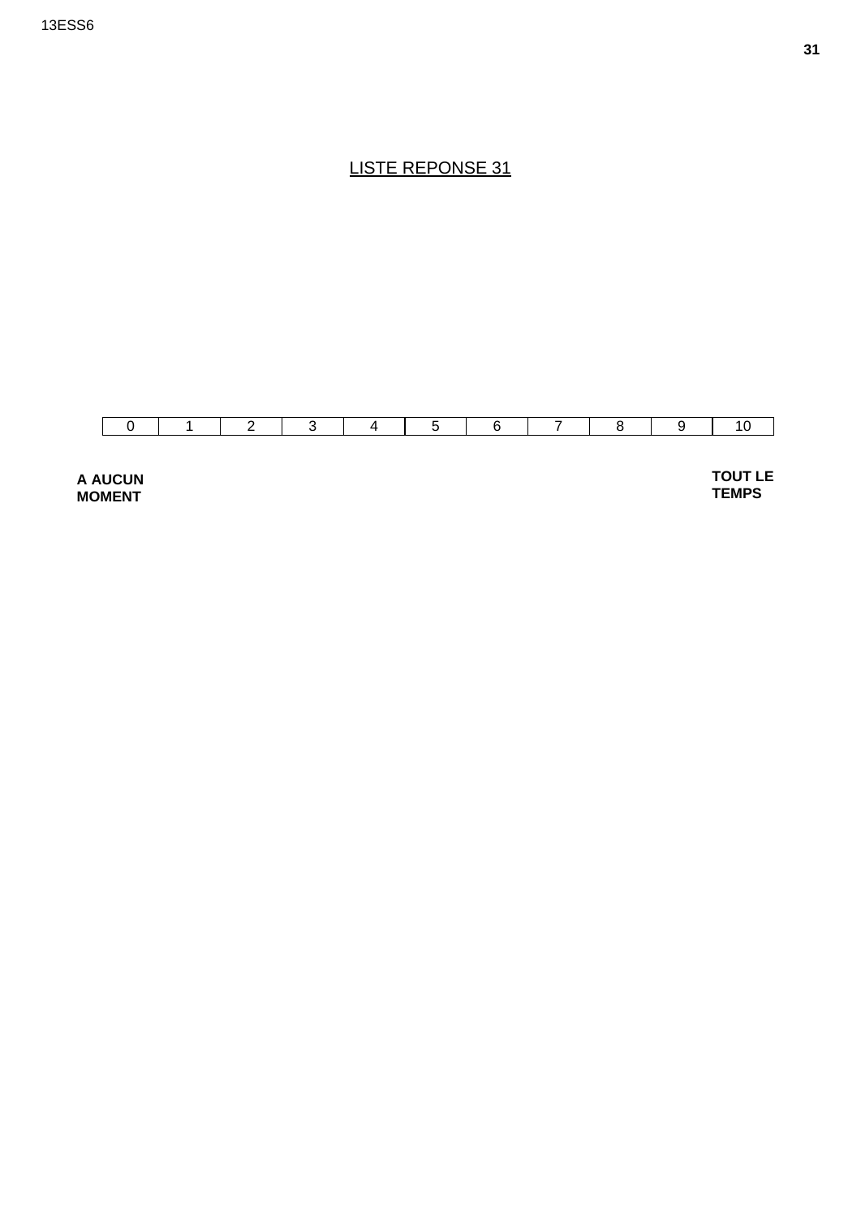## LISTE REPONSE 31

| 0 | 1 | 2 | 3 | 4 | 5 | 6 | 7 | 8 | 9 | 10 |
|---|---|---|---|---|---|---|---|---|---|---|

**A AUCUN MOMENT**

**TOUT LE TEMPS**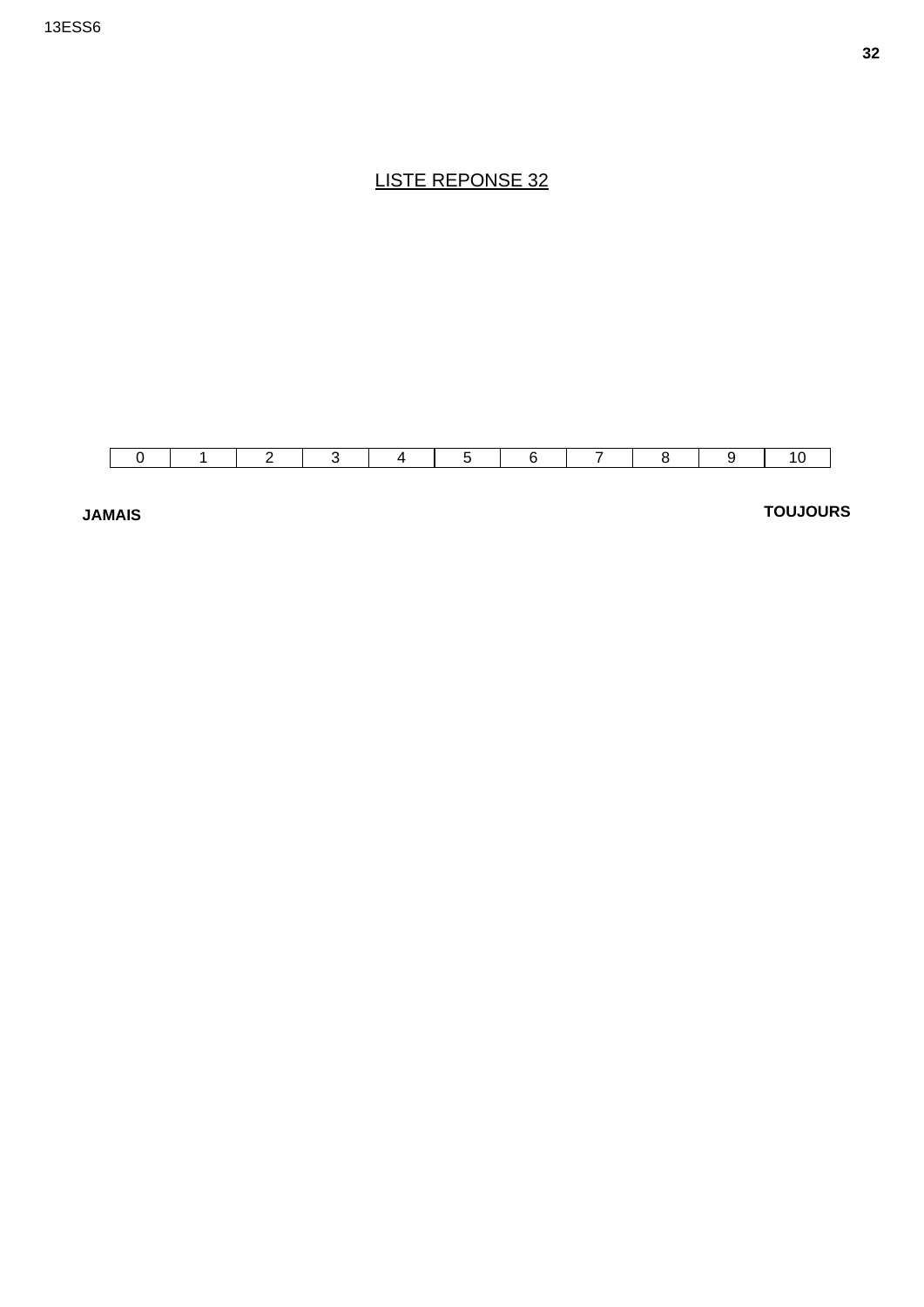LISTE REPONSE 32

| 0 | 1 | 2 | 3 | 4 | 5 | 6 | 7 | 8 | 9 | 10 |
|---|---|---|---|---|---|---|---|---|---|---|

**JAMAIS** **TOUJOURS**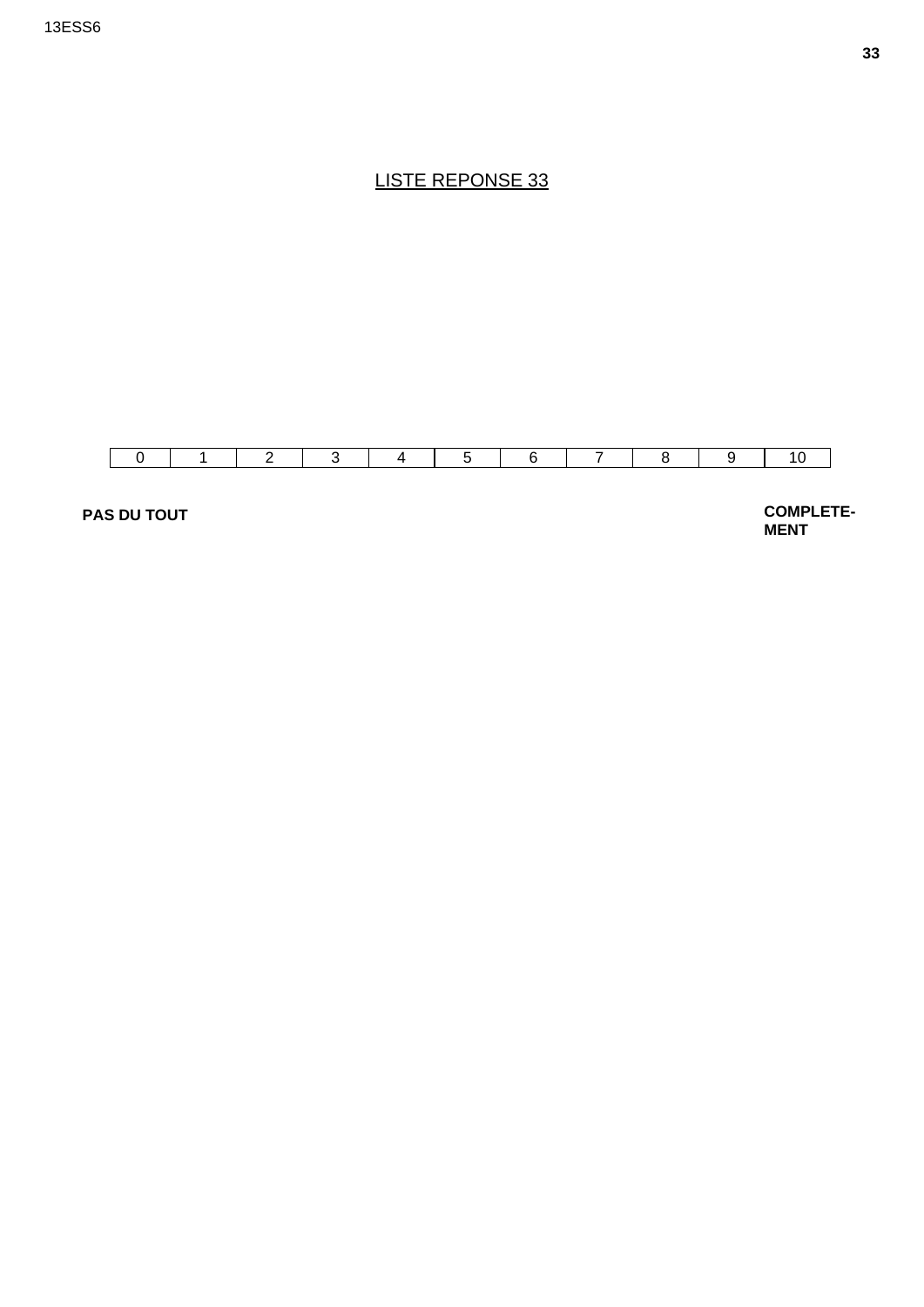LISTE REPONSE 33

| 0 | 1 | 2 | 3 | 4 | 5 | 6 | 7 | 8 | 9 | 10 |
|---|---|---|---|---|---|---|---|---|---|---|

**PAS DU TOUT** **COMPLETE-MENT**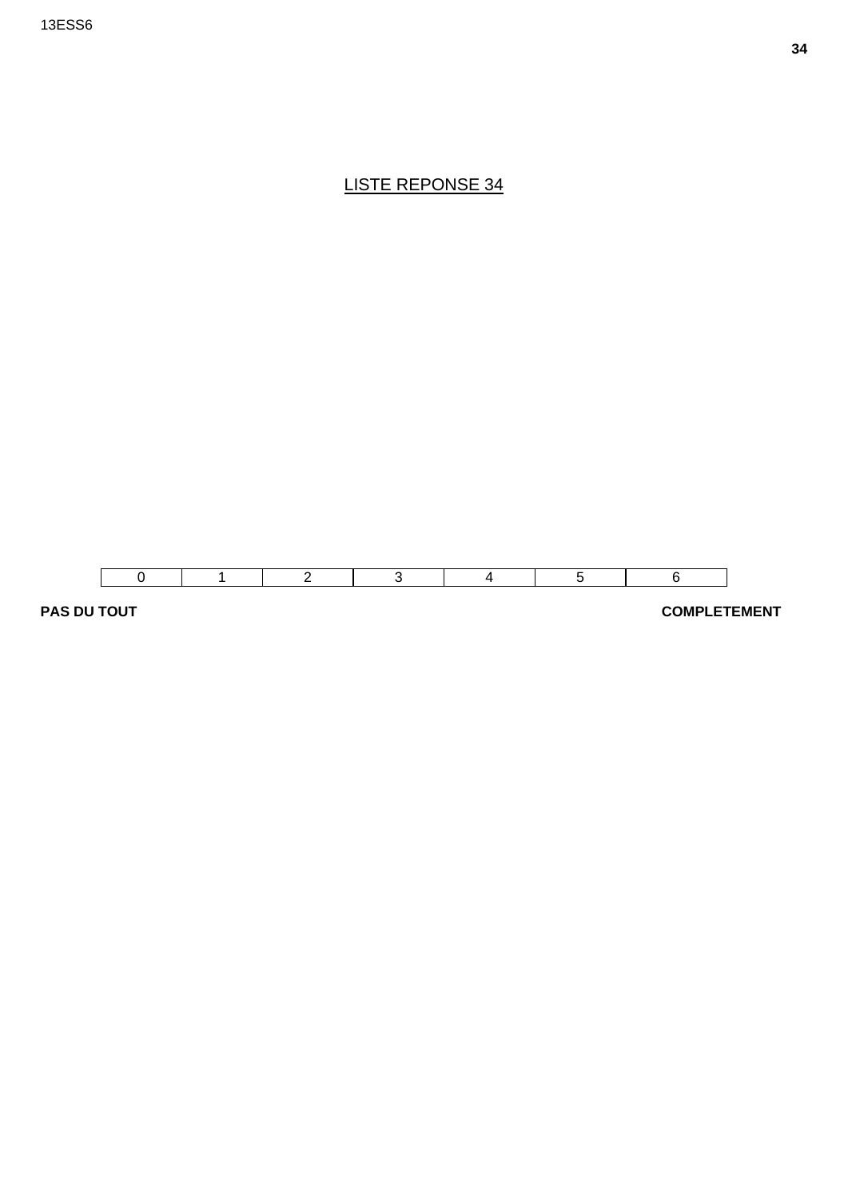## LISTE REPONSE 34

| 0 | 1 | 2 | 3 | 4 | 5 | 6 |
|---|---|---|---|---|---|---|

**PAS DU TOUT** **COMPLETEMENT**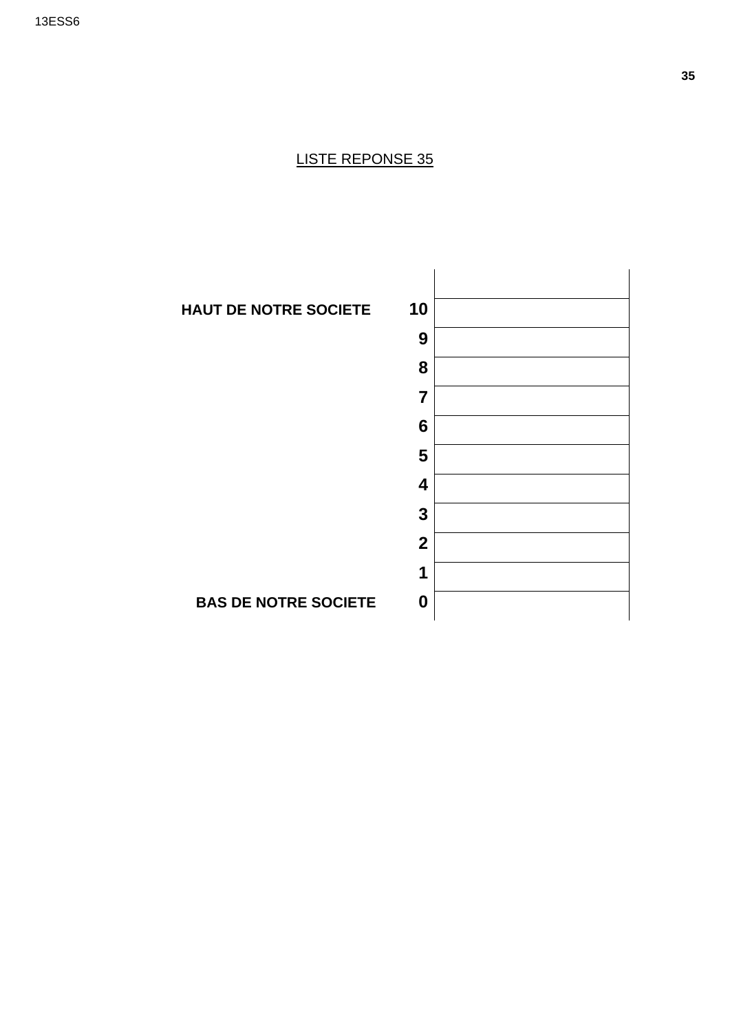LISTE REPONSE 35

| | | |
|---|---|---|
| | | |
| **HAUT DE NOTRE SOCIETE** | **10** | |
| | **9** | |
| | **8** | |
| | **7** | |
| | **6** | |
| | **5** | |
| | **4** | |
| | **3** | |
| | **2** | |
| | **1** | |
| **BAS DE NOTRE SOCIETE** | **0** | |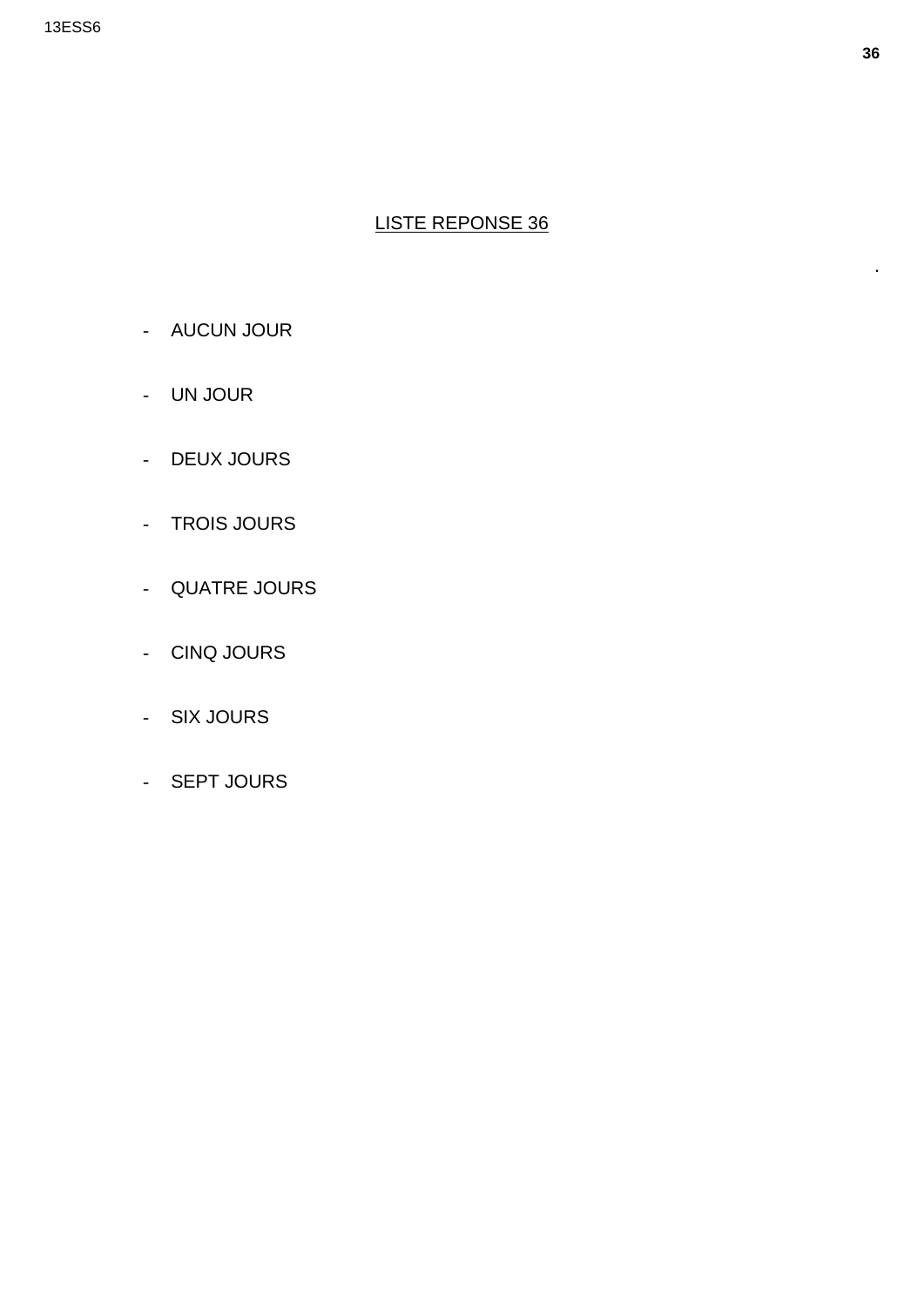## LISTE REPONSE 36

- AUCUN JOUR
- UN JOUR
- DEUX JOURS
- TROIS JOURS
- QUATRE JOURS
- CINQ JOURS
- SIX JOURS
- SEPT JOURS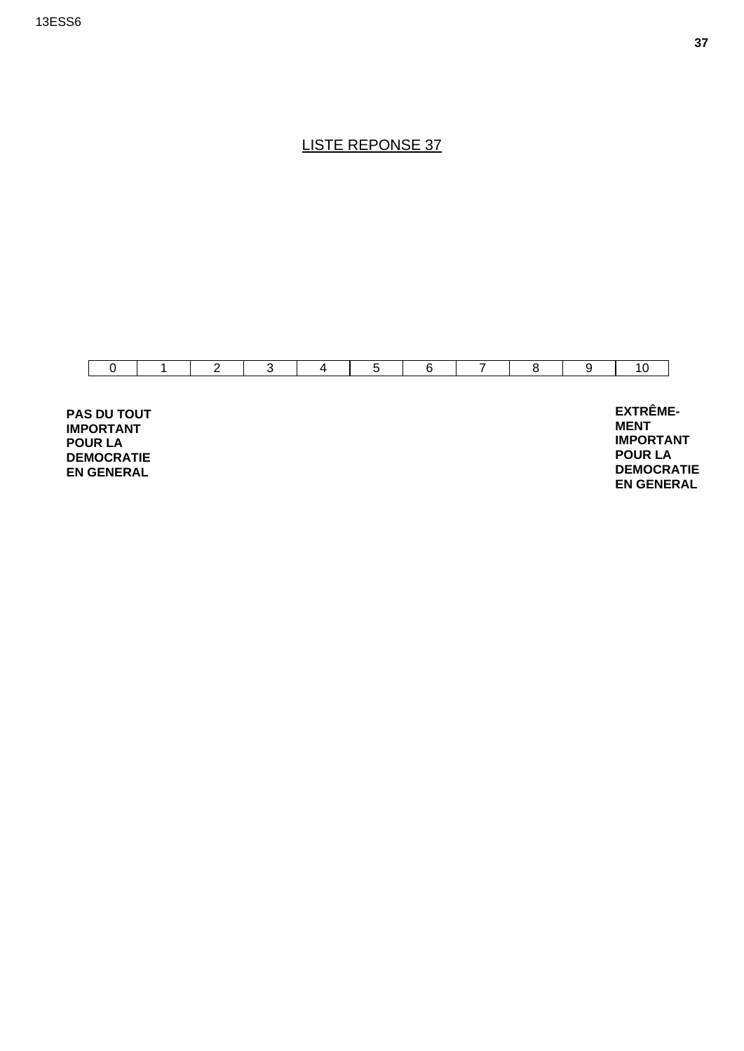# LISTE REPONSE 37

| 0 | 1 | 2 | 3 | 4 | 5 | 6 | 7 | 8 | 9 | 10 |
|---|---|---|---|---|---|---|---|---|---|---|

**PAS DU TOUT IMPORTANT POUR LA DEMOCRATIE EN GENERAL**

**EXTRÊME-MENT IMPORTANT POUR LA DEMOCRATIE EN GENERAL**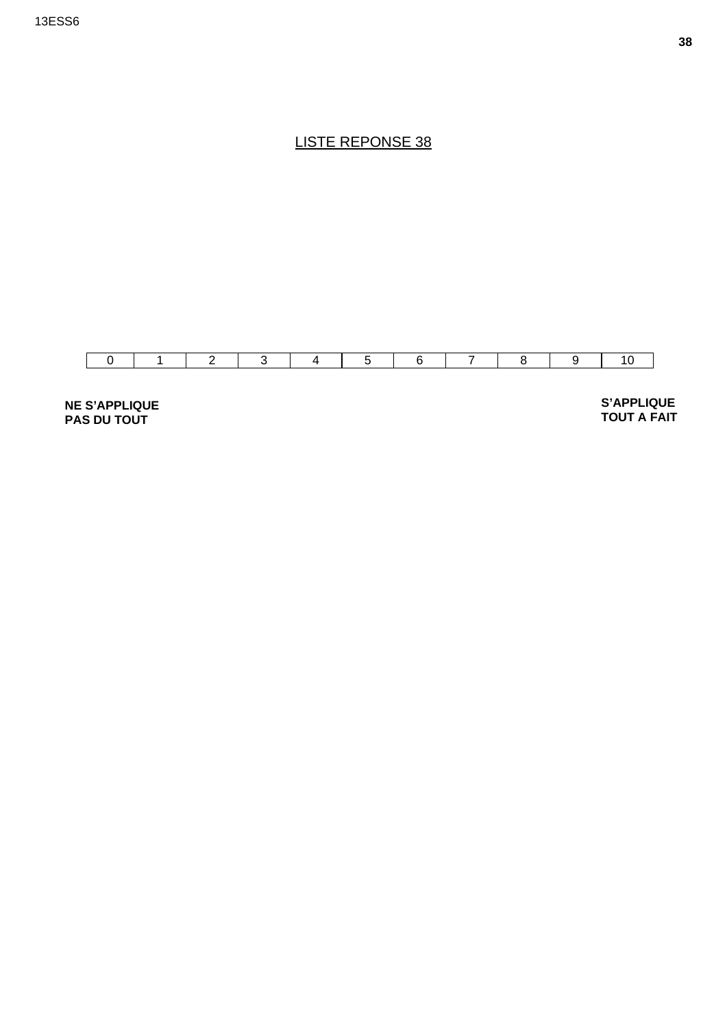LISTE REPONSE 38

| 0 | 1 | 2 | 3 | 4 | 5 | 6 | 7 | 8 | 9 | 10 |
|---|---|---|---|---|---|---|---|---|---|---|

**NE S'APPLIQUE PAS DU TOUT**

**S'APPLIQUE TOUT A FAIT**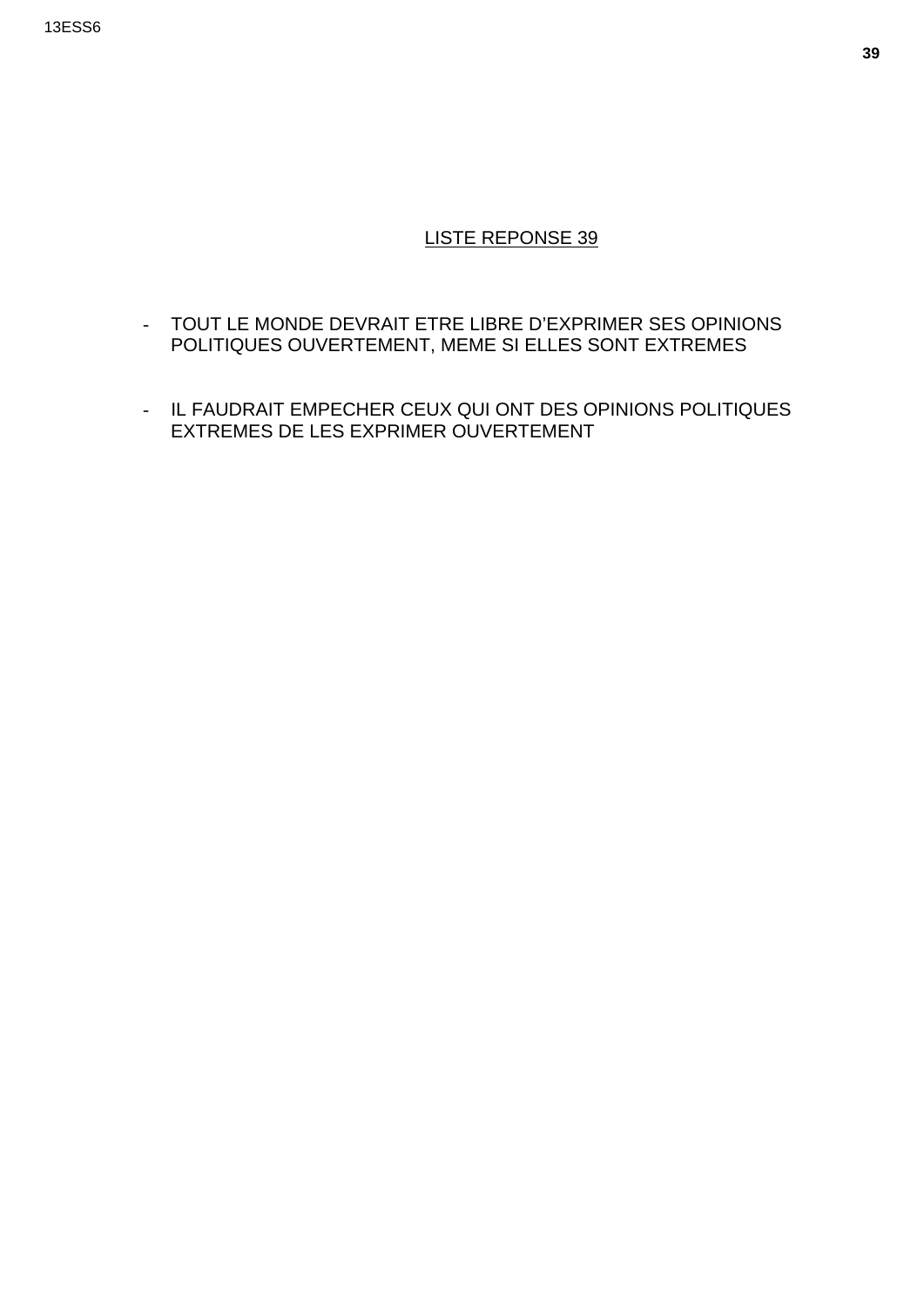LISTE REPONSE 39

- TOUT LE MONDE DEVRAIT ETRE LIBRE D'EXPRIMER SES OPINIONS POLITIQUES OUVERTEMENT, MEME SI ELLES SONT EXTREMES

- IL FAUDRAIT EMPECHER CEUX QUI ONT DES OPINIONS POLITIQUES EXTREMES DE LES EXPRIMER OUVERTEMENT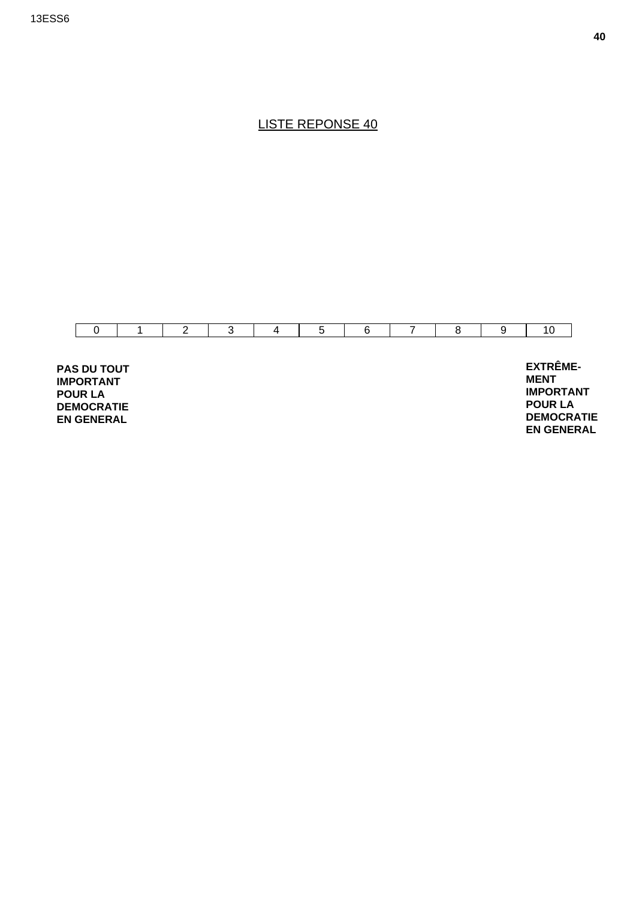LISTE REPONSE 40

| 0 | 1 | 2 | 3 | 4 | 5 | 6 | 7 | 8 | 9 | 10 |
|---|---|---|---|---|---|---|---|---|---|---|

**PAS DU TOUT IMPORTANT POUR LA DEMOCRATIE EN GENERAL**

**EXTRÊME-MENT IMPORTANT POUR LA DEMOCRATIE EN GENERAL**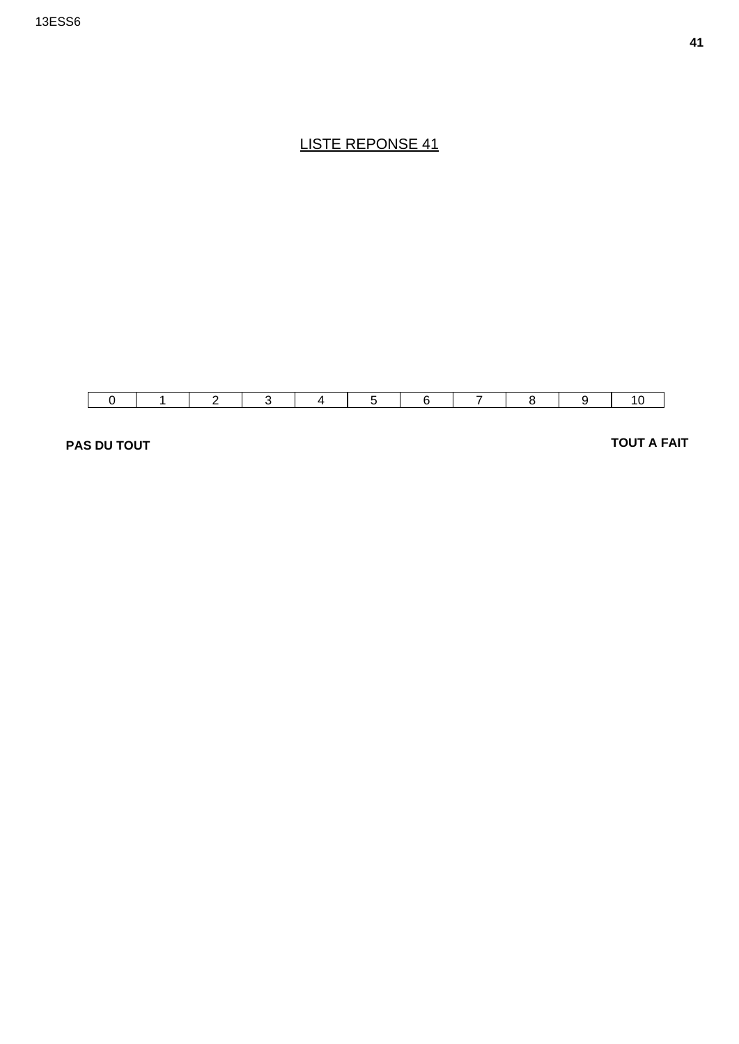<u>LISTE REPONSE 41</u>

| 0 | 1 | 2 | 3 | 4 | 5 | 6 | 7 | 8 | 9 | 10 |
|---|---|---|---|---|---|---|---|---|---|---|

**PAS DU TOUT** **TOUT A FAIT**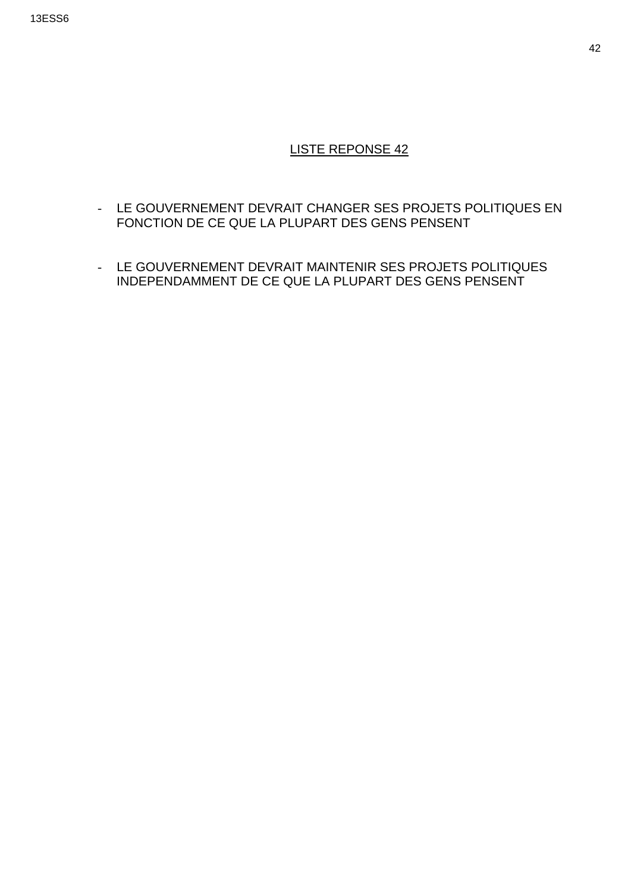## LISTE REPONSE 42

- LE GOUVERNEMENT DEVRAIT CHANGER SES PROJETS POLITIQUES EN FONCTION DE CE QUE LA PLUPART DES GENS PENSENT

- LE GOUVERNEMENT DEVRAIT MAINTENIR SES PROJETS POLITIQUES INDEPENDAMMENT DE CE QUE LA PLUPART DES GENS PENSENT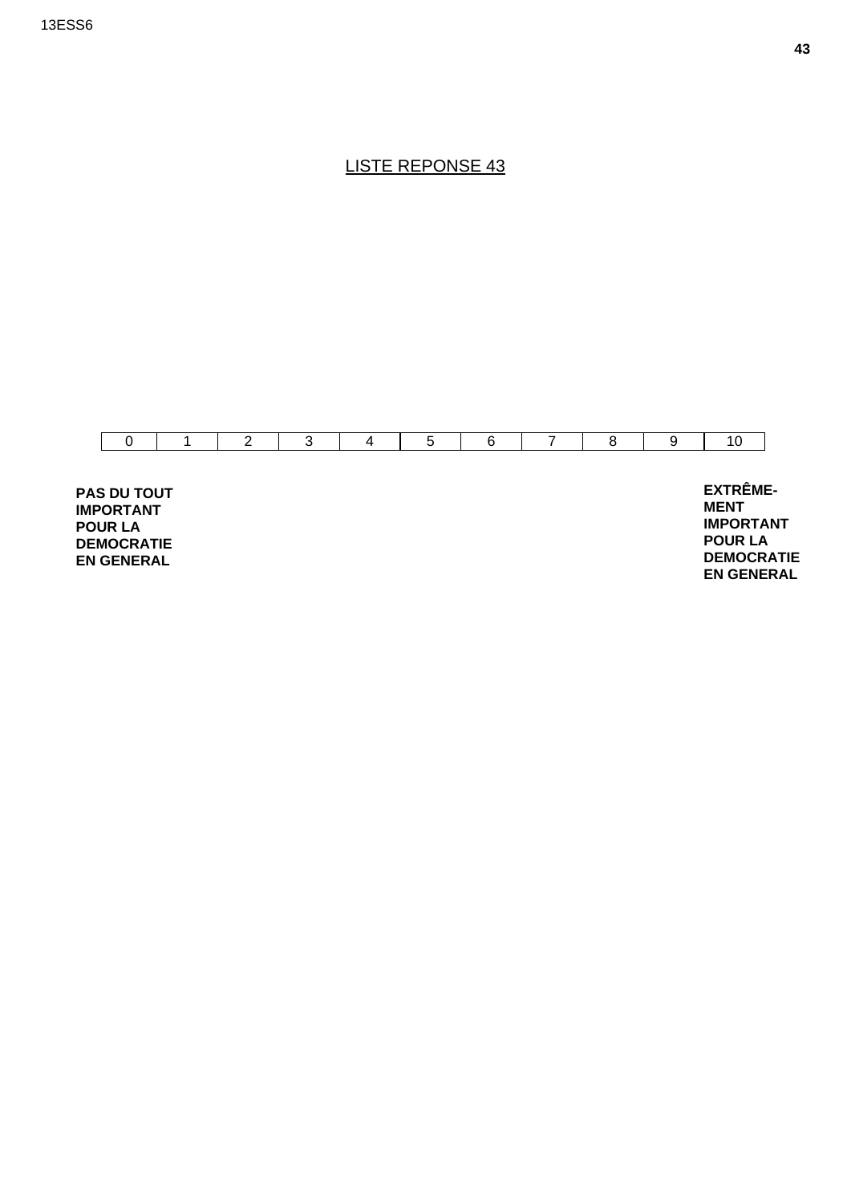LISTE REPONSE 43

| 0 | 1 | 2 | 3 | 4 | 5 | 6 | 7 | 8 | 9 | 10 |
|---|---|---|---|---|---|---|---|---|---|---|

**PAS DU TOUT IMPORTANT POUR LA DEMOCRATIE EN GENERAL**

**EXTRÊME-MENT IMPORTANT POUR LA DEMOCRATIE EN GENERAL**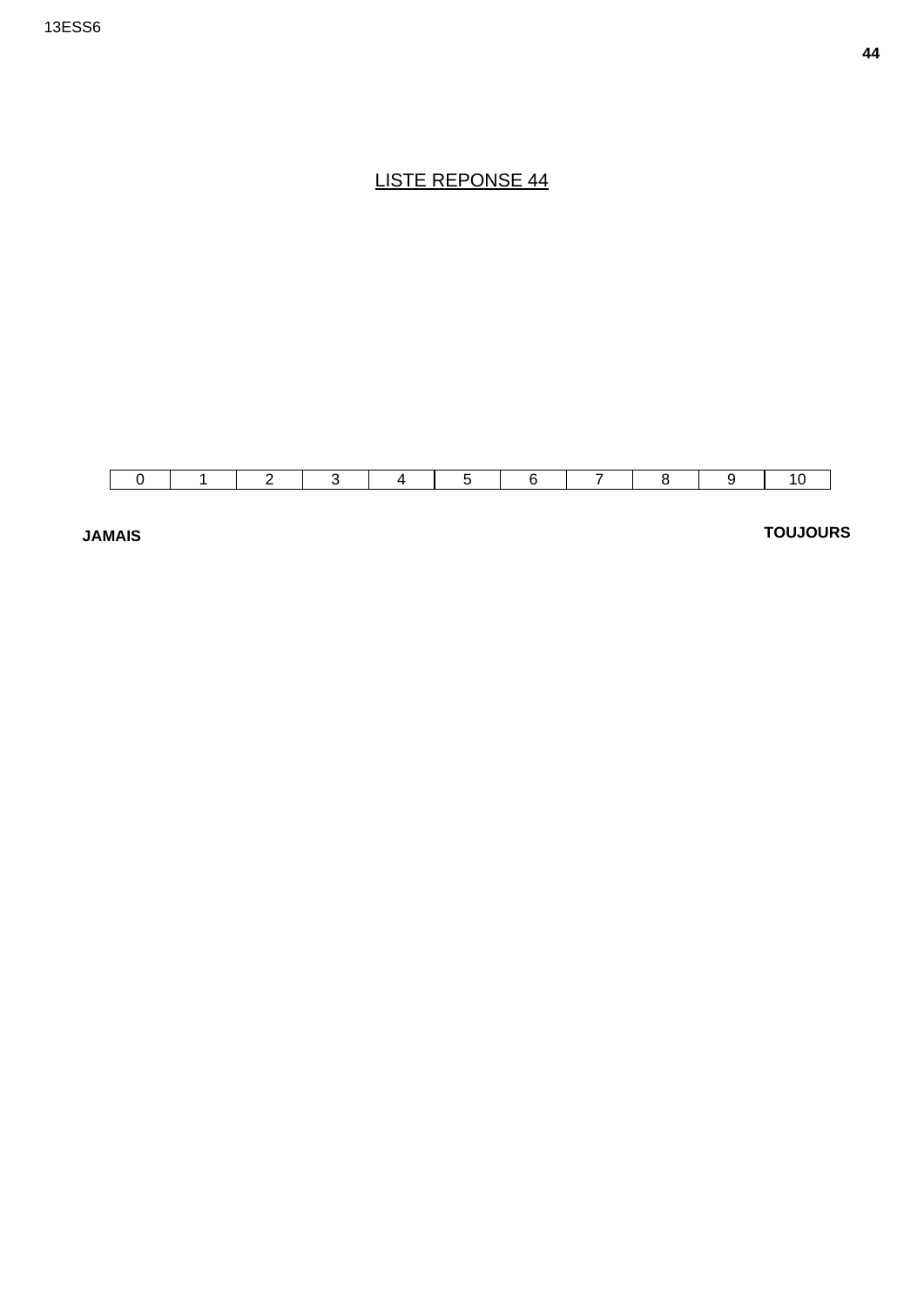# LISTE REPONSE 44

| 0 | 1 | 2 | 3 | 4 | 5 | 6 | 7 | 8 | 9 | 10 |
|---|---|---|---|---|---|---|---|---|---|---|

**JAMAIS** **TOUJOURS**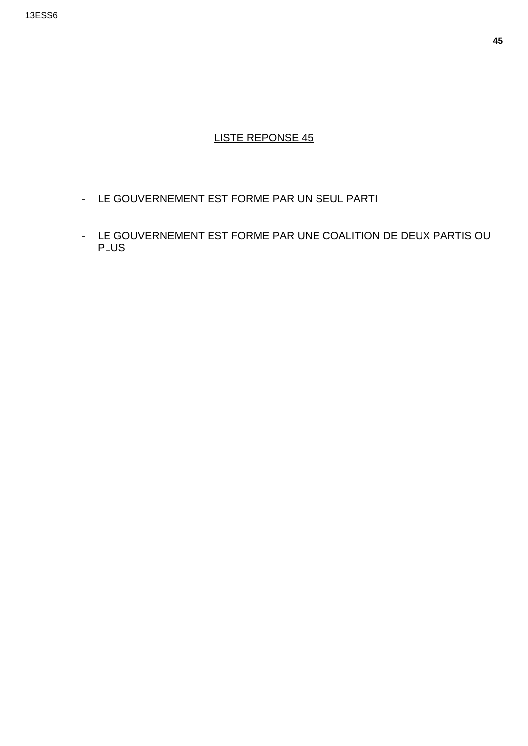LISTE REPONSE 45

- LE GOUVERNEMENT EST FORME PAR UN SEUL PARTI
- LE GOUVERNEMENT EST FORME PAR UNE COALITION DE DEUX PARTIS OU PLUS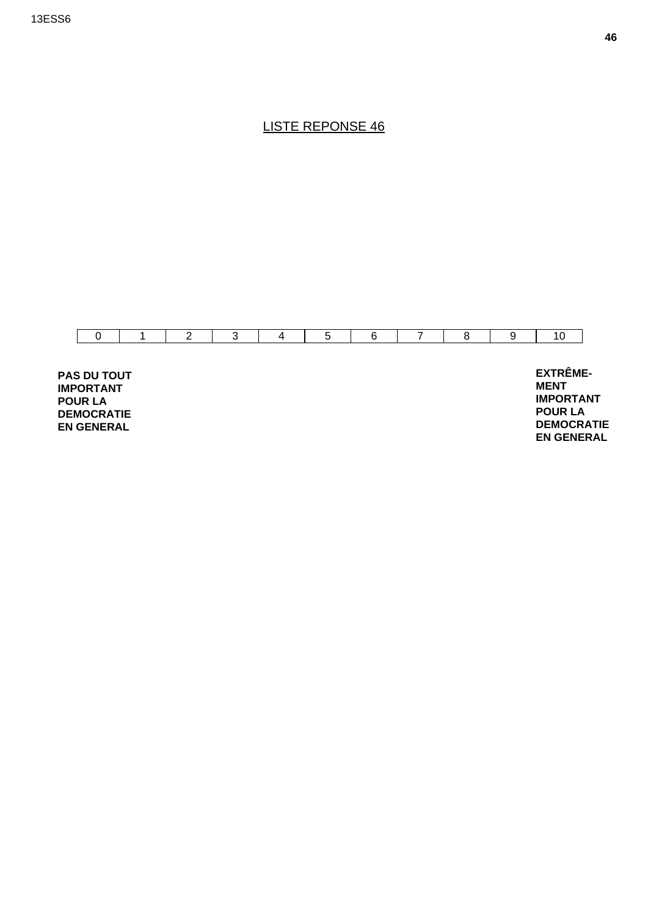LISTE REPONSE 46

| 0 | 1 | 2 | 3 | 4 | 5 | 6 | 7 | 8 | 9 | 10 |
|---|---|---|---|---|---|---|---|---|---|---|

**PAS DU TOUT IMPORTANT POUR LA DEMOCRATIE EN GENERAL**

**EXTRÊME-MENT IMPORTANT POUR LA DEMOCRATIE EN GENERAL**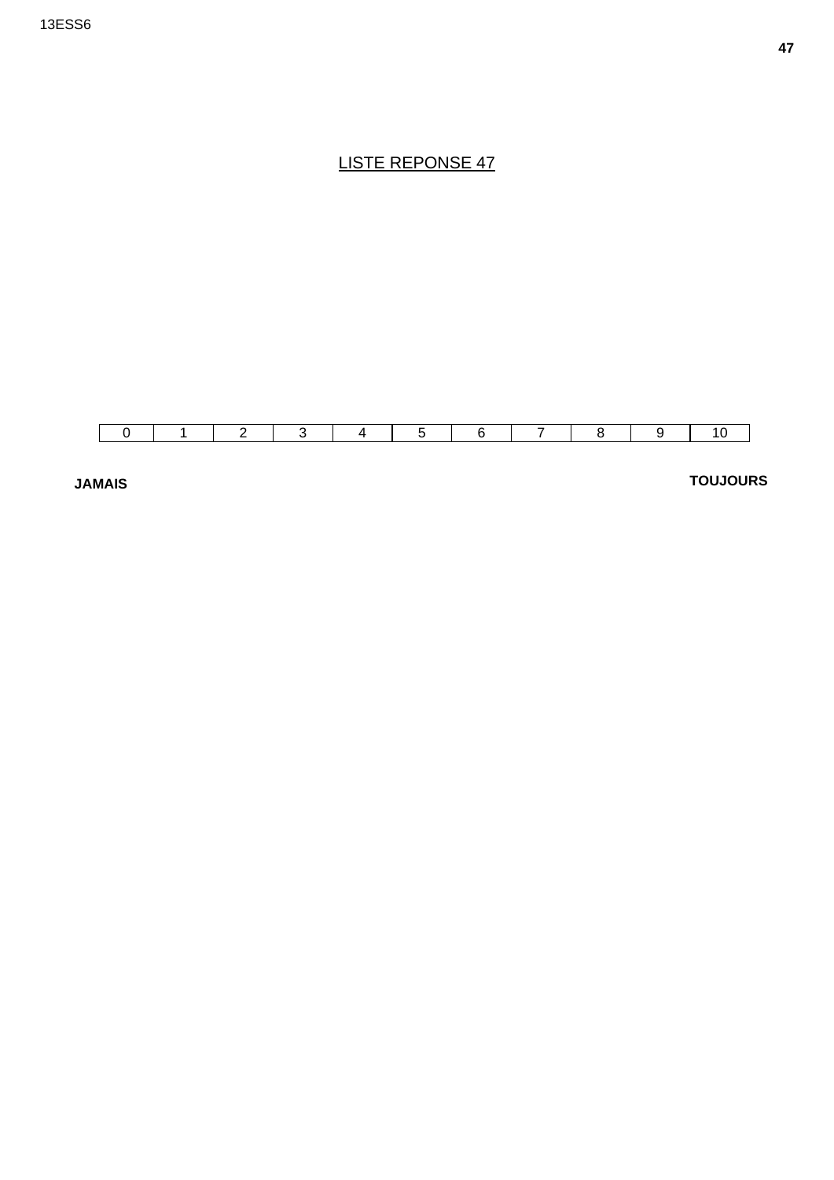# LISTE REPONSE 47

| 0 | 1 | 2 | 3 | 4 | 5 | 6 | 7 | 8 | 9 | 10 |
|---|---|---|---|---|---|---|---|---|---|---|

**JAMAIS** **TOUJOURS**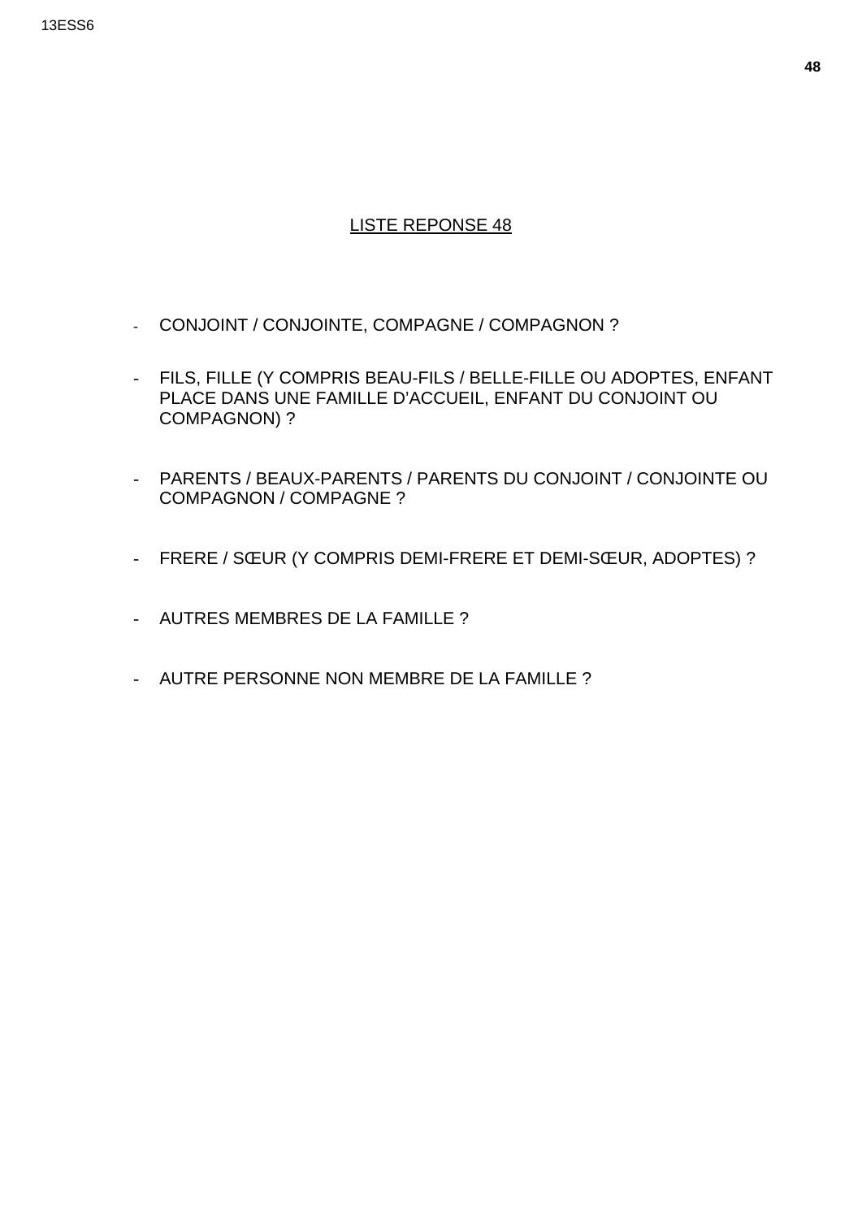<u>LISTE REPONSE 48</u>

- CONJOINT / CONJOINTE, COMPAGNE / COMPAGNON ?

- FILS, FILLE (Y COMPRIS BEAU-FILS / BELLE-FILLE OU ADOPTES, ENFANT PLACE DANS UNE FAMILLE D'ACCUEIL, ENFANT DU CONJOINT OU COMPAGNON) ?

- PARENTS / BEAUX-PARENTS / PARENTS DU CONJOINT / CONJOINTE OU COMPAGNON / COMPAGNE ?

- FRERE / SŒUR (Y COMPRIS DEMI-FRERE ET DEMI-SŒUR, ADOPTES) ?

- AUTRES MEMBRES DE LA FAMILLE ?

- AUTRE PERSONNE NON MEMBRE DE LA FAMILLE ?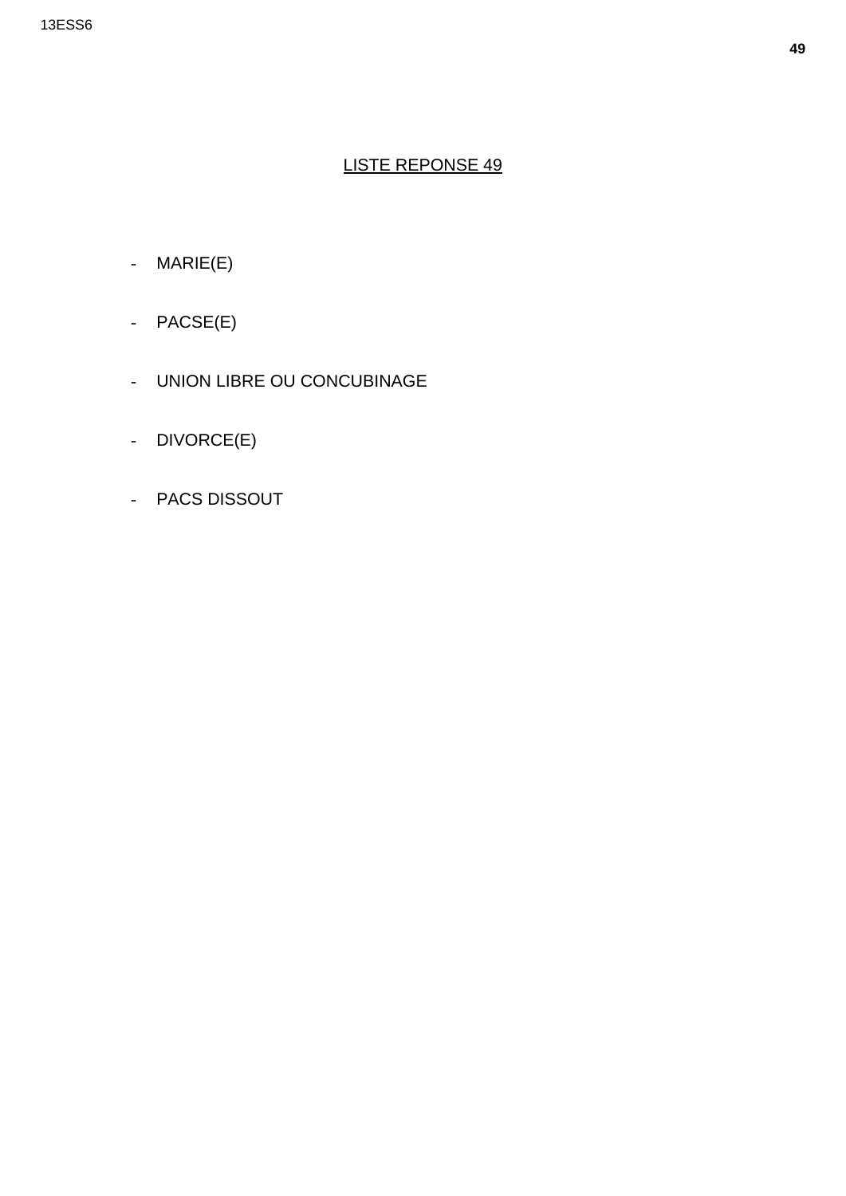## LISTE REPONSE 49

- MARIE(E)
- PACSE(E)
- UNION LIBRE OU CONCUBINAGE
- DIVORCE(E)
- PACS DISSOUT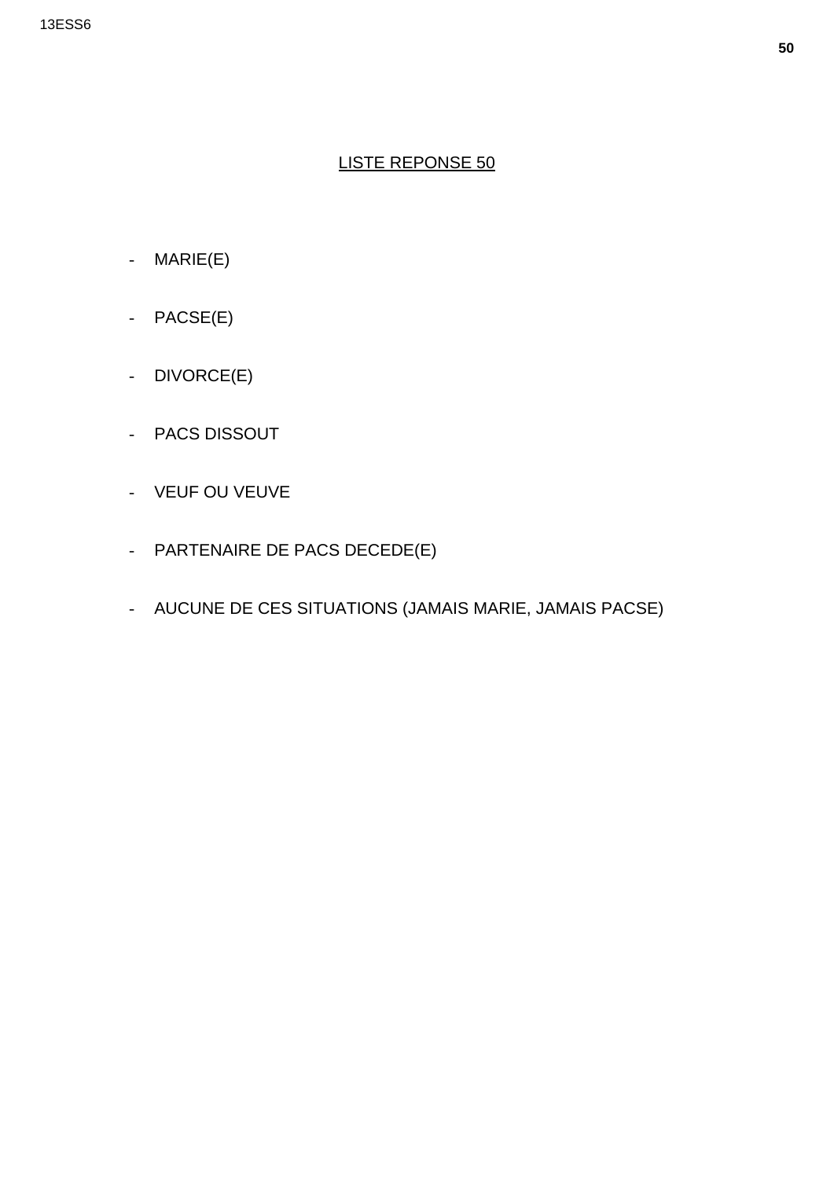## LISTE REPONSE 50

- MARIE(E)
- PACSE(E)
- DIVORCE(E)
- PACS DISSOUT
- VEUF OU VEUVE
- PARTENAIRE DE PACS DECEDE(E)
- AUCUNE DE CES SITUATIONS (JAMAIS MARIE, JAMAIS PACSE)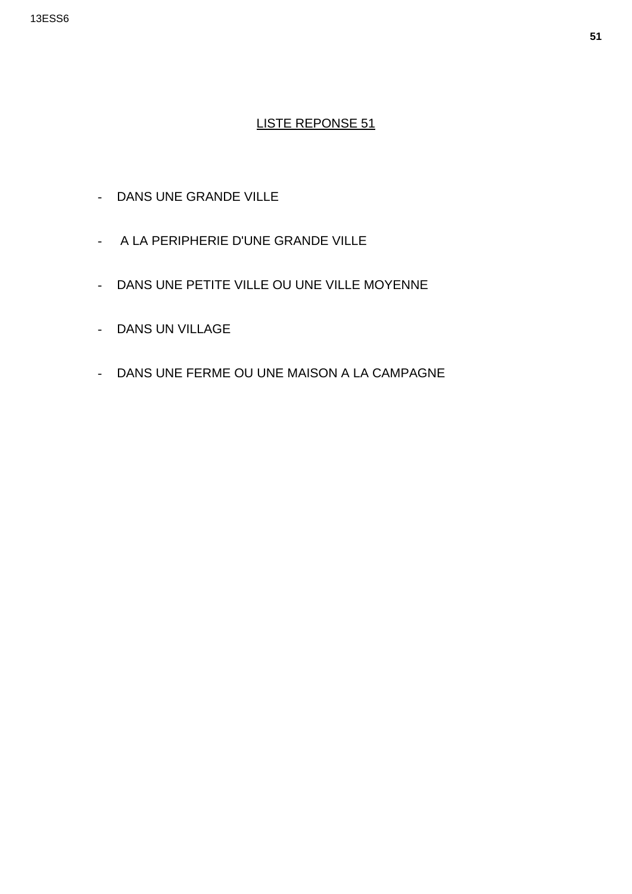## LISTE REPONSE 51

- DANS UNE GRANDE VILLE
- A LA PERIPHERIE D'UNE GRANDE VILLE
- DANS UNE PETITE VILLE OU UNE VILLE MOYENNE
- DANS UN VILLAGE
- DANS UNE FERME OU UNE MAISON A LA CAMPAGNE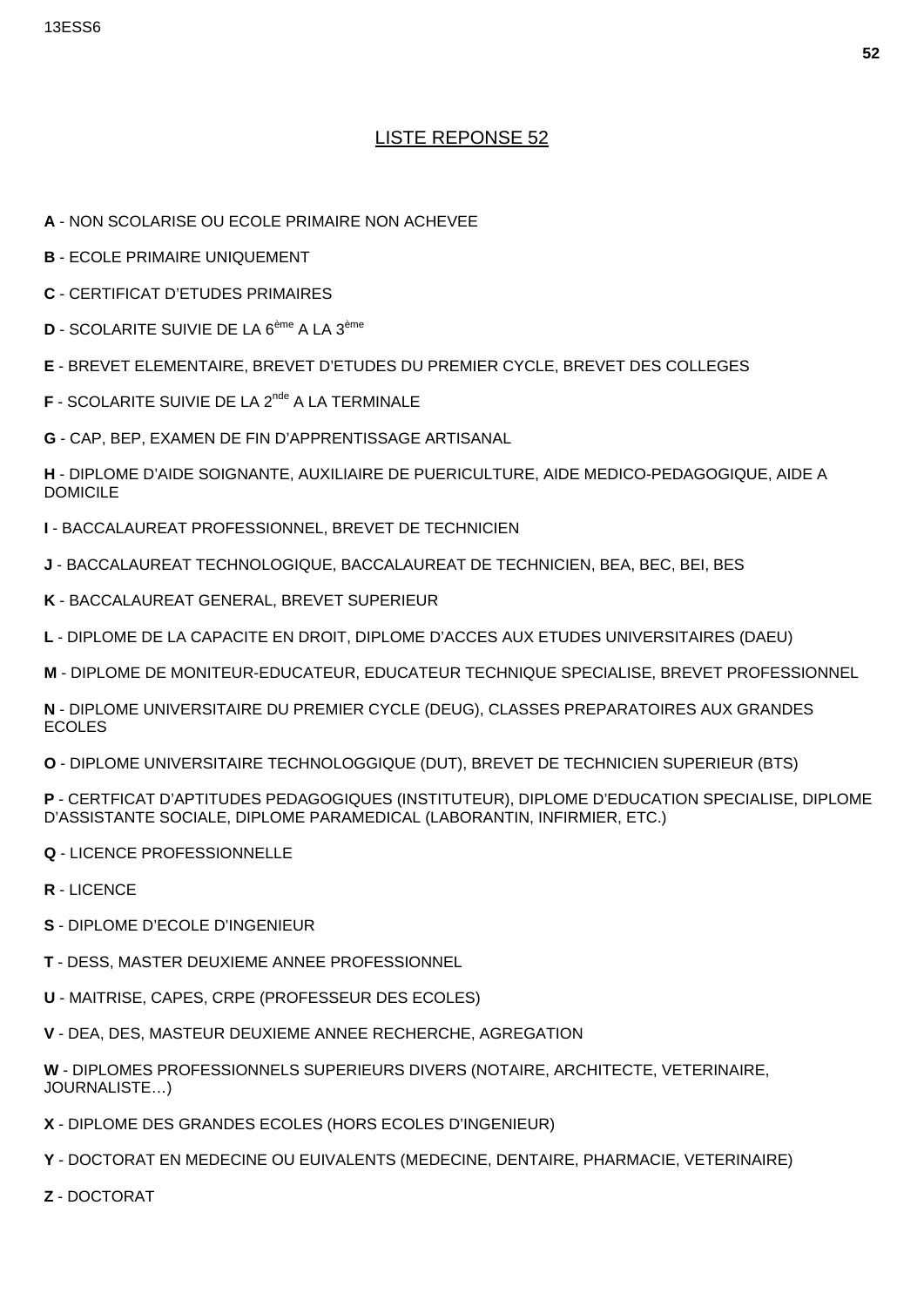## LISTE REPONSE 52

**A** - NON SCOLARISE OU ECOLE PRIMAIRE NON ACHEVEE

**B** - ECOLE PRIMAIRE UNIQUEMENT

**C** - CERTIFICAT D'ETUDES PRIMAIRES

**D** - SCOLARITE SUIVIE DE LA 6ème A LA 3ème

**E** - BREVET ELEMENTAIRE, BREVET D'ETUDES DU PREMIER CYCLE, BREVET DES COLLEGES

**F** - SCOLARITE SUIVIE DE LA 2nde A LA TERMINALE

**G** - CAP, BEP, EXAMEN DE FIN D'APPRENTISSAGE ARTISANAL

**H** - DIPLOME D'AIDE SOIGNANTE, AUXILIAIRE DE PUERICULTURE, AIDE MEDICO-PEDAGOGIQUE, AIDE A DOMICILE

**I** - BACCALAUREAT PROFESSIONNEL, BREVET DE TECHNICIEN

**J** - BACCALAUREAT TECHNOLOGIQUE, BACCALAUREAT DE TECHNICIEN, BEA, BEC, BEI, BES

**K** - BACCALAUREAT GENERAL, BREVET SUPERIEUR

**L** - DIPLOME DE LA CAPACITE EN DROIT, DIPLOME D'ACCES AUX ETUDES UNIVERSITAIRES (DAEU)

**M** - DIPLOME DE MONITEUR-EDUCATEUR, EDUCATEUR TECHNIQUE SPECIALISE, BREVET PROFESSIONNEL

**N** - DIPLOME UNIVERSITAIRE DU PREMIER CYCLE (DEUG), CLASSES PREPARATOIRES AUX GRANDES ECOLES

**O** - DIPLOME UNIVERSITAIRE TECHNOLOGGIQUE (DUT), BREVET DE TECHNICIEN SUPERIEUR (BTS)

**P** - CERTFICAT D'APTITUDES PEDAGOGIQUES (INSTITUTEUR), DIPLOME D'EDUCATION SPECIALISE, DIPLOME D'ASSISTANTE SOCIALE, DIPLOME PARAMEDICAL (LABORANTIN, INFIRMIER, ETC.)

**Q** - LICENCE PROFESSIONNELLE

**R** - LICENCE

**S** - DIPLOME D'ECOLE D'INGENIEUR

**T** - DESS, MASTER DEUXIEME ANNEE PROFESSIONNEL

**U** - MAITRISE, CAPES, CRPE (PROFESSEUR DES ECOLES)

**V** - DEA, DES, MASTEUR DEUXIEME ANNEE RECHERCHE, AGREGATION

**W** - DIPLOMES PROFESSIONNELS SUPERIEURS DIVERS (NOTAIRE, ARCHITECTE, VETERINAIRE, JOURNALISTE…)

**X** - DIPLOME DES GRANDES ECOLES (HORS ECOLES D'INGENIEUR)

**Y** - DOCTORAT EN MEDECINE OU EUIVALENTS (MEDECINE, DENTAIRE, PHARMACIE, VETERINAIRE)

**Z** - DOCTORAT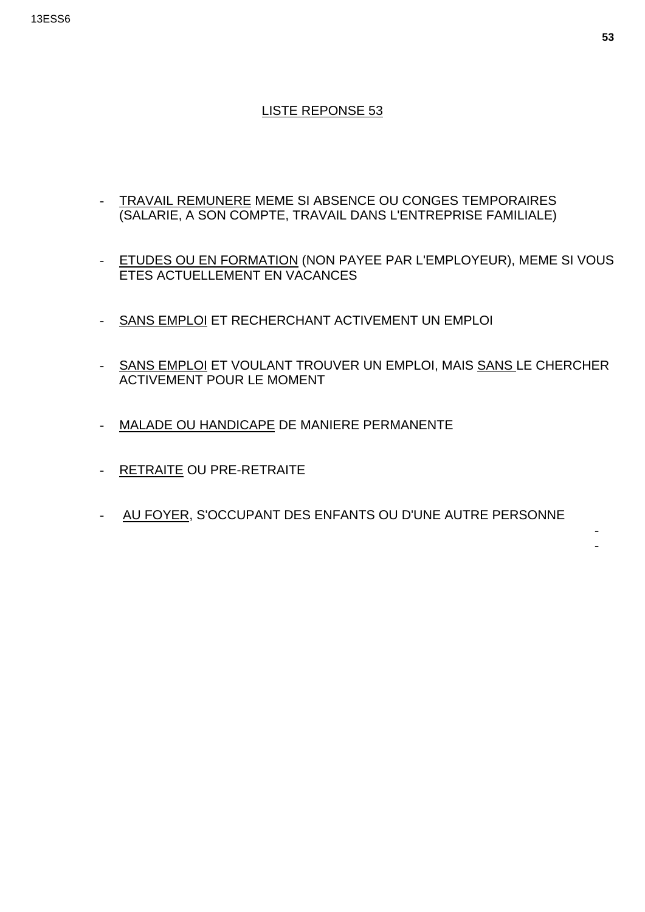LISTE REPONSE 53

- TRAVAIL REMUNERE MEME SI ABSENCE OU CONGES TEMPORAIRES (SALARIE, A SON COMPTE, TRAVAIL DANS L'ENTREPRISE FAMILIALE)

- ETUDES OU EN FORMATION (NON PAYEE PAR L'EMPLOYEUR), MEME SI VOUS ETES ACTUELLEMENT EN VACANCES

- SANS EMPLOI ET RECHERCHANT ACTIVEMENT UN EMPLOI

- SANS EMPLOI ET VOULANT TROUVER UN EMPLOI, MAIS SANS LE CHERCHER ACTIVEMENT POUR LE MOMENT

- MALADE OU HANDICAPE DE MANIERE PERMANENTE

- RETRAITE OU PRE-RETRAITE

- AU FOYER, S'OCCUPANT DES ENFANTS OU D'UNE AUTRE PERSONNE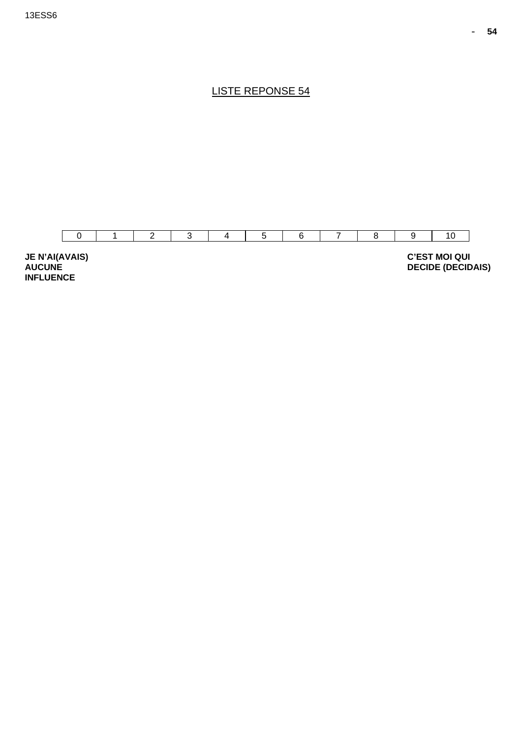# LISTE REPONSE 54

| 0 | 1 | 2 | 3 | 4 | 5 | 6 | 7 | 8 | 9 | 10 |
|---|---|---|---|---|---|---|---|---|---|---|

**JE N'AI(AVAIS) AUCUNE INFLUENCE**

**C'EST MOI QUI DECIDE (DECIDAIS)**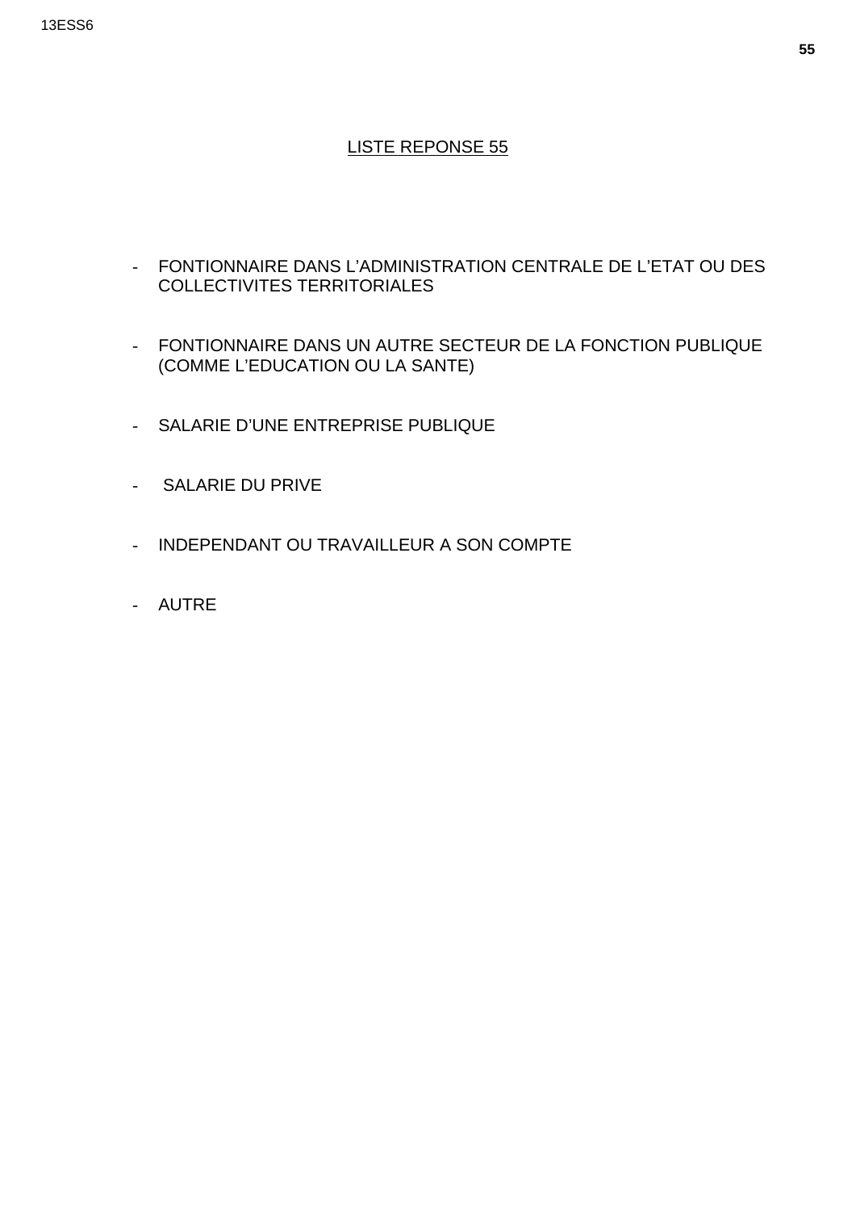LISTE REPONSE 55

- FONTIONNAIRE DANS L'ADMINISTRATION CENTRALE DE L'ETAT OU DES COLLECTIVITES TERRITORIALES
- FONTIONNAIRE DANS UN AUTRE SECTEUR DE LA FONCTION PUBLIQUE (COMME L'EDUCATION OU LA SANTE)
- SALARIE D'UNE ENTREPRISE PUBLIQUE
- SALARIE DU PRIVE
- INDEPENDANT OU TRAVAILLEUR A SON COMPTE
- AUTRE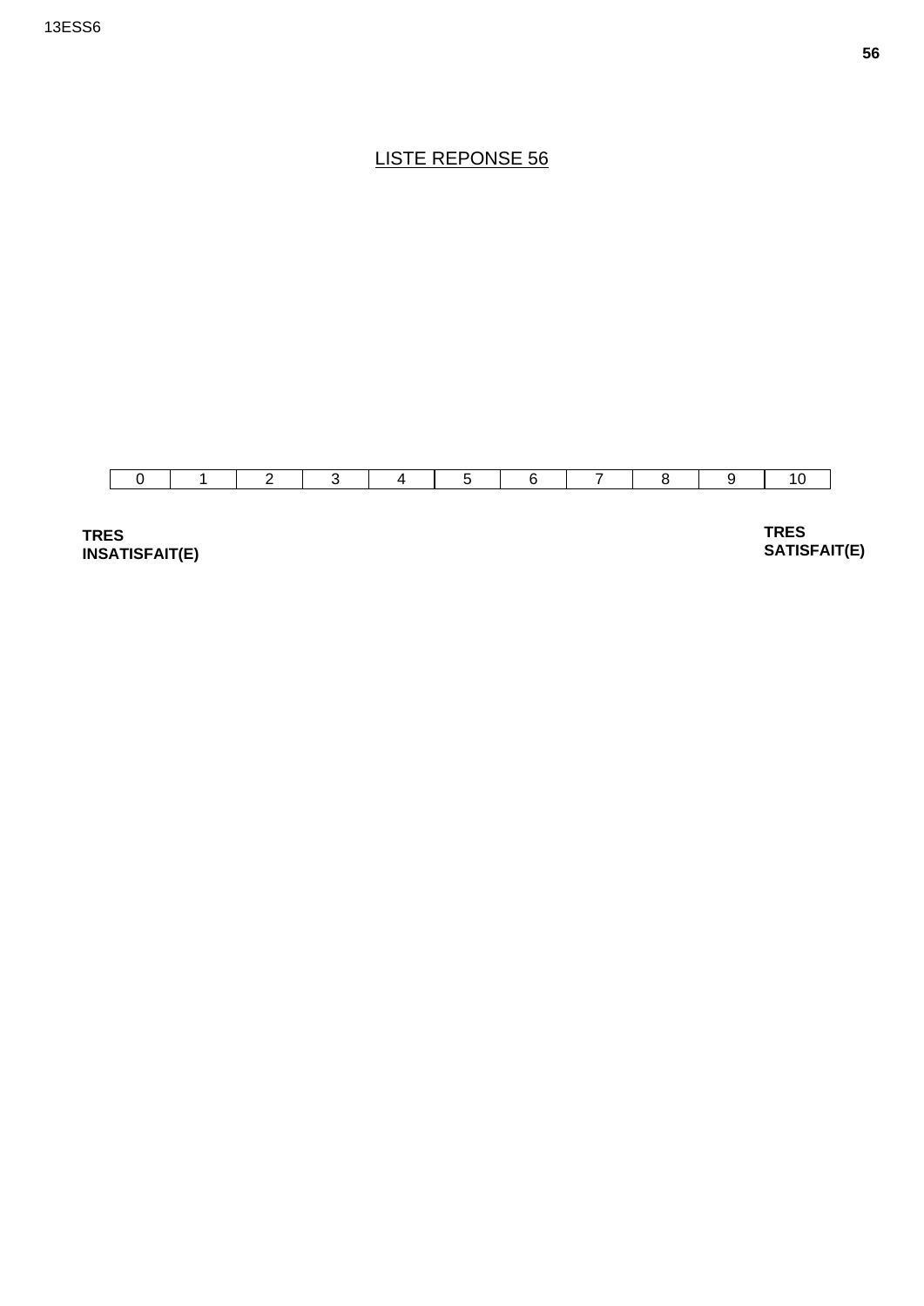# LISTE REPONSE 56

| 0 | 1 | 2 | 3 | 4 | 5 | 6 | 7 | 8 | 9 | 10 |
|---|---|---|---|---|---|---|---|---|---|---|

**TRES INSATISFAIT(E)**

**TRES SATISFAIT(E)**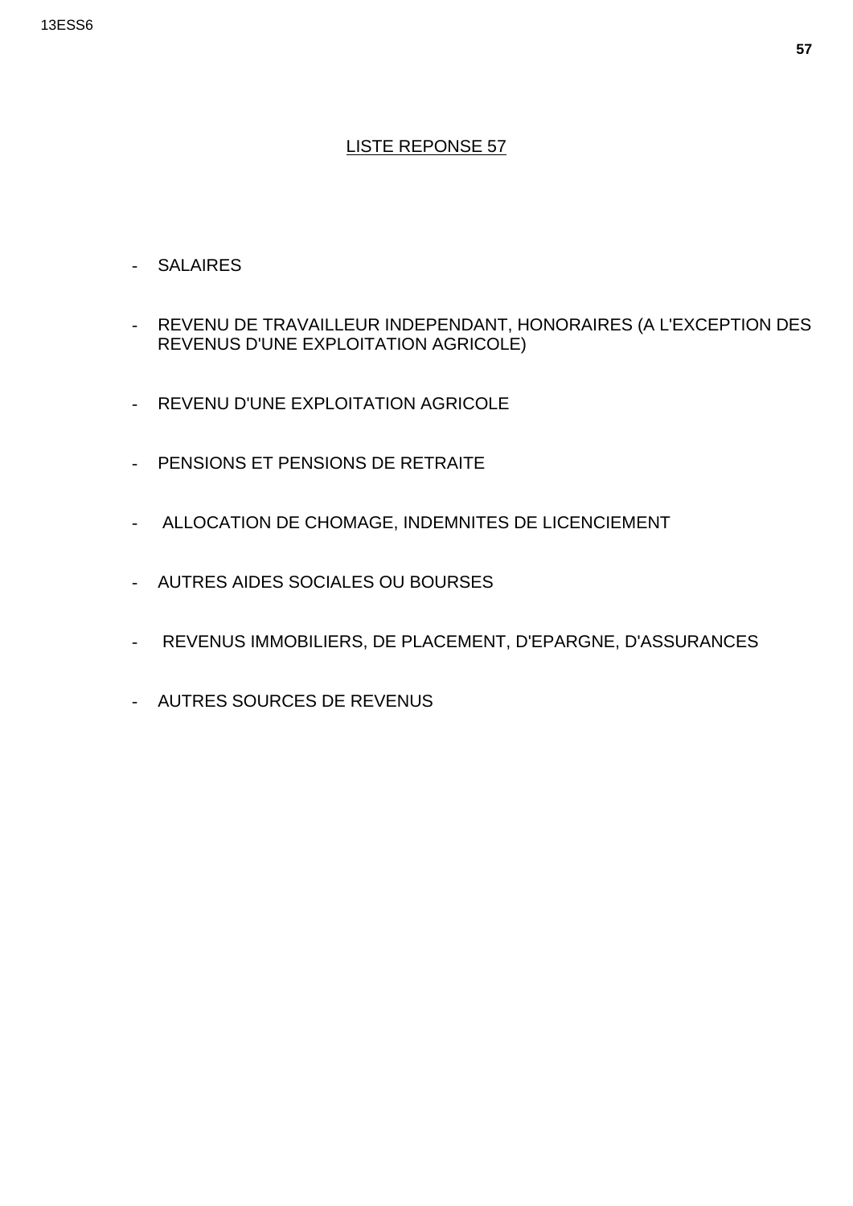# LISTE REPONSE 57

- SALAIRES
- REVENU DE TRAVAILLEUR INDEPENDANT, HONORAIRES (A L'EXCEPTION DES REVENUS D'UNE EXPLOITATION AGRICOLE)
- REVENU D'UNE EXPLOITATION AGRICOLE
- PENSIONS ET PENSIONS DE RETRAITE
- ALLOCATION DE CHOMAGE, INDEMNITES DE LICENCIEMENT
- AUTRES AIDES SOCIALES OU BOURSES
- REVENUS IMMOBILIERS, DE PLACEMENT, D'EPARGNE, D'ASSURANCES
- AUTRES SOURCES DE REVENUS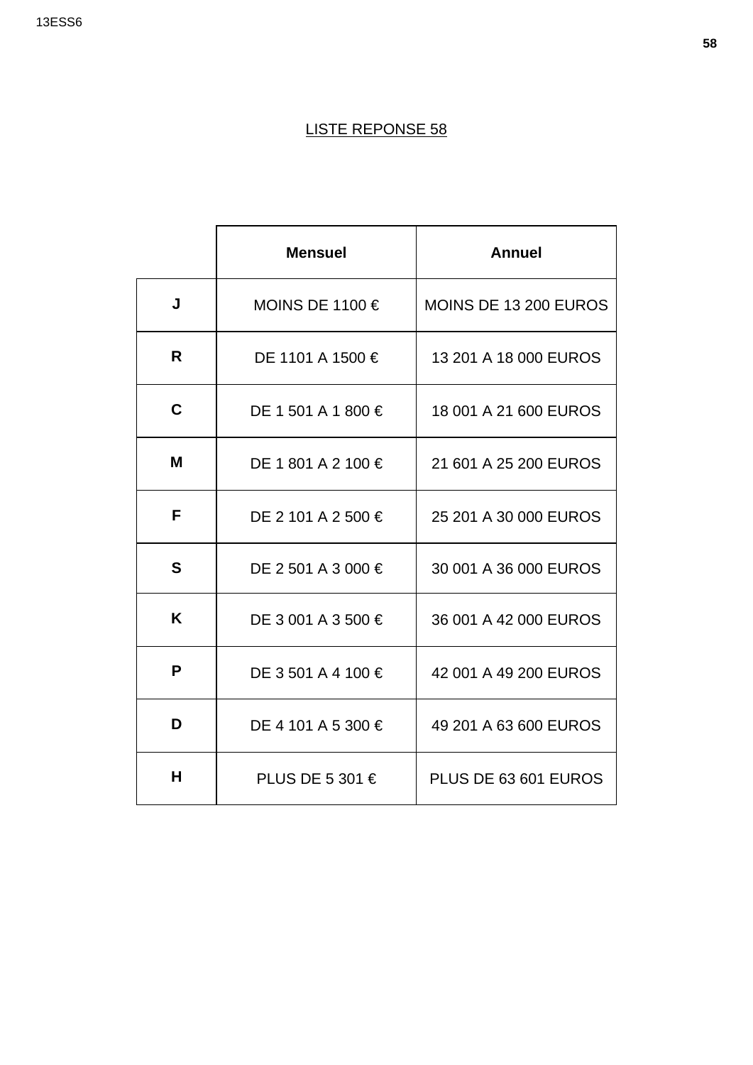LISTE REPONSE 58

| | Mensuel | Annuel |
|---|---|---|
| **J** | MOINS DE 1100 € | MOINS DE 13 200 EUROS |
| **R** | DE 1101 A 1500 € | 13 201 A 18 000 EUROS |
| **C** | DE 1 501 A 1 800 € | 18 001 A 21 600 EUROS |
| **M** | DE 1 801 A 2 100 € | 21 601 A 25 200 EUROS |
| **F** | DE 2 101 A 2 500 € | 25 201 A 30 000 EUROS |
| **S** | DE 2 501 A 3 000 € | 30 001 A 36 000 EUROS |
| **K** | DE 3 001 A 3 500 € | 36 001 A 42 000 EUROS |
| **P** | DE 3 501 A 4 100 € | 42 001 A 49 200 EUROS |
| **D** | DE 4 101 A 5 300 € | 49 201 A 63 600 EUROS |
| **H** | PLUS DE 5 301 € | PLUS DE 63 601 EUROS |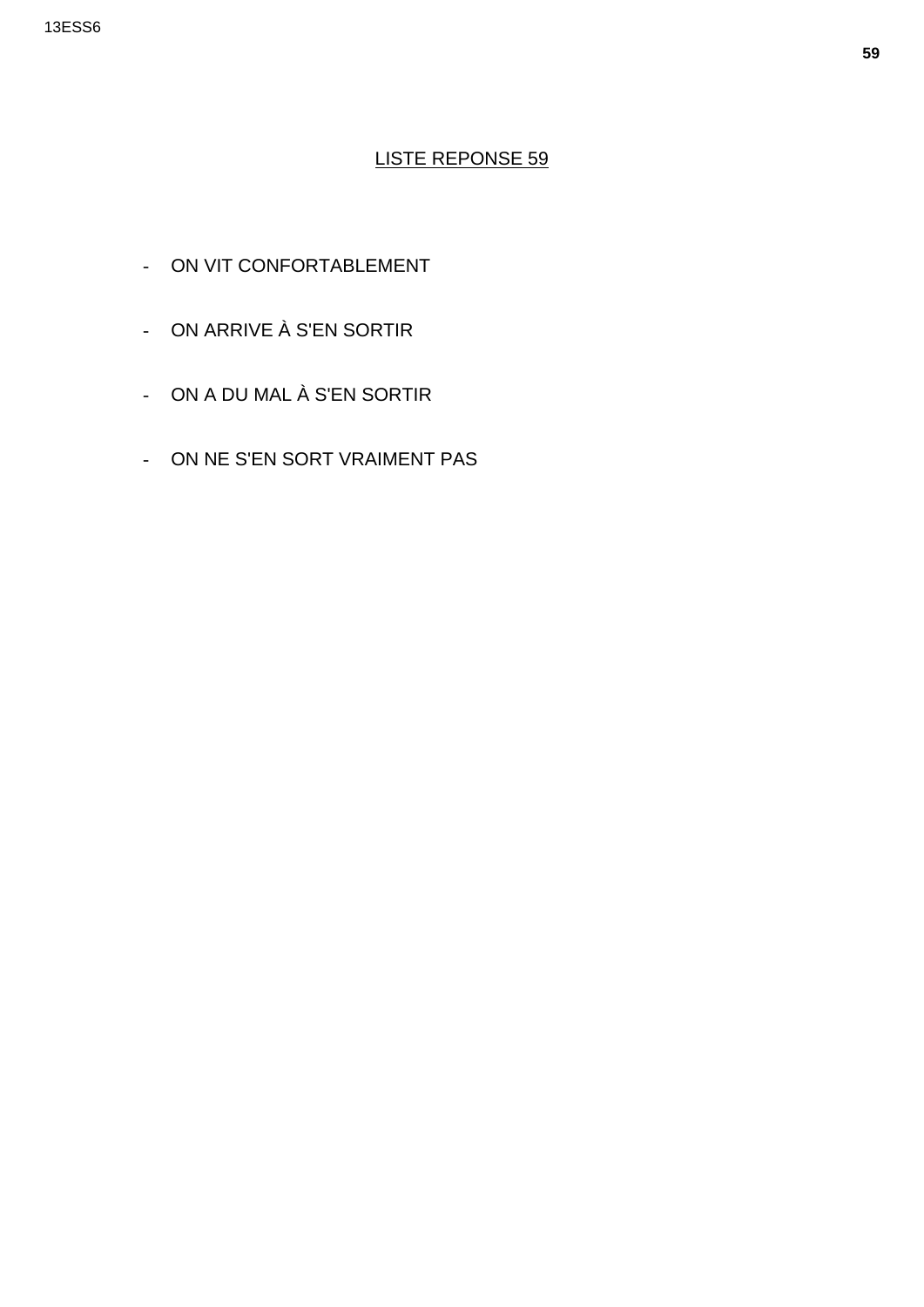## LISTE REPONSE 59

- ON VIT CONFORTABLEMENT
- ON ARRIVE À S'EN SORTIR
- ON A DU MAL À S'EN SORTIR
- ON NE S'EN SORT VRAIMENT PAS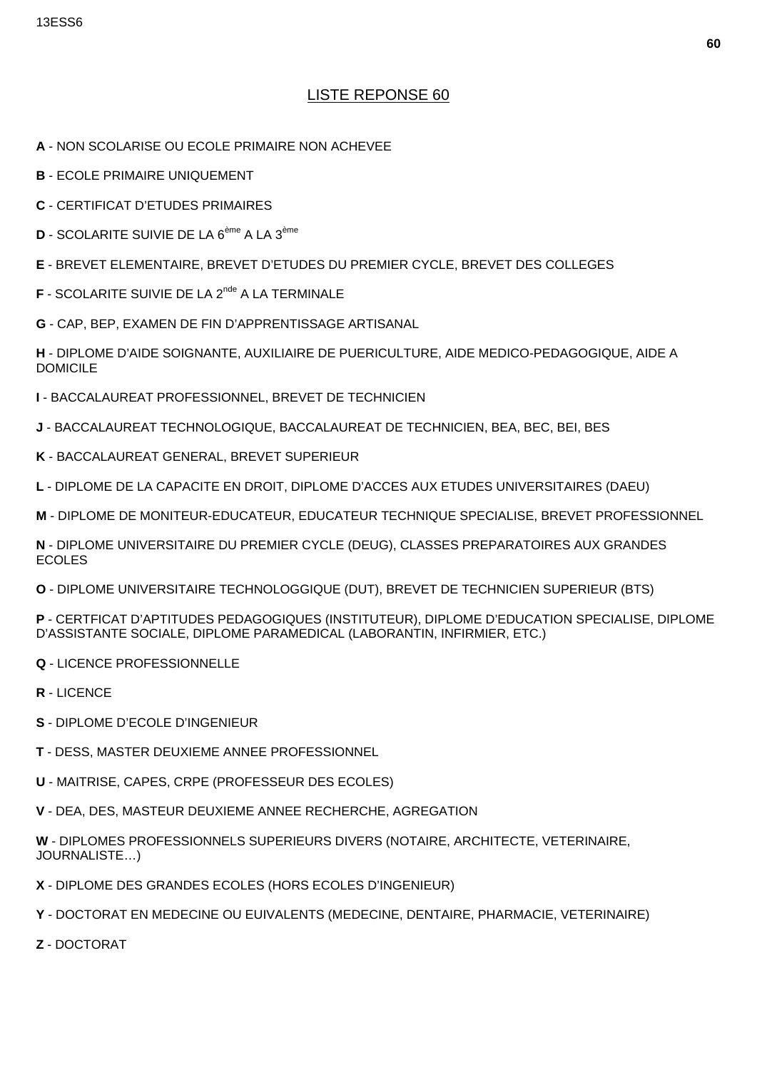## LISTE REPONSE 60

**A** - NON SCOLARISE OU ECOLE PRIMAIRE NON ACHEVEE

**B** - ECOLE PRIMAIRE UNIQUEMENT

**C** - CERTIFICAT D'ETUDES PRIMAIRES

**D** - SCOLARITE SUIVIE DE LA $6^{ème}$ A LA $3^{ème}$

**E** - BREVET ELEMENTAIRE, BREVET D'ETUDES DU PREMIER CYCLE, BREVET DES COLLEGES

**F** - SCOLARITE SUIVIE DE LA $2^{nde}$ A LA TERMINALE

**G** - CAP, BEP, EXAMEN DE FIN D'APPRENTISSAGE ARTISANAL

**H** - DIPLOME D'AIDE SOIGNANTE, AUXILIAIRE DE PUERICULTURE, AIDE MEDICO-PEDAGOGIQUE, AIDE A DOMICILE

**I** - BACCALAUREAT PROFESSIONNEL, BREVET DE TECHNICIEN

**J** - BACCALAUREAT TECHNOLOGIQUE, BACCALAUREAT DE TECHNICIEN, BEA, BEC, BEI, BES

**K** - BACCALAUREAT GENERAL, BREVET SUPERIEUR

**L** - DIPLOME DE LA CAPACITE EN DROIT, DIPLOME D'ACCES AUX ETUDES UNIVERSITAIRES (DAEU)

**M** - DIPLOME DE MONITEUR-EDUCATEUR, EDUCATEUR TECHNIQUE SPECIALISE, BREVET PROFESSIONNEL

**N** - DIPLOME UNIVERSITAIRE DU PREMIER CYCLE (DEUG), CLASSES PREPARATOIRES AUX GRANDES ECOLES

**O** - DIPLOME UNIVERSITAIRE TECHNOLOGGIQUE (DUT), BREVET DE TECHNICIEN SUPERIEUR (BTS)

**P** - CERTFICAT D'APTITUDES PEDAGOGIQUES (INSTITUTEUR), DIPLOME D'EDUCATION SPECIALISE, DIPLOME D'ASSISTANTE SOCIALE, DIPLOME PARAMEDICAL (LABORANTIN, INFIRMIER, ETC.)

**Q** - LICENCE PROFESSIONNELLE

**R** - LICENCE

**S** - DIPLOME D'ECOLE D'INGENIEUR

**T** - DESS, MASTER DEUXIEME ANNEE PROFESSIONNEL

**U** - MAITRISE, CAPES, CRPE (PROFESSEUR DES ECOLES)

**V** - DEA, DES, MASTEUR DEUXIEME ANNEE RECHERCHE, AGREGATION

**W** - DIPLOMES PROFESSIONNELS SUPERIEURS DIVERS (NOTAIRE, ARCHITECTE, VETERINAIRE, JOURNALISTE…)

**X** - DIPLOME DES GRANDES ECOLES (HORS ECOLES D'INGENIEUR)

**Y** - DOCTORAT EN MEDECINE OU EUIVALENTS (MEDECINE, DENTAIRE, PHARMACIE, VETERINAIRE)

**Z** - DOCTORAT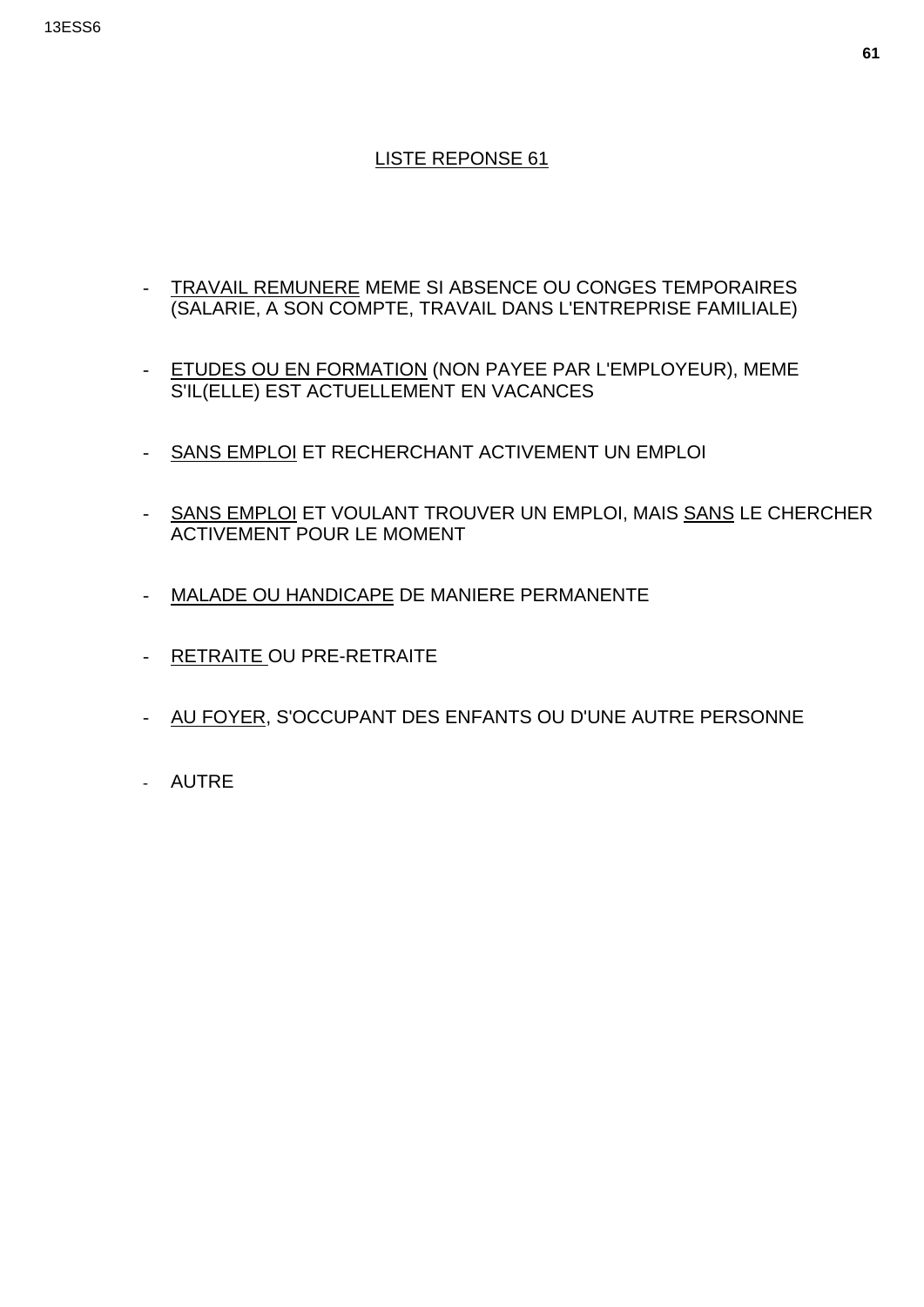LISTE REPONSE 61

- TRAVAIL REMUNERE MEME SI ABSENCE OU CONGES TEMPORAIRES (SALARIE, A SON COMPTE, TRAVAIL DANS L'ENTREPRISE FAMILIALE)

- ETUDES OU EN FORMATION (NON PAYEE PAR L'EMPLOYEUR), MEME S'IL(ELLE) EST ACTUELLEMENT EN VACANCES

- SANS EMPLOI ET RECHERCHANT ACTIVEMENT UN EMPLOI

- SANS EMPLOI ET VOULANT TROUVER UN EMPLOI, MAIS SANS LE CHERCHER ACTIVEMENT POUR LE MOMENT

- MALADE OU HANDICAPE DE MANIERE PERMANENTE

- RETRAITE OU PRE-RETRAITE

- AU FOYER, S'OCCUPANT DES ENFANTS OU D'UNE AUTRE PERSONNE

- AUTRE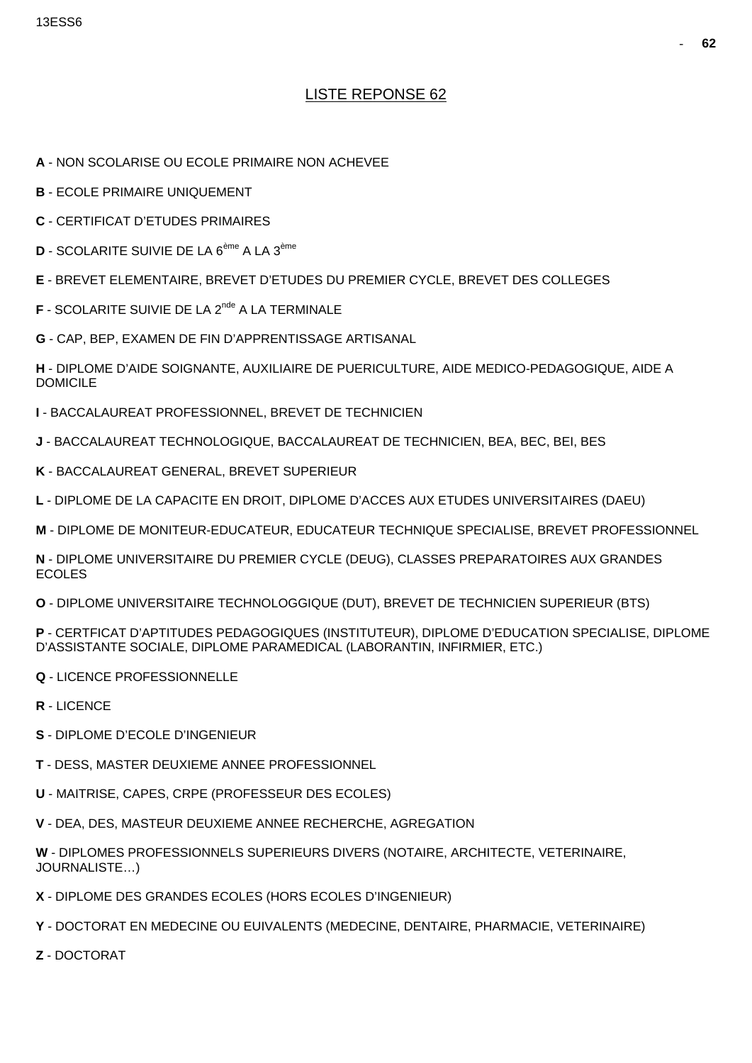## LISTE REPONSE 62

**A** - NON SCOLARISE OU ECOLE PRIMAIRE NON ACHEVEE

**B** - ECOLE PRIMAIRE UNIQUEMENT

**C** - CERTIFICAT D'ETUDES PRIMAIRES

**D** - SCOLARITE SUIVIE DE LA 6ème A LA 3ème

**E** - BREVET ELEMENTAIRE, BREVET D'ETUDES DU PREMIER CYCLE, BREVET DES COLLEGES

**F** - SCOLARITE SUIVIE DE LA 2nde A LA TERMINALE

**G** - CAP, BEP, EXAMEN DE FIN D'APPRENTISSAGE ARTISANAL

**H** - DIPLOME D'AIDE SOIGNANTE, AUXILIAIRE DE PUERICULTURE, AIDE MEDICO-PEDAGOGIQUE, AIDE A DOMICILE

**I** - BACCALAUREAT PROFESSIONNEL, BREVET DE TECHNICIEN

**J** - BACCALAUREAT TECHNOLOGIQUE, BACCALAUREAT DE TECHNICIEN, BEA, BEC, BEI, BES

**K** - BACCALAUREAT GENERAL, BREVET SUPERIEUR

**L** - DIPLOME DE LA CAPACITE EN DROIT, DIPLOME D'ACCES AUX ETUDES UNIVERSITAIRES (DAEU)

**M** - DIPLOME DE MONITEUR-EDUCATEUR, EDUCATEUR TECHNIQUE SPECIALISE, BREVET PROFESSIONNEL

**N** - DIPLOME UNIVERSITAIRE DU PREMIER CYCLE (DEUG), CLASSES PREPARATOIRES AUX GRANDES ECOLES

**O** - DIPLOME UNIVERSITAIRE TECHNOLOGGIQUE (DUT), BREVET DE TECHNICIEN SUPERIEUR (BTS)

**P** - CERTFICAT D'APTITUDES PEDAGOGIQUES (INSTITUTEUR), DIPLOME D'EDUCATION SPECIALISE, DIPLOME D'ASSISTANTE SOCIALE, DIPLOME PARAMEDICAL (LABORANTIN, INFIRMIER, ETC.)

**Q** - LICENCE PROFESSIONNELLE

**R** - LICENCE

**S** - DIPLOME D'ECOLE D'INGENIEUR

**T** - DESS, MASTER DEUXIEME ANNEE PROFESSIONNEL

**U** - MAITRISE, CAPES, CRPE (PROFESSEUR DES ECOLES)

**V** - DEA, DES, MASTEUR DEUXIEME ANNEE RECHERCHE, AGREGATION

**W** - DIPLOMES PROFESSIONNELS SUPERIEURS DIVERS (NOTAIRE, ARCHITECTE, VETERINAIRE, JOURNALISTE…)

**X** - DIPLOME DES GRANDES ECOLES (HORS ECOLES D'INGENIEUR)

**Y** - DOCTORAT EN MEDECINE OU EUIVALENTS (MEDECINE, DENTAIRE, PHARMACIE, VETERINAIRE)

**Z** - DOCTORAT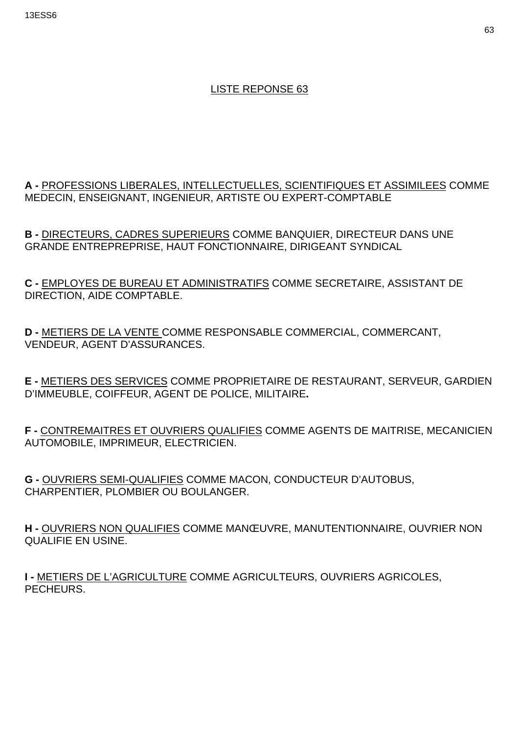LISTE REPONSE 63

**A -** PROFESSIONS LIBERALES, INTELLECTUELLES, SCIENTIFIQUES ET ASSIMILEES COMME MEDECIN, ENSEIGNANT, INGENIEUR, ARTISTE OU EXPERT-COMPTABLE

**B -** DIRECTEURS, CADRES SUPERIEURS COMME BANQUIER, DIRECTEUR DANS UNE GRANDE ENTREPREPRISE, HAUT FONCTIONNAIRE, DIRIGEANT SYNDICAL

**C -** EMPLOYES DE BUREAU ET ADMINISTRATIFS COMME SECRETAIRE, ASSISTANT DE DIRECTION, AIDE COMPTABLE.

**D -** METIERS DE LA VENTE COMME RESPONSABLE COMMERCIAL, COMMERCANT, VENDEUR, AGENT D'ASSURANCES.

**E -** METIERS DES SERVICES COMME PROPRIETAIRE DE RESTAURANT, SERVEUR, GARDIEN D'IMMEUBLE, COIFFEUR, AGENT DE POLICE, MILITAIRE**.**

**F -** CONTREMAITRES ET OUVRIERS QUALIFIES COMME AGENTS DE MAITRISE, MECANICIEN AUTOMOBILE, IMPRIMEUR, ELECTRICIEN.

**G -** OUVRIERS SEMI-QUALIFIES COMME MACON, CONDUCTEUR D'AUTOBUS, CHARPENTIER, PLOMBIER OU BOULANGER.

**H -** OUVRIERS NON QUALIFIES COMME MANŒUVRE, MANUTENTIONNAIRE, OUVRIER NON QUALIFIE EN USINE.

**I -** METIERS DE L'AGRICULTURE COMME AGRICULTEURS, OUVRIERS AGRICOLES, PECHEURS.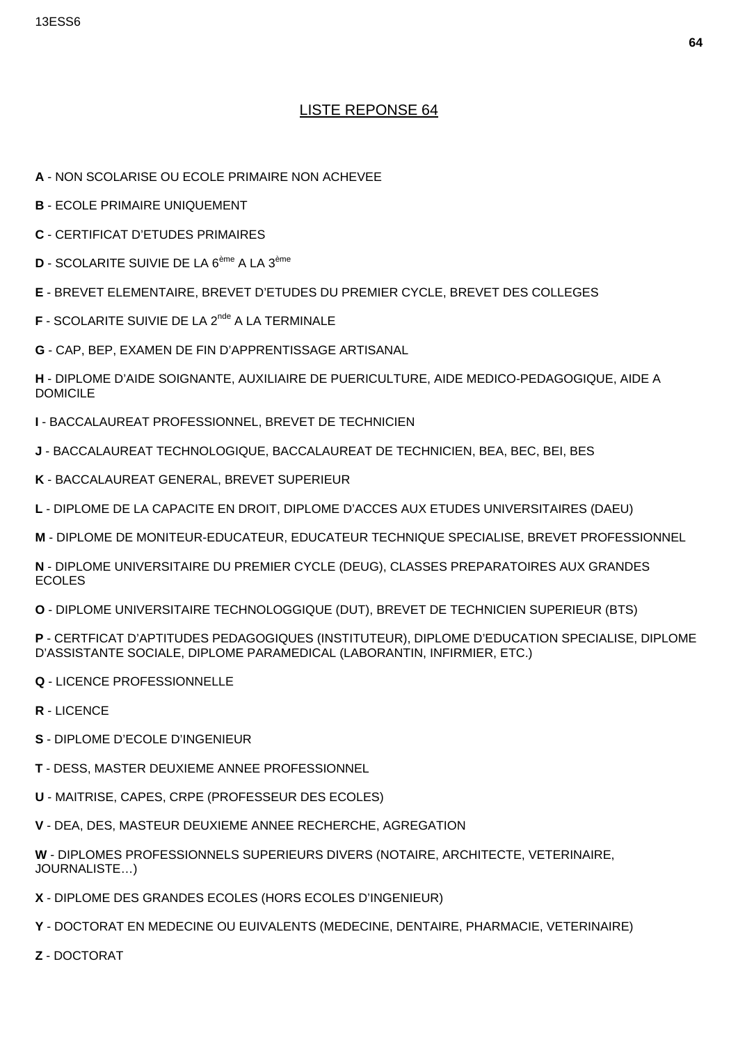# LISTE REPONSE 64

**A** - NON SCOLARISE OU ECOLE PRIMAIRE NON ACHEVEE

**B** - ECOLE PRIMAIRE UNIQUEMENT

**C** - CERTIFICAT D'ETUDES PRIMAIRES

**D** - SCOLARITE SUIVIE DE LA 6ème A LA 3ème

**E** - BREVET ELEMENTAIRE, BREVET D'ETUDES DU PREMIER CYCLE, BREVET DES COLLEGES

**F** - SCOLARITE SUIVIE DE LA 2nde A LA TERMINALE

**G** - CAP, BEP, EXAMEN DE FIN D'APPRENTISSAGE ARTISANAL

**H** - DIPLOME D'AIDE SOIGNANTE, AUXILIAIRE DE PUERICULTURE, AIDE MEDICO-PEDAGOGIQUE, AIDE A DOMICILE

**I** - BACCALAUREAT PROFESSIONNEL, BREVET DE TECHNICIEN

**J** - BACCALAUREAT TECHNOLOGIQUE, BACCALAUREAT DE TECHNICIEN, BEA, BEC, BEI, BES

**K** - BACCALAUREAT GENERAL, BREVET SUPERIEUR

**L** - DIPLOME DE LA CAPACITE EN DROIT, DIPLOME D'ACCES AUX ETUDES UNIVERSITAIRES (DAEU)

**M** - DIPLOME DE MONITEUR-EDUCATEUR, EDUCATEUR TECHNIQUE SPECIALISE, BREVET PROFESSIONNEL

**N** - DIPLOME UNIVERSITAIRE DU PREMIER CYCLE (DEUG), CLASSES PREPARATOIRES AUX GRANDES ECOLES

**O** - DIPLOME UNIVERSITAIRE TECHNOLOGGIQUE (DUT), BREVET DE TECHNICIEN SUPERIEUR (BTS)

**P** - CERTFICAT D'APTITUDES PEDAGOGIQUES (INSTITUTEUR), DIPLOME D'EDUCATION SPECIALISE, DIPLOME D'ASSISTANTE SOCIALE, DIPLOME PARAMEDICAL (LABORANTIN, INFIRMIER, ETC.)

**Q** - LICENCE PROFESSIONNELLE

**R** - LICENCE

**S** - DIPLOME D'ECOLE D'INGENIEUR

**T** - DESS, MASTER DEUXIEME ANNEE PROFESSIONNEL

**U** - MAITRISE, CAPES, CRPE (PROFESSEUR DES ECOLES)

**V** - DEA, DES, MASTEUR DEUXIEME ANNEE RECHERCHE, AGREGATION

**W** - DIPLOMES PROFESSIONNELS SUPERIEURS DIVERS (NOTAIRE, ARCHITECTE, VETERINAIRE, JOURNALISTE…)

**X** - DIPLOME DES GRANDES ECOLES (HORS ECOLES D'INGENIEUR)

**Y** - DOCTORAT EN MEDECINE OU EUIVALENTS (MEDECINE, DENTAIRE, PHARMACIE, VETERINAIRE)

**Z** - DOCTORAT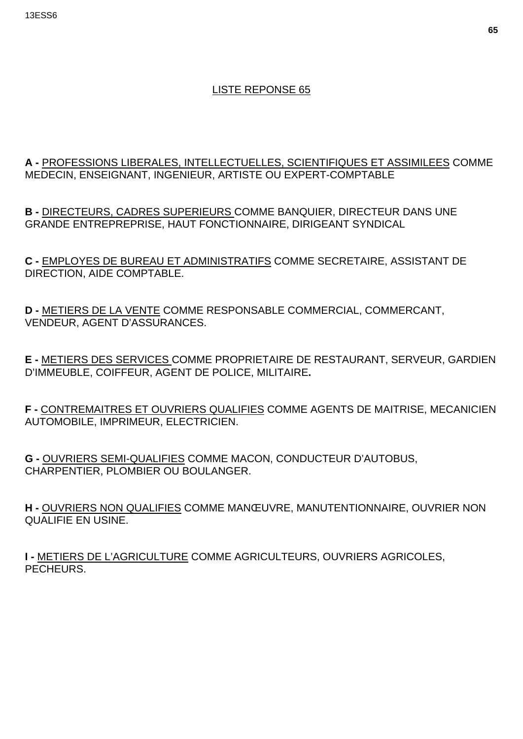LISTE REPONSE 65

**A -** PROFESSIONS LIBERALES, INTELLECTUELLES, SCIENTIFIQUES ET ASSIMILEES COMME MEDECIN, ENSEIGNANT, INGENIEUR, ARTISTE OU EXPERT-COMPTABLE

**B -** DIRECTEURS, CADRES SUPERIEURS COMME BANQUIER, DIRECTEUR DANS UNE GRANDE ENTREPREPRISE, HAUT FONCTIONNAIRE, DIRIGEANT SYNDICAL

**C -** EMPLOYES DE BUREAU ET ADMINISTRATIFS COMME SECRETAIRE, ASSISTANT DE DIRECTION, AIDE COMPTABLE.

**D -** METIERS DE LA VENTE COMME RESPONSABLE COMMERCIAL, COMMERCANT, VENDEUR, AGENT D'ASSURANCES.

**E -** METIERS DES SERVICES COMME PROPRIETAIRE DE RESTAURANT, SERVEUR, GARDIEN D'IMMEUBLE, COIFFEUR, AGENT DE POLICE, MILITAIRE**.**

**F -** CONTREMAITRES ET OUVRIERS QUALIFIES COMME AGENTS DE MAITRISE, MECANICIEN AUTOMOBILE, IMPRIMEUR, ELECTRICIEN.

**G -** OUVRIERS SEMI-QUALIFIES COMME MACON, CONDUCTEUR D'AUTOBUS, CHARPENTIER, PLOMBIER OU BOULANGER.

**H -** OUVRIERS NON QUALIFIES COMME MANŒUVRE, MANUTENTIONNAIRE, OUVRIER NON QUALIFIE EN USINE.

**I -** METIERS DE L'AGRICULTURE COMME AGRICULTEURS, OUVRIERS AGRICOLES, PECHEURS.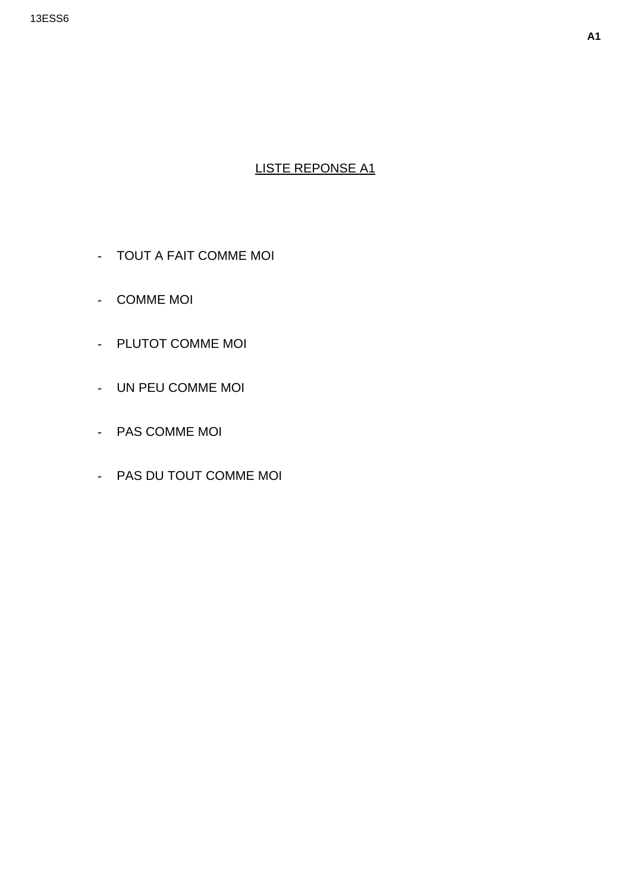## LISTE REPONSE A1

- TOUT A FAIT COMME MOI
- COMME MOI
- PLUTOT COMME MOI
- UN PEU COMME MOI
- PAS COMME MOI
- PAS DU TOUT COMME MOI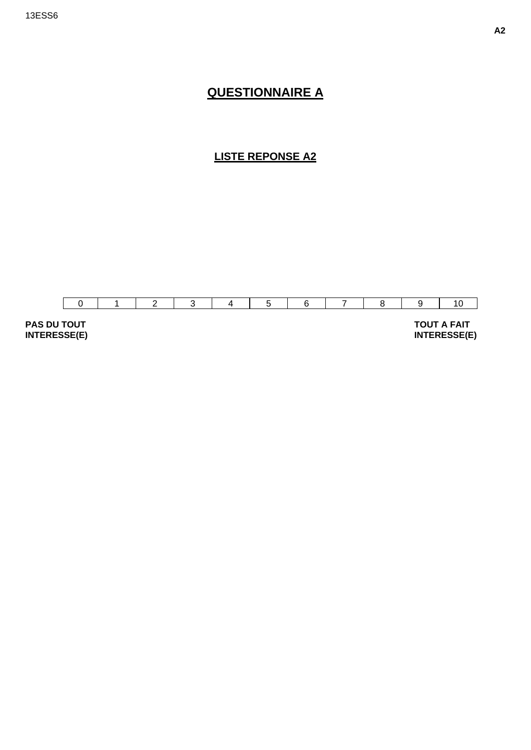# QUESTIONNAIRE A

## LISTE REPONSE A2

| 0 | 1 | 2 | 3 | 4 | 5 | 6 | 7 | 8 | 9 | 10 |
|---|---|---|---|---|---|---|---|---|---|---|

**PAS DU TOUT INTERESSE(E)**

**TOUT A FAIT INTERESSE(E)**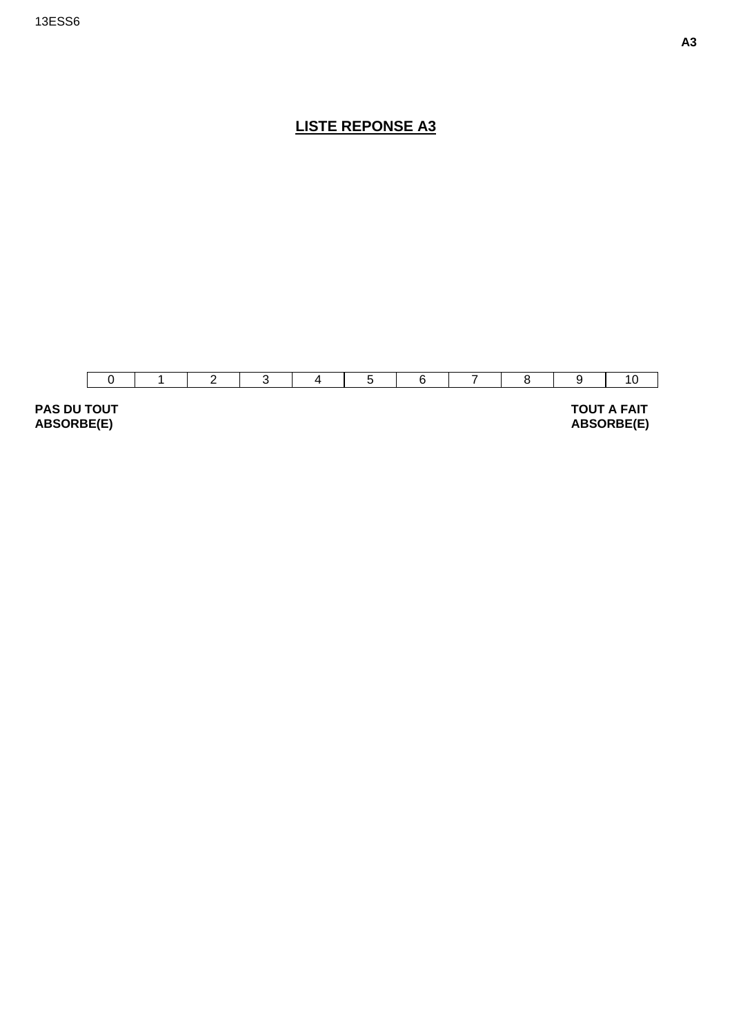# LISTE REPONSE A3

| 0 | 1 | 2 | 3 | 4 | 5 | 6 | 7 | 8 | 9 | 10 |
|---|---|---|---|---|---|---|---|---|---|---|

**PAS DU TOUT ABSORBE(E)**

**TOUT A FAIT ABSORBE(E)**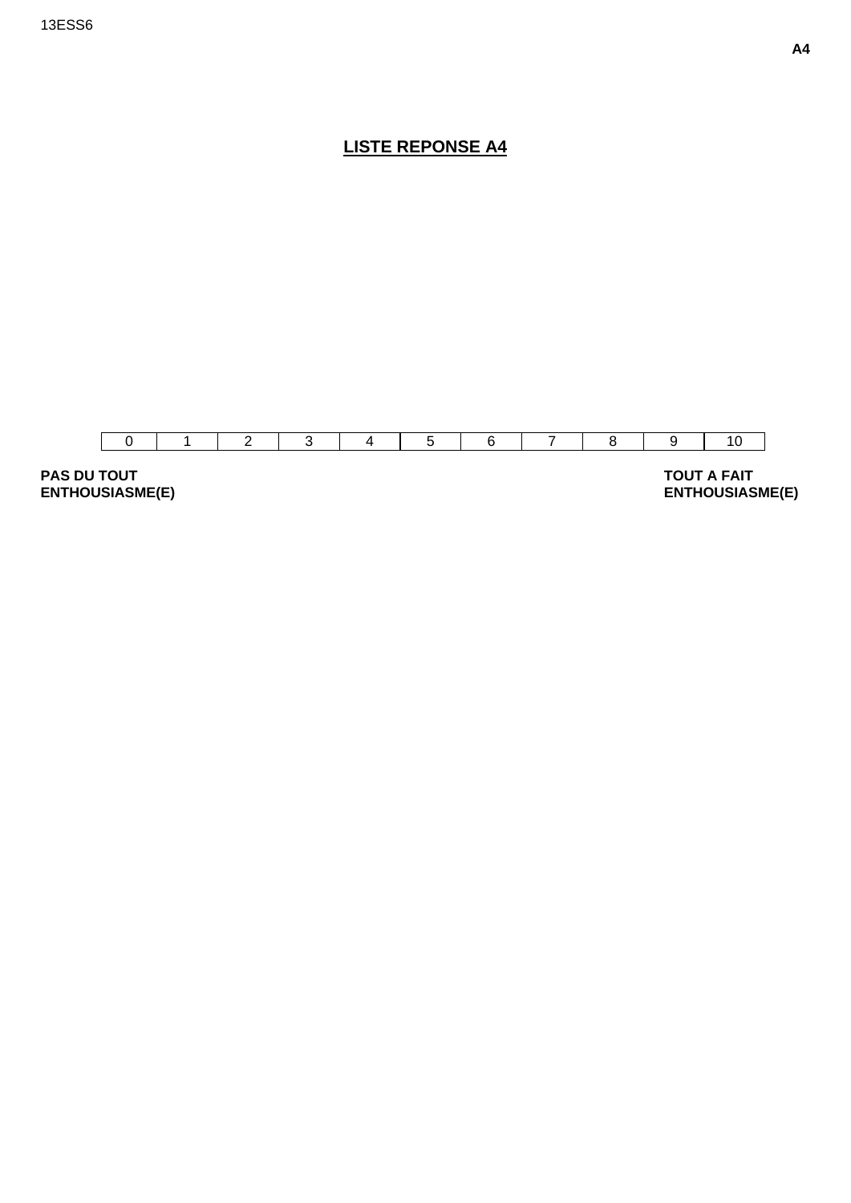## LISTE REPONSE A4

| 0 | 1 | 2 | 3 | 4 | 5 | 6 | 7 | 8 | 9 | 10 |
|---|---|---|---|---|---|---|---|---|---|---|

**PAS DU TOUT ENTHOUSIASME(E)**

**TOUT A FAIT ENTHOUSIASME(E)**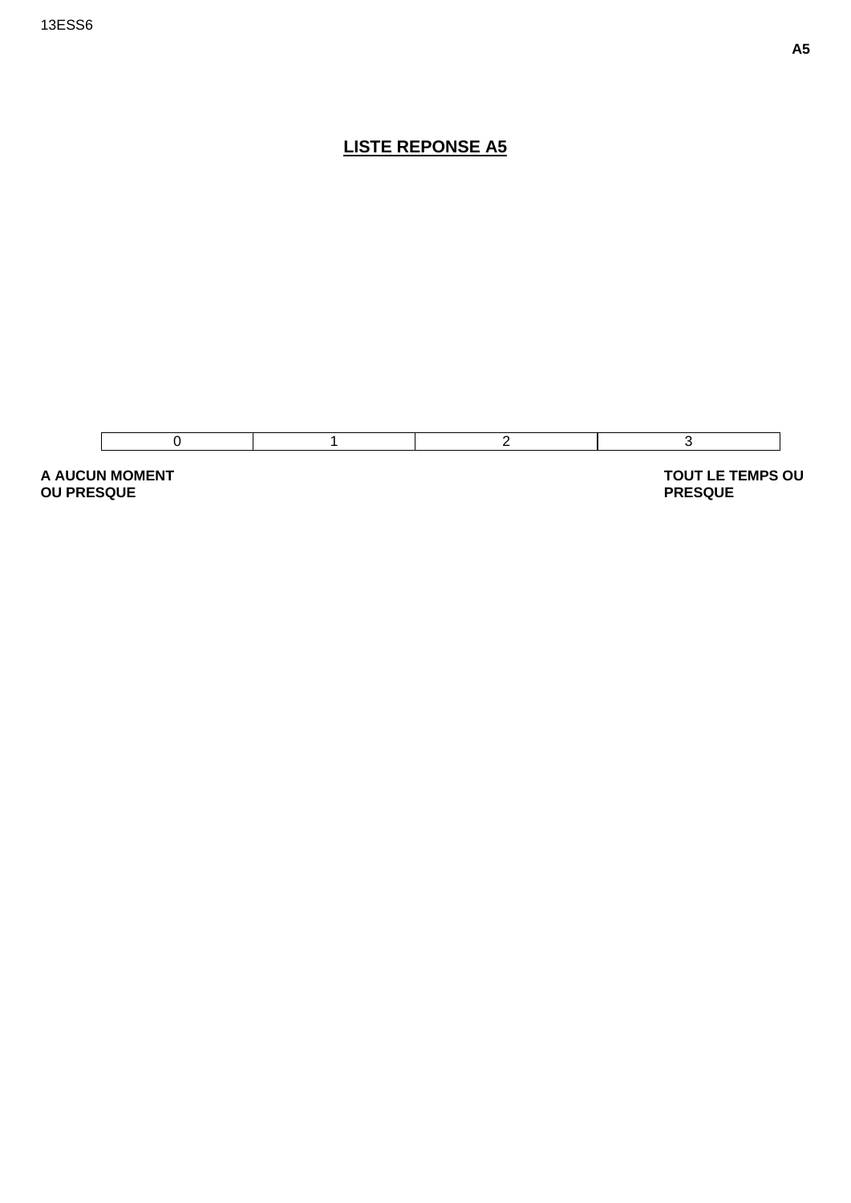# LISTE REPONSE A5

| 0 | 1 | 2 | 3 |
|---|---|---|---|

**A AUCUN MOMENT OU PRESQUE**

**TOUT LE TEMPS OU PRESQUE**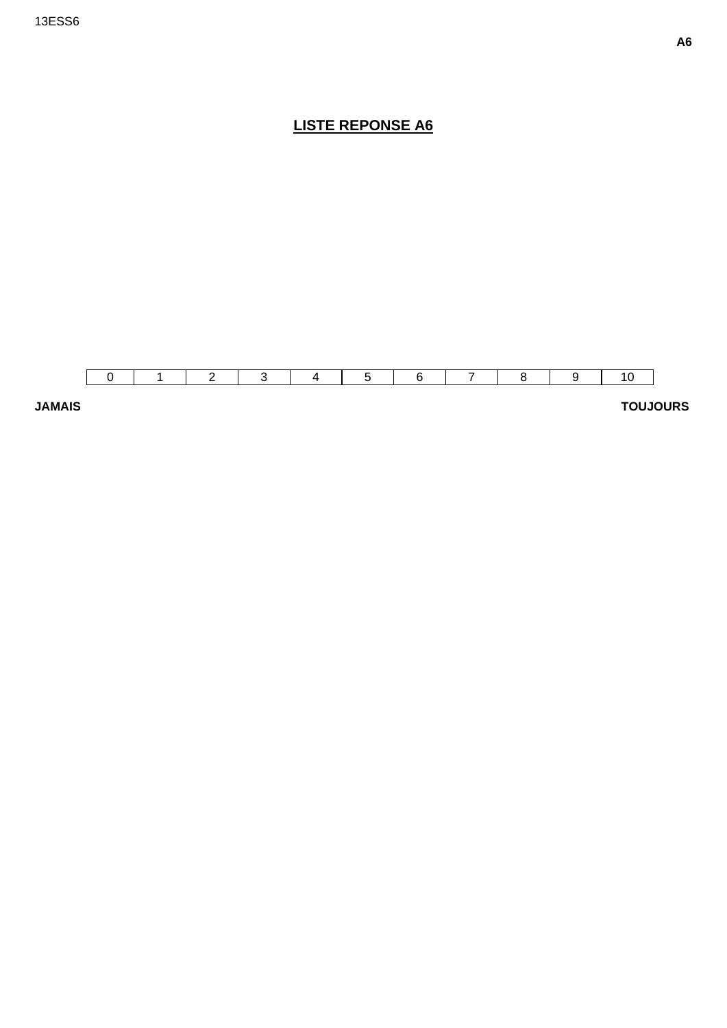13ESS6

**A6**

# LISTE REPONSE A6

| 0 | 1 | 2 | 3 | 4 | 5 | 6 | 7 | 8 | 9 | 10 |
|---|---|---|---|---|---|---|---|---|---|---|

**JAMAIS** **TOUJOURS**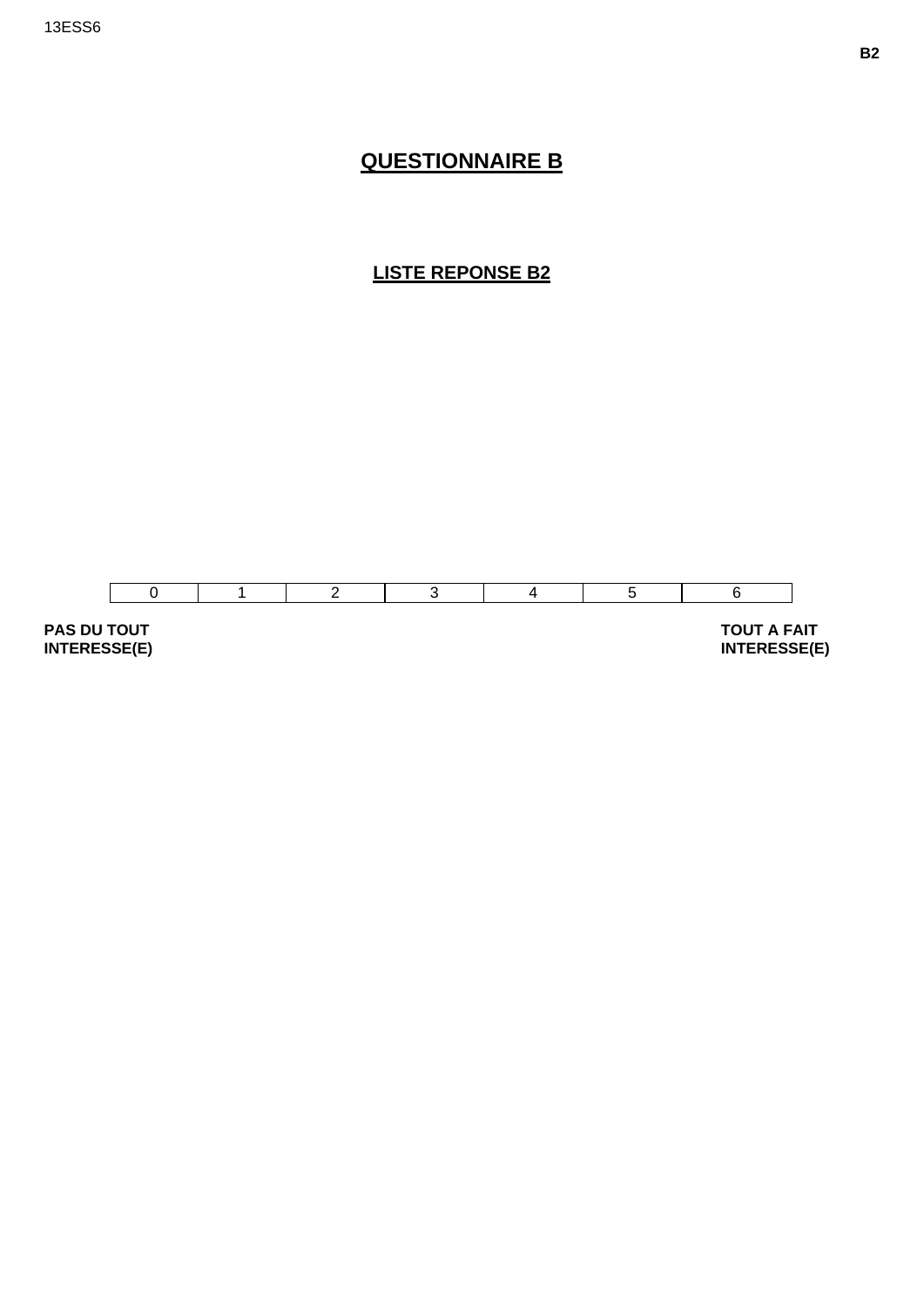# QUESTIONNAIRE B

## LISTE REPONSE B2

| 0 | 1 | 2 | 3 | 4 | 5 | 6 |
|---|---|---|---|---|---|---|

**PAS DU TOUT INTERESSE(E)**

**TOUT A FAIT INTERESSE(E)**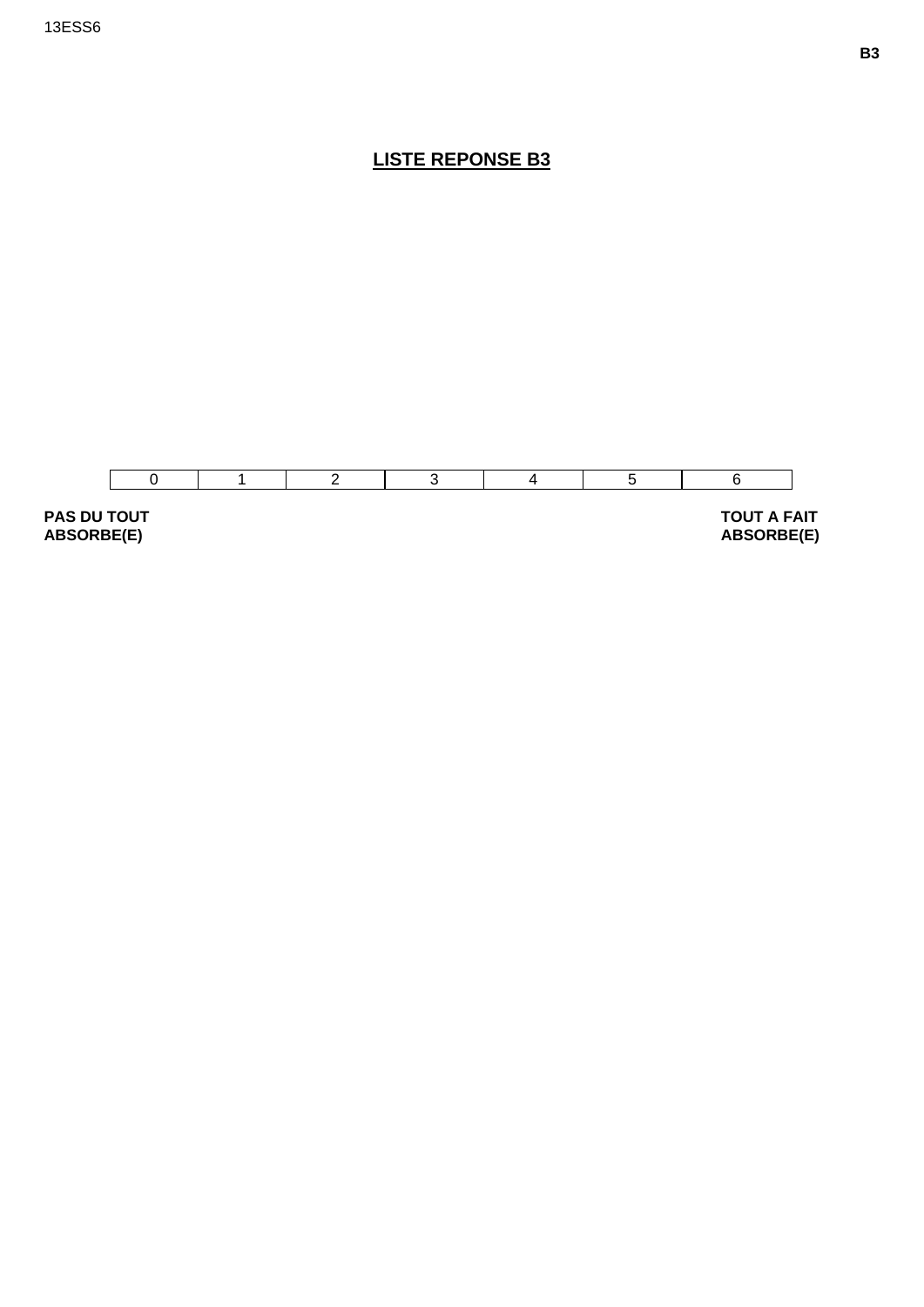## LISTE REPONSE B3

| 0 | 1 | 2 | 3 | 4 | 5 | 6 |
|---|---|---|---|---|---|---|

**PAS DU TOUT ABSORBE(E)** — **TOUT A FAIT ABSORBE(E)**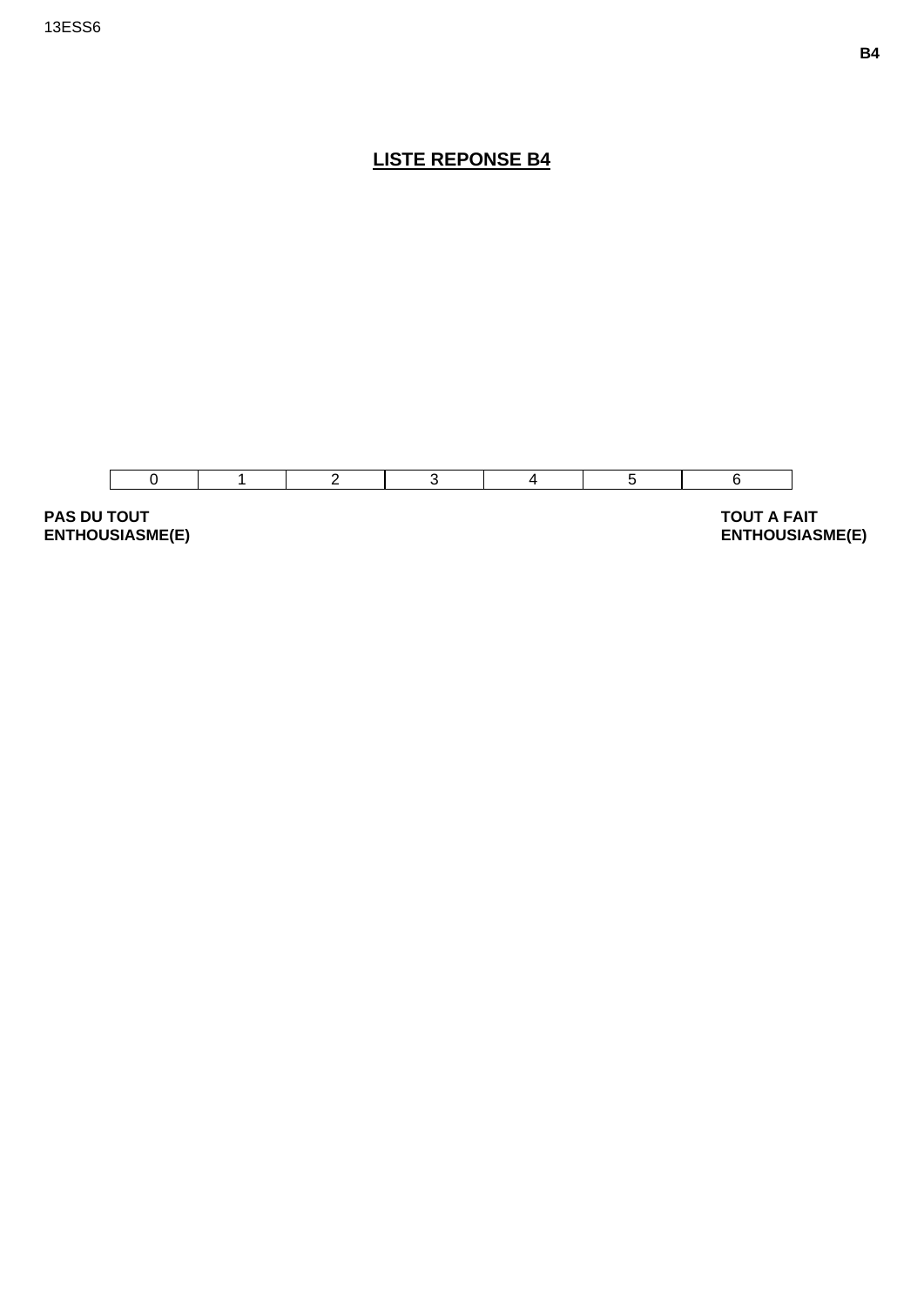## LISTE REPONSE B4

| 0 | 1 | 2 | 3 | 4 | 5 | 6 |
|---|---|---|---|---|---|---|

**PAS DU TOUT ENTHOUSIASME(E)**

**TOUT A FAIT ENTHOUSIASME(E)**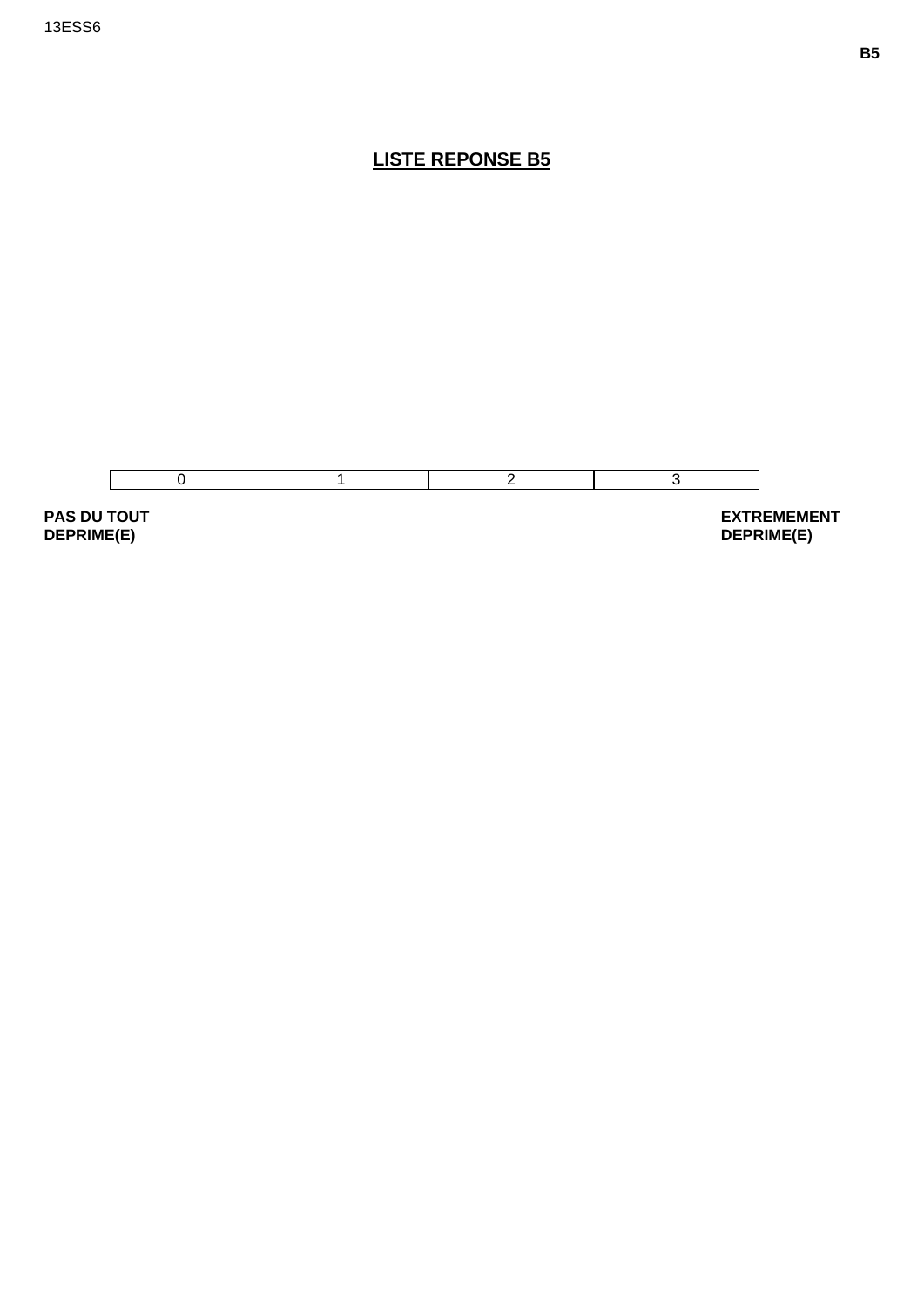# LISTE REPONSE B5

| 0 | 1 | 2 | 3 |
|---|---|---|---|

**PAS DU TOUT DEPRIME(E)**

**EXTREMEMENT DEPRIME(E)**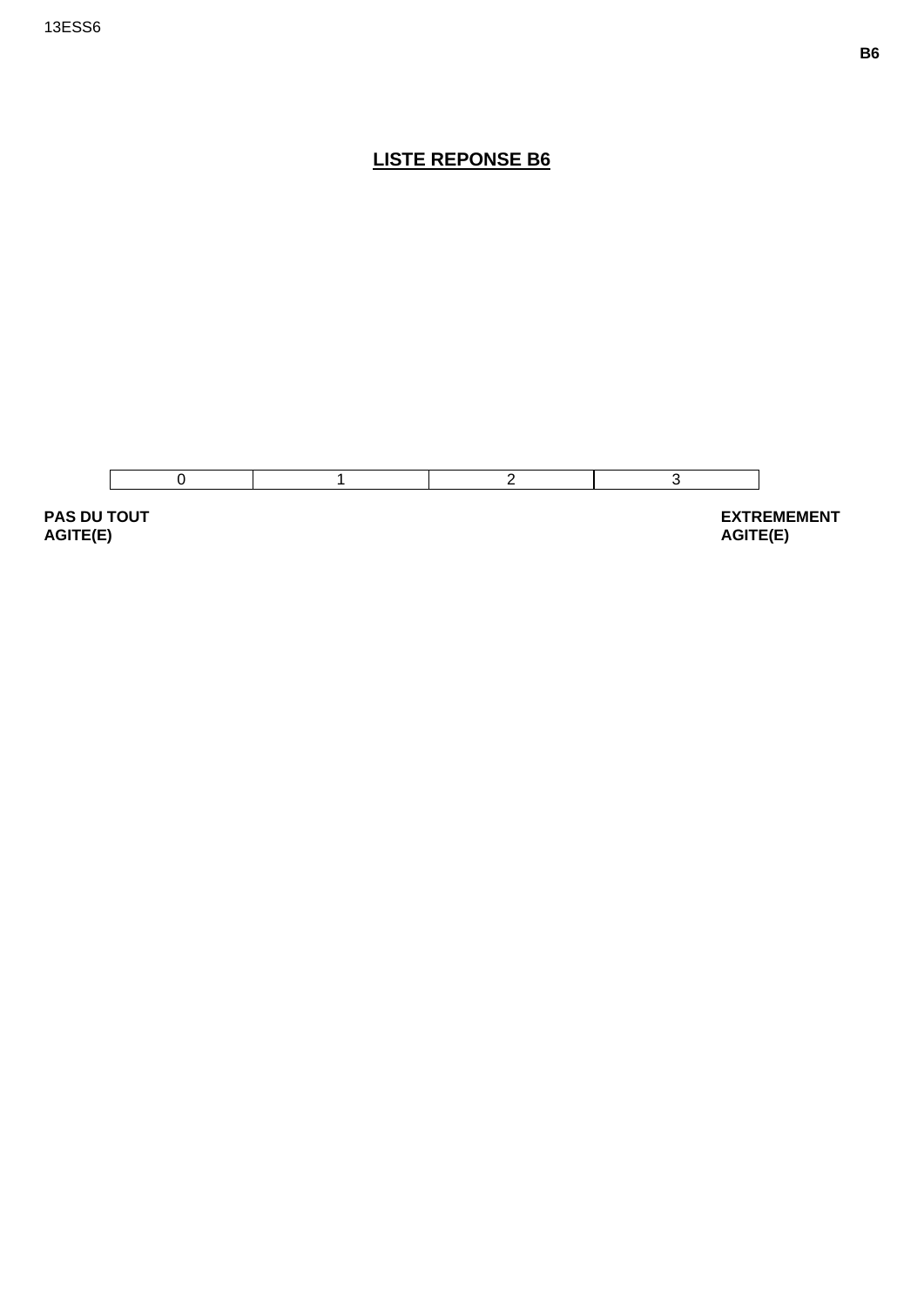# LISTE REPONSE B6

| 0 | 1 | 2 | 3 |
|---|---|---|---|

**PAS DU TOUT AGITE(E)**

**EXTREMEMENT AGITE(E)**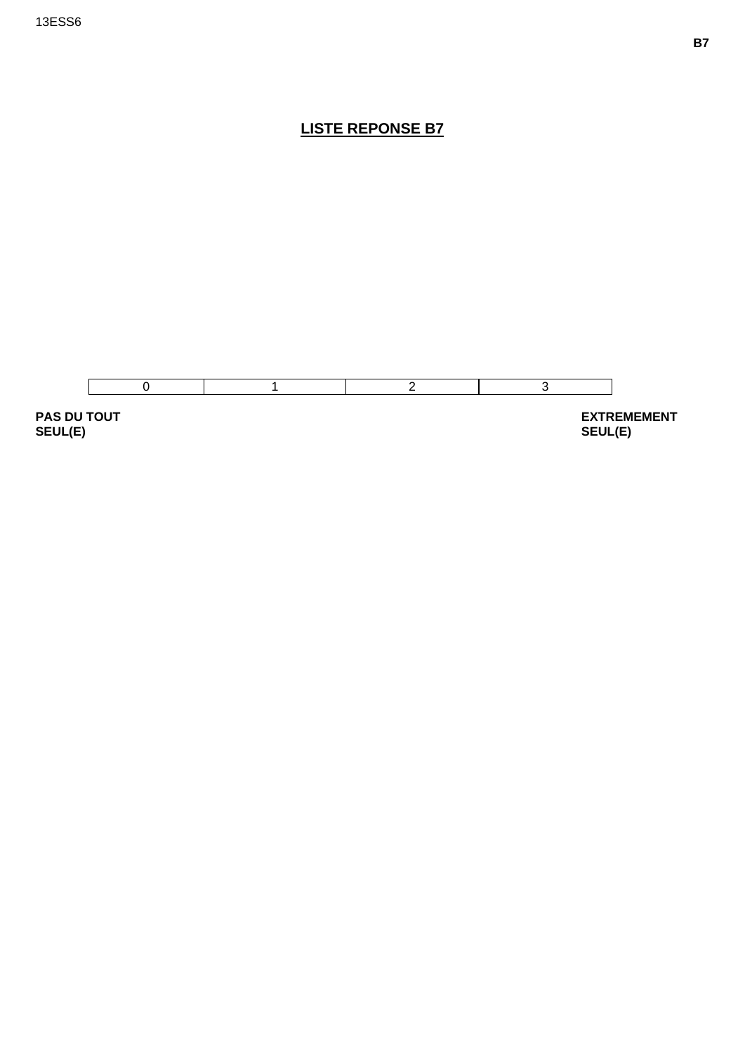# LISTE REPONSE B7

| 0 | 1 | 2 | 3 |
|---|---|---|---|

**PAS DU TOUT SEUL(E)**

**EXTREMEMENT SEUL(E)**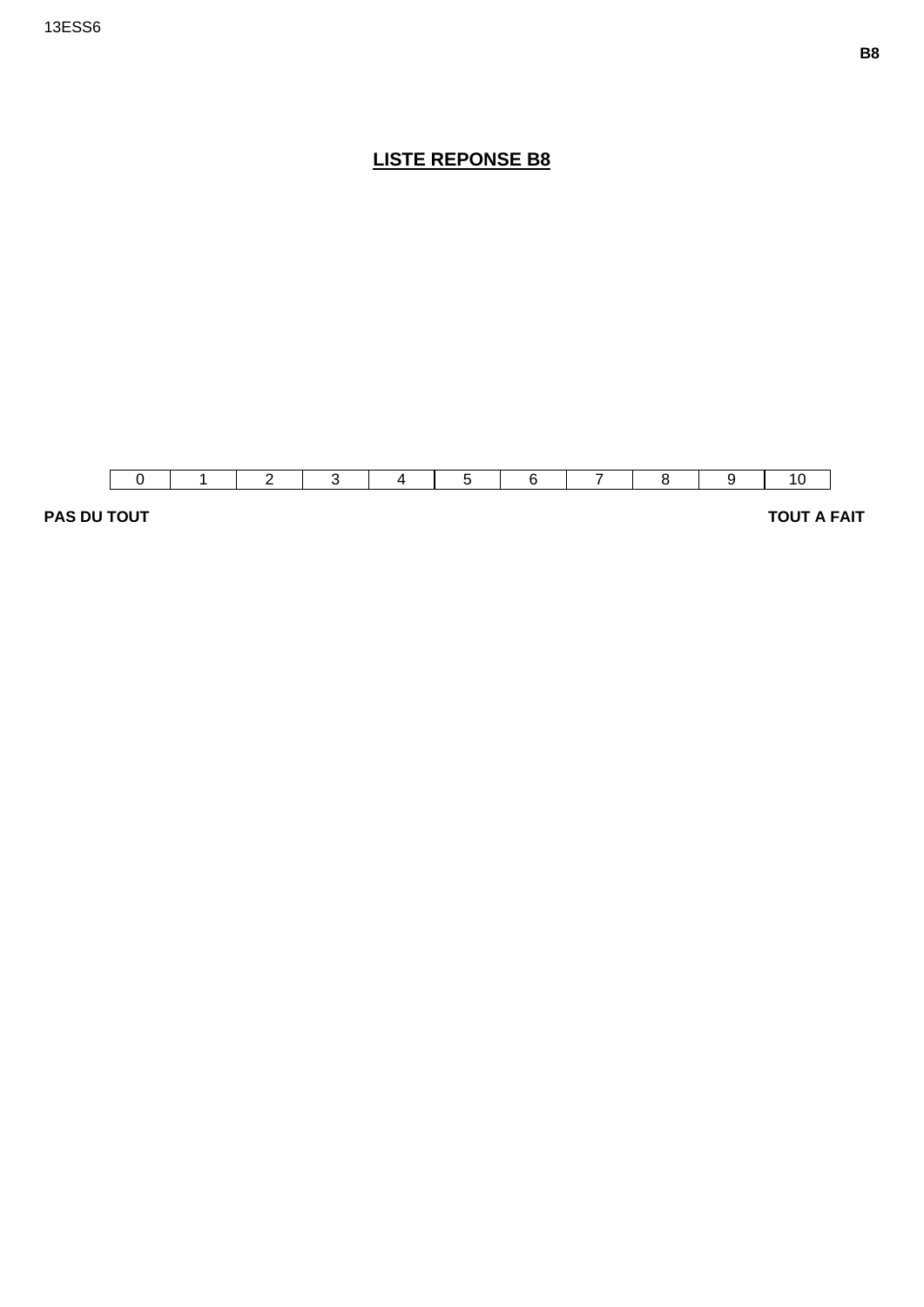# LISTE REPONSE B8

| 0 | 1 | 2 | 3 | 4 | 5 | 6 | 7 | 8 | 9 | 10 |
|---|---|---|---|---|---|---|---|---|---|---|

**PAS DU TOUT** **TOUT A FAIT**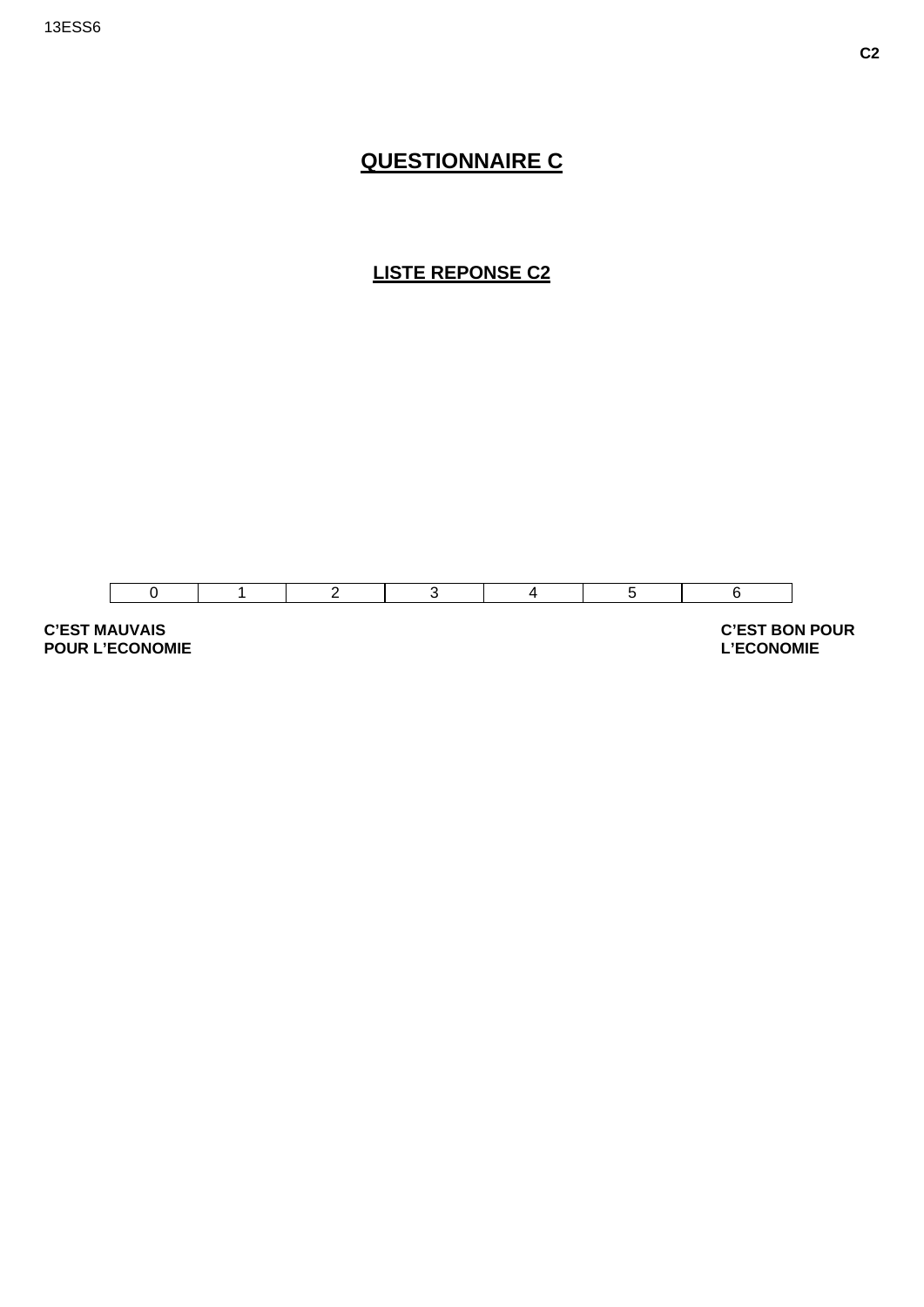# QUESTIONNAIRE C

## LISTE REPONSE C2

| 0 | 1 | 2 | 3 | 4 | 5 | 6 |
|---|---|---|---|---|---|---|

**C'EST MAUVAIS POUR L'ECONOMIE**

**C'EST BON POUR L'ECONOMIE**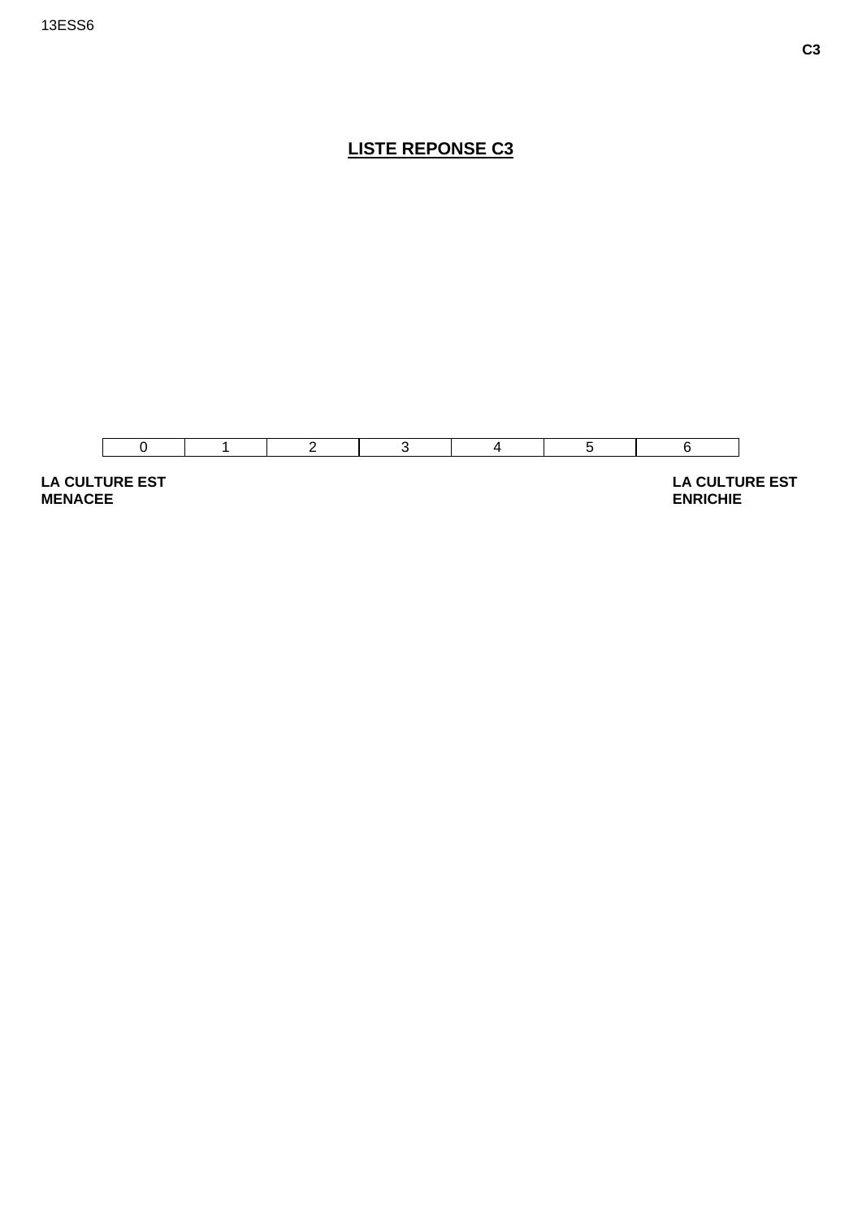**C3**

## LISTE REPONSE C3

| 0 | 1 | 2 | 3 | 4 | 5 | 6 |
|---|---|---|---|---|---|---|

**LA CULTURE EST MENACEE**

**LA CULTURE EST ENRICHIE**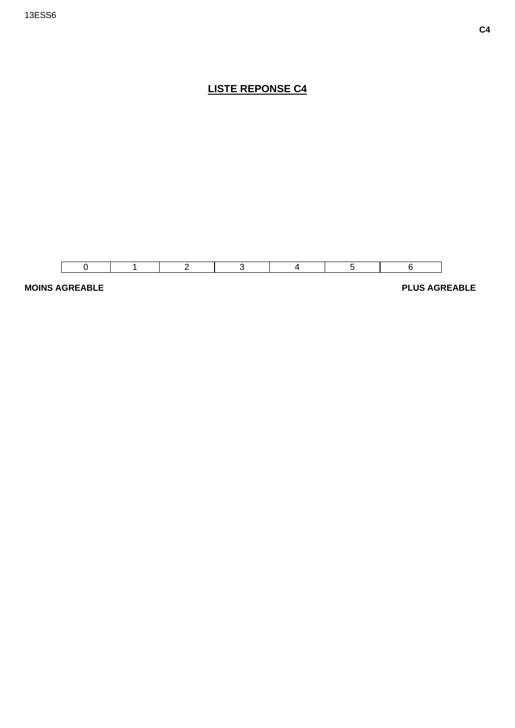# LISTE REPONSE C4

| 0 | 1 | 2 | 3 | 4 | 5 | 6 |
|---|---|---|---|---|---|---|

**MOINS AGREABLE** **PLUS AGREABLE**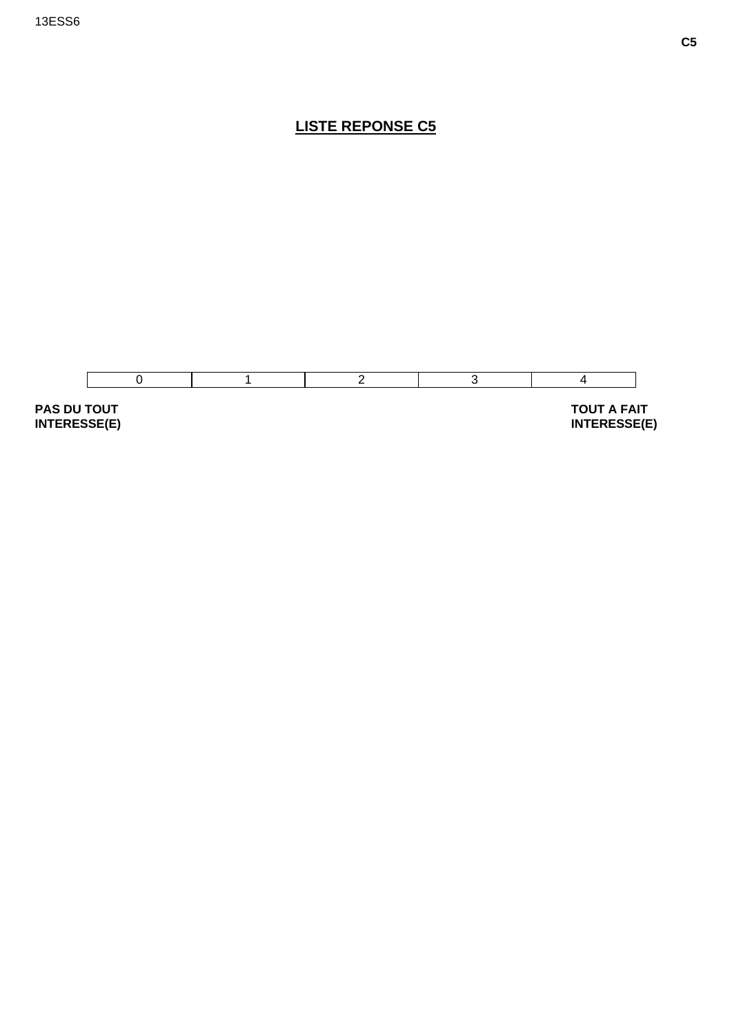## LISTE REPONSE C5

| 0 | 1 | 2 | 3 | 4 |
|---|---|---|---|---|

**PAS DU TOUT INTERESSE(E)**

**TOUT A FAIT INTERESSE(E)**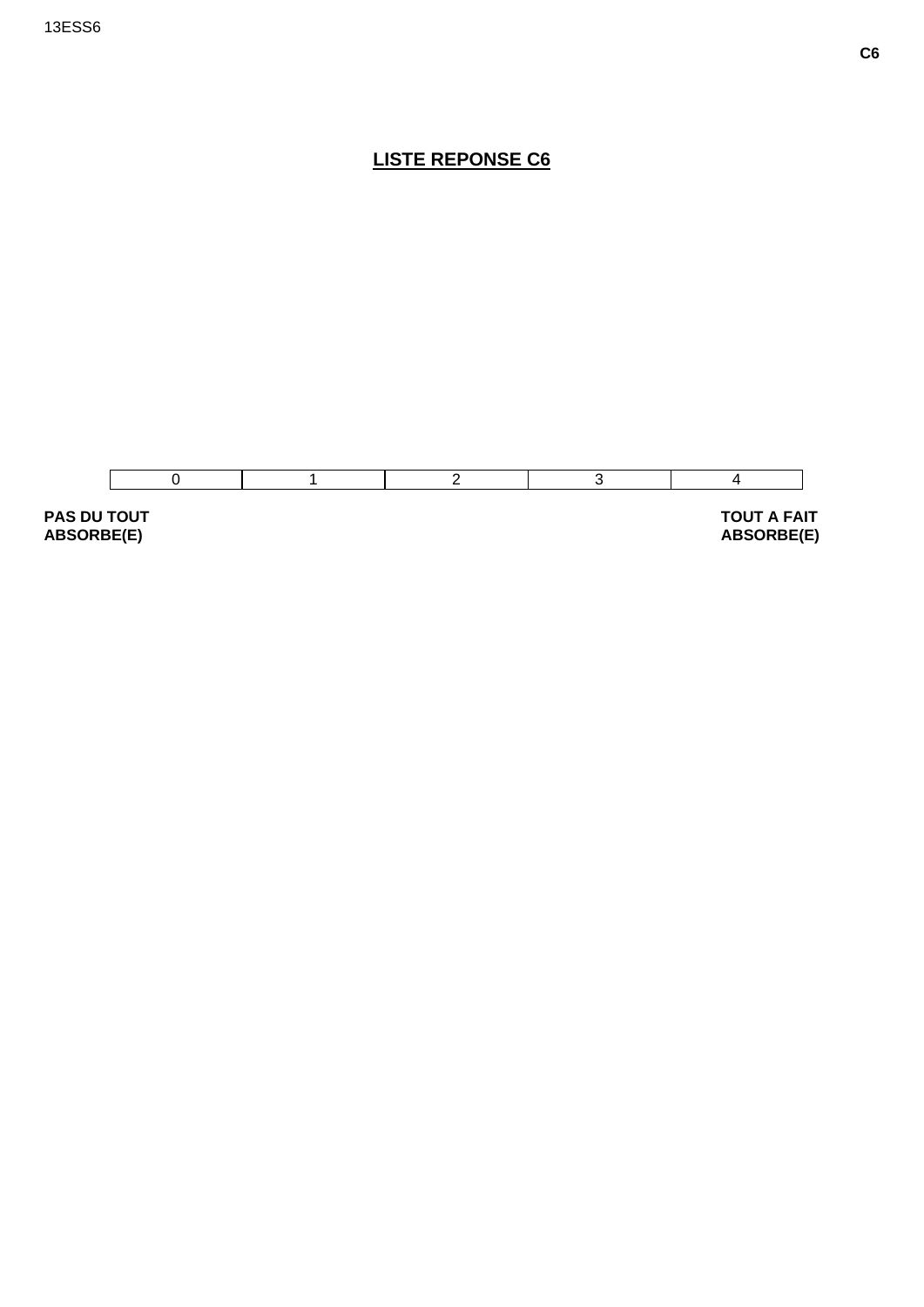# LISTE REPONSE C6

| 0 | 1 | 2 | 3 | 4 |
|---|---|---|---|---|

**PAS DU TOUT ABSORBE(E)**

**TOUT A FAIT ABSORBE(E)**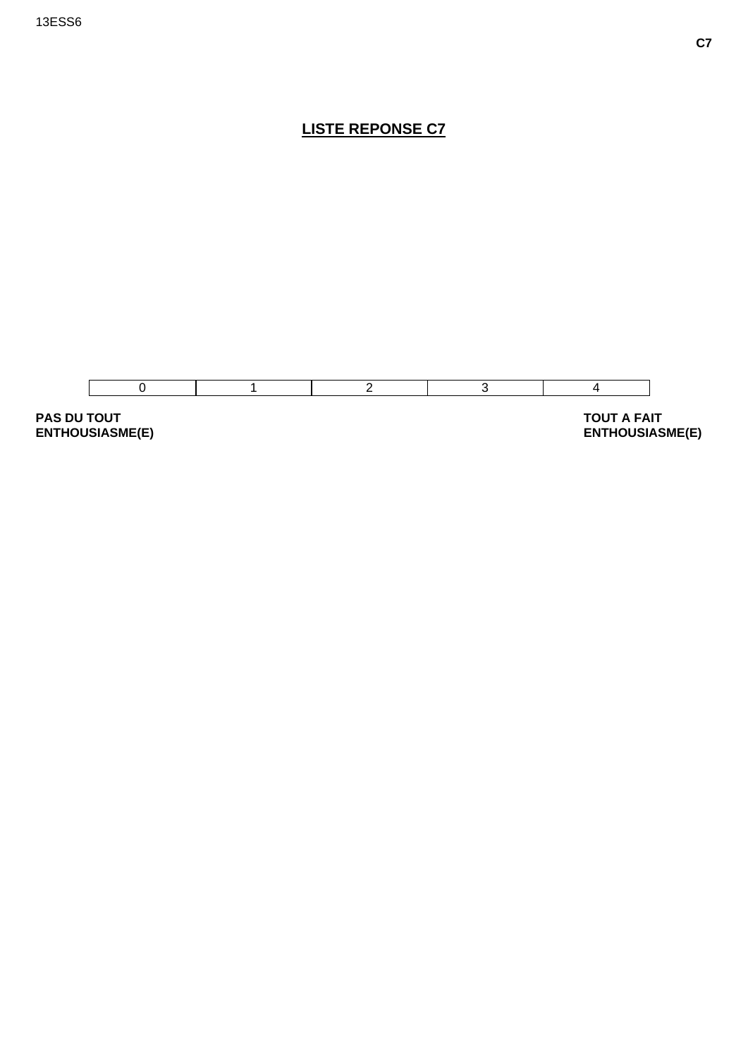## LISTE REPONSE C7

| 0 | 1 | 2 | 3 | 4 |
|---|---|---|---|---|

**PAS DU TOUT ENTHOUSIASME(E)**

**TOUT A FAIT ENTHOUSIASME(E)**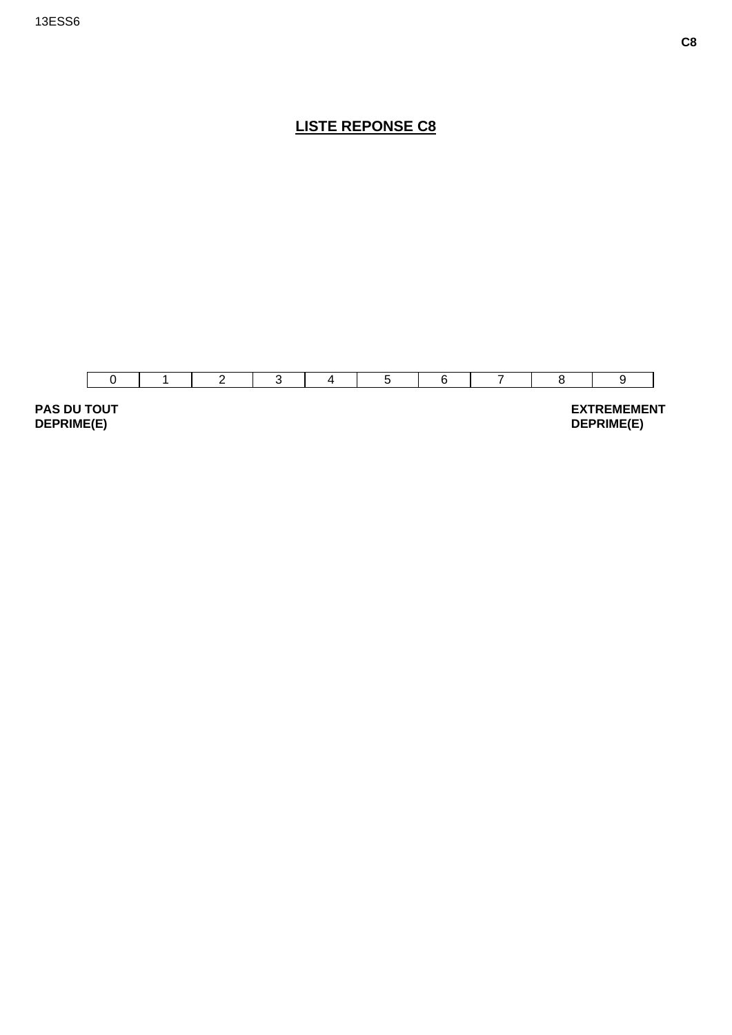# LISTE REPONSE C8

| 0 | 1 | 2 | 3 | 4 | 5 | 6 | 7 | 8 | 9 |
|---|---|---|---|---|---|---|---|---|---|

**PAS DU TOUT DEPRIME(E)**

**EXTREMEMENT DEPRIME(E)**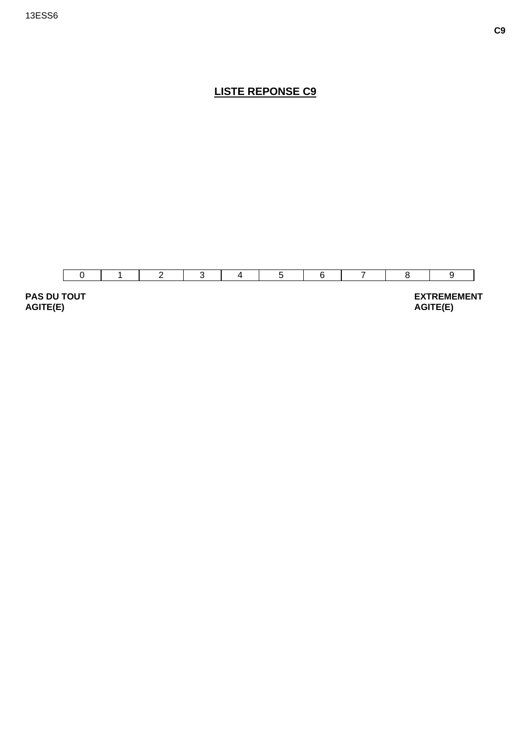# LISTE REPONSE C9

| 0 | 1 | 2 | 3 | 4 | 5 | 6 | 7 | 8 | 9 |
|---|---|---|---|---|---|---|---|---|---|

**PAS DU TOUT AGITE(E)** — **EXTREMEMENT AGITE(E)**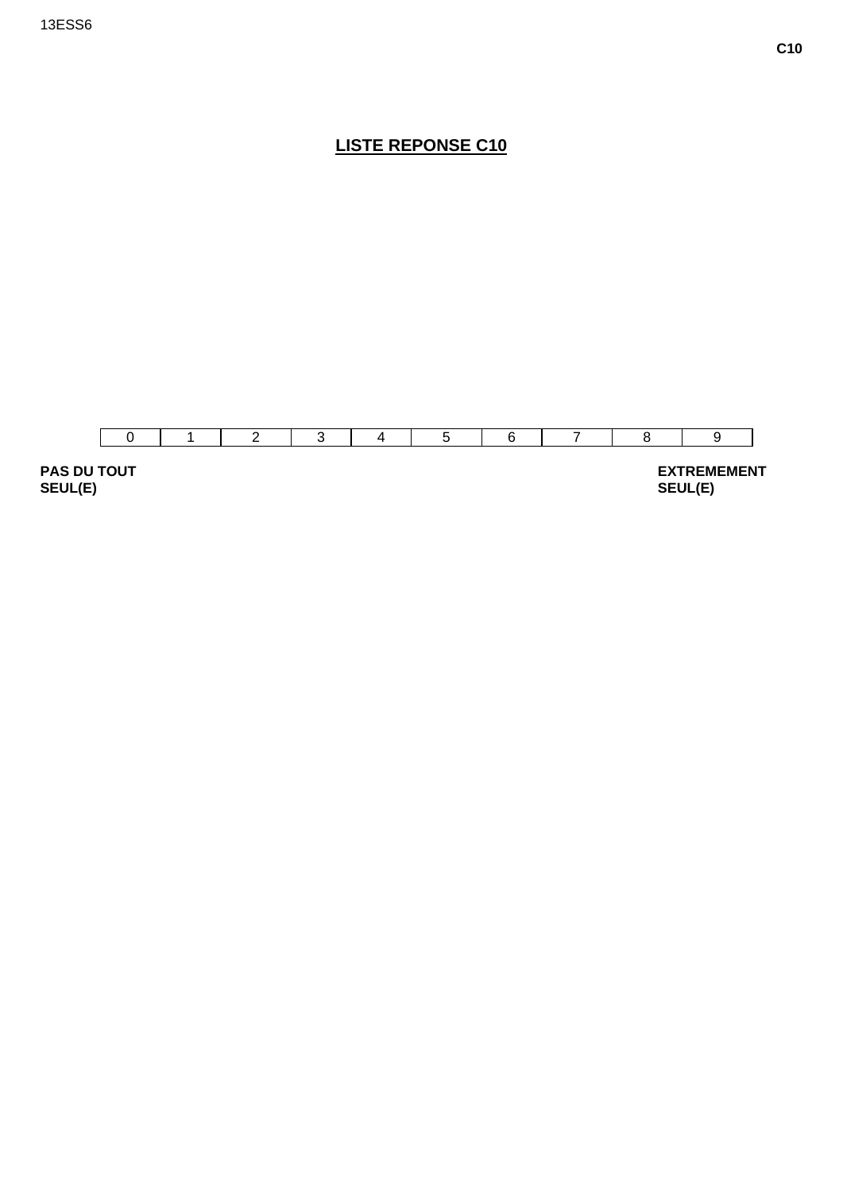# LISTE REPONSE C10

| 0 | 1 | 2 | 3 | 4 | 5 | 6 | 7 | 8 | 9 |
|---|---|---|---|---|---|---|---|---|---|

**PAS DU TOUT SEUL(E)**

**EXTREMEMENT SEUL(E)**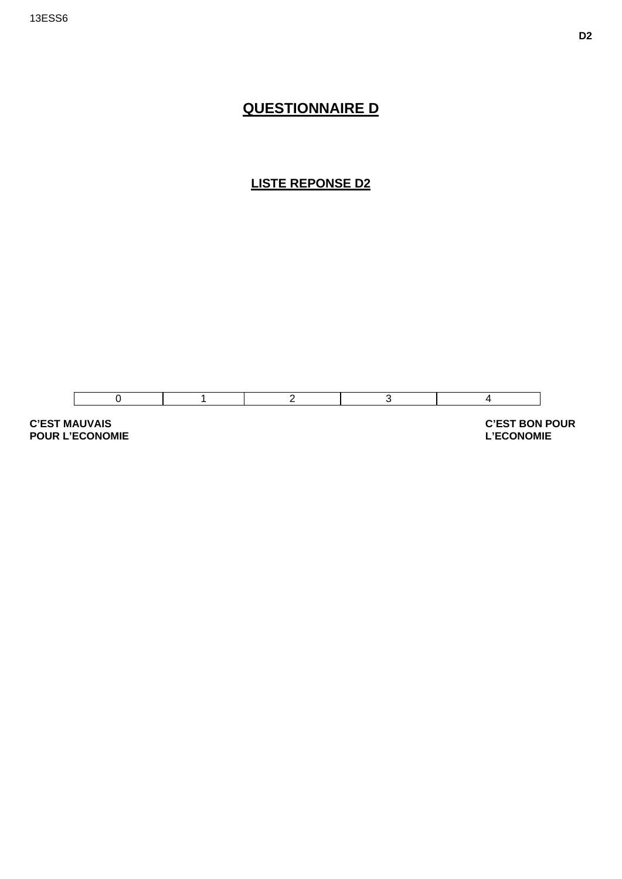# QUESTIONNAIRE D

## LISTE REPONSE D2

| 0 | 1 | 2 | 3 | 4 |
|---|---|---|---|---|

**C'EST MAUVAIS POUR L'ECONOMIE**

**C'EST BON POUR L'ECONOMIE**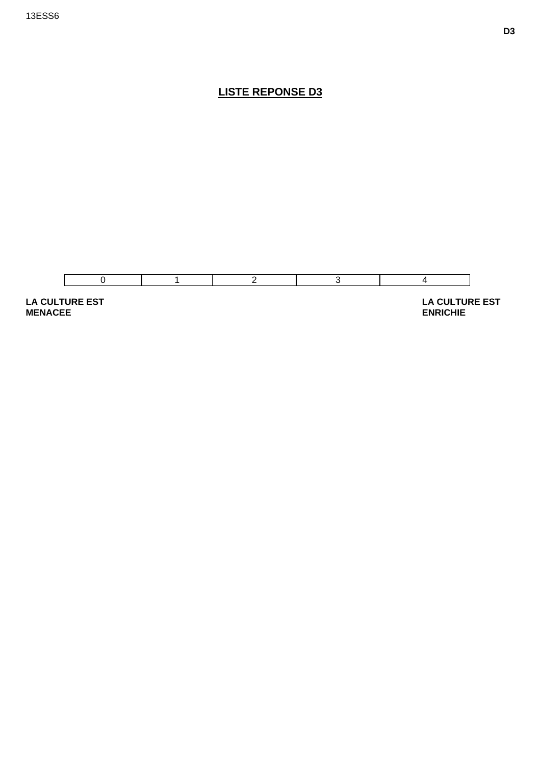# LISTE REPONSE D3

| 0 | 1 | 2 | 3 | 4 |
|---|---|---|---|---|

**LA CULTURE EST MENACEE**

**LA CULTURE EST ENRICHIE**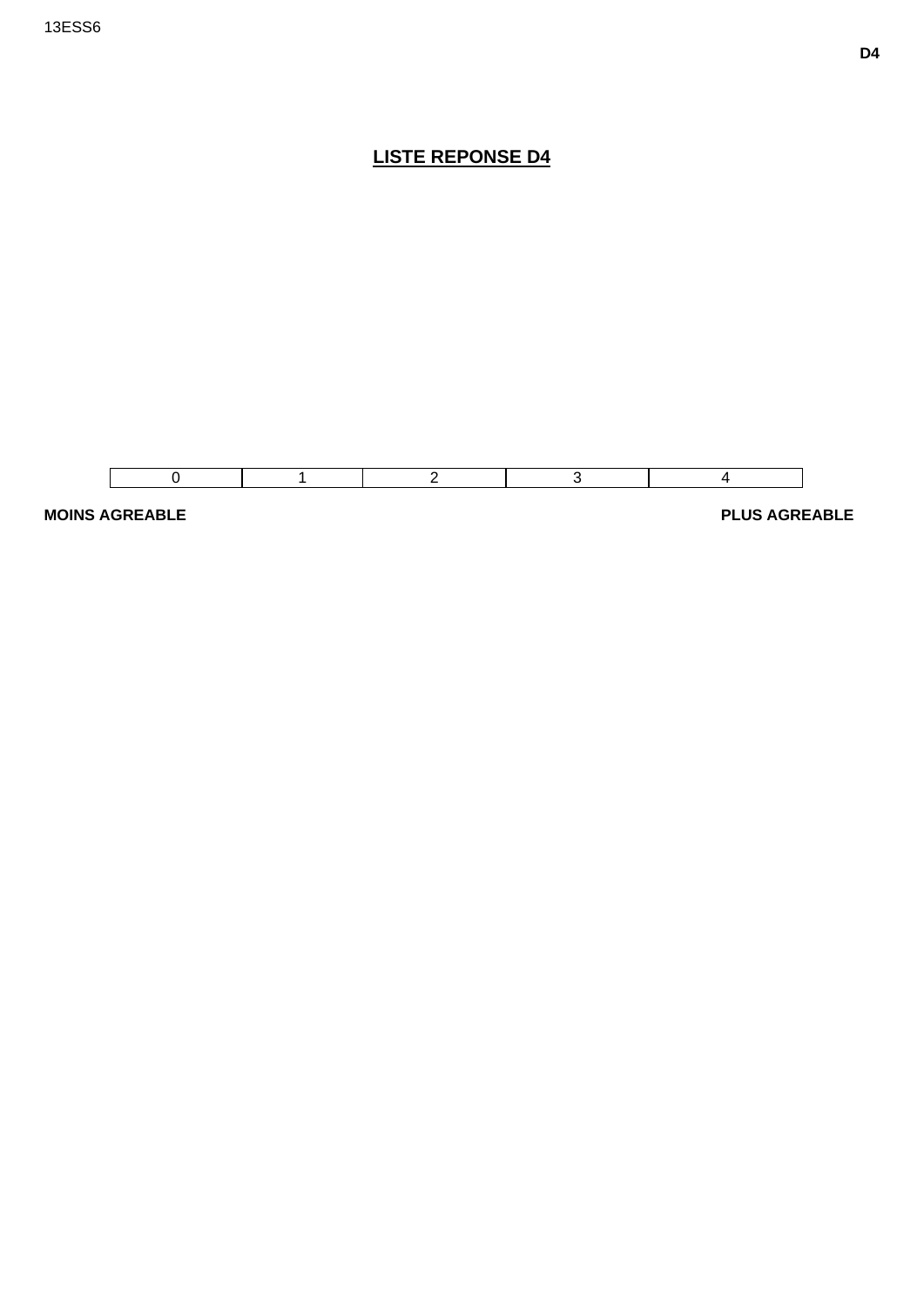# LISTE REPONSE D4

| 0 | 1 | 2 | 3 | 4 |
|---|---|---|---|---|

**MOINS AGREABLE** **PLUS AGREABLE**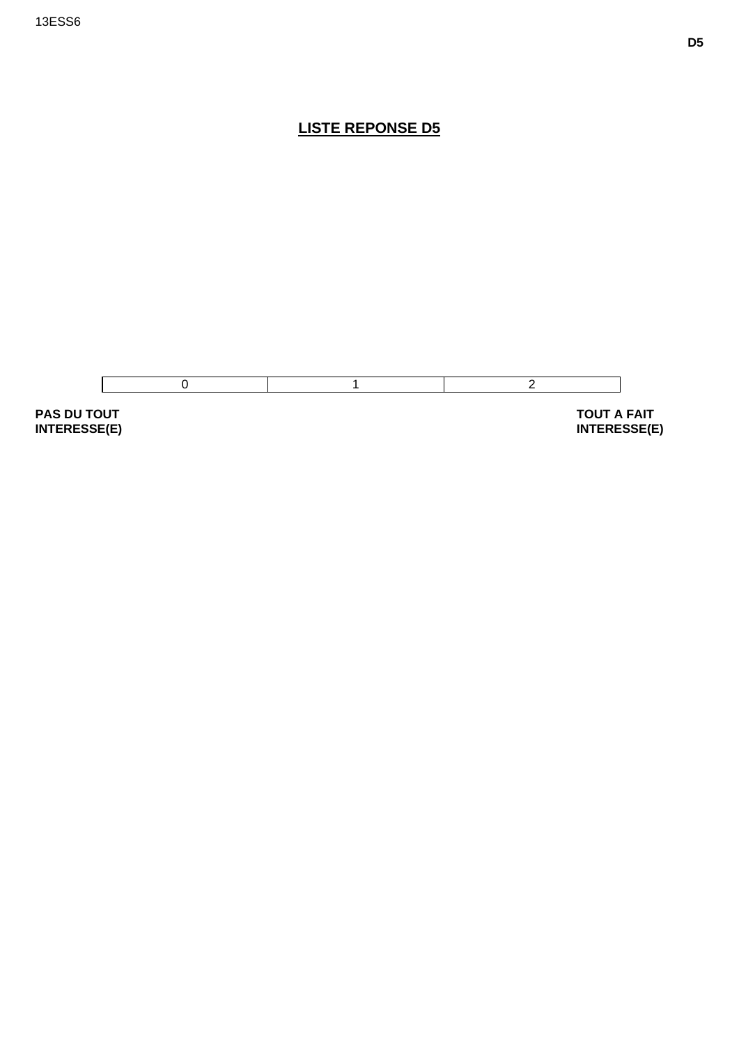# LISTE REPONSE D5

| 0 | 1 | 2 |
|---|---|---|

**PAS DU TOUT INTERESSE(E)**

**TOUT A FAIT INTERESSE(E)**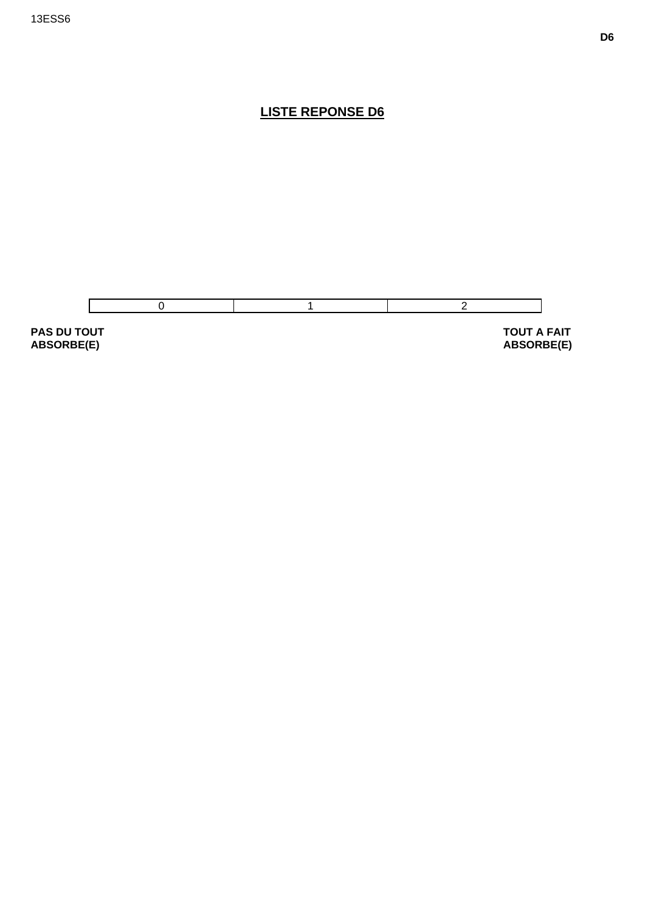# LISTE REPONSE D6

| 0 | 1 | 2 |
|---|---|---|

**PAS DU TOUT ABSORBE(E)**

**TOUT A FAIT ABSORBE(E)**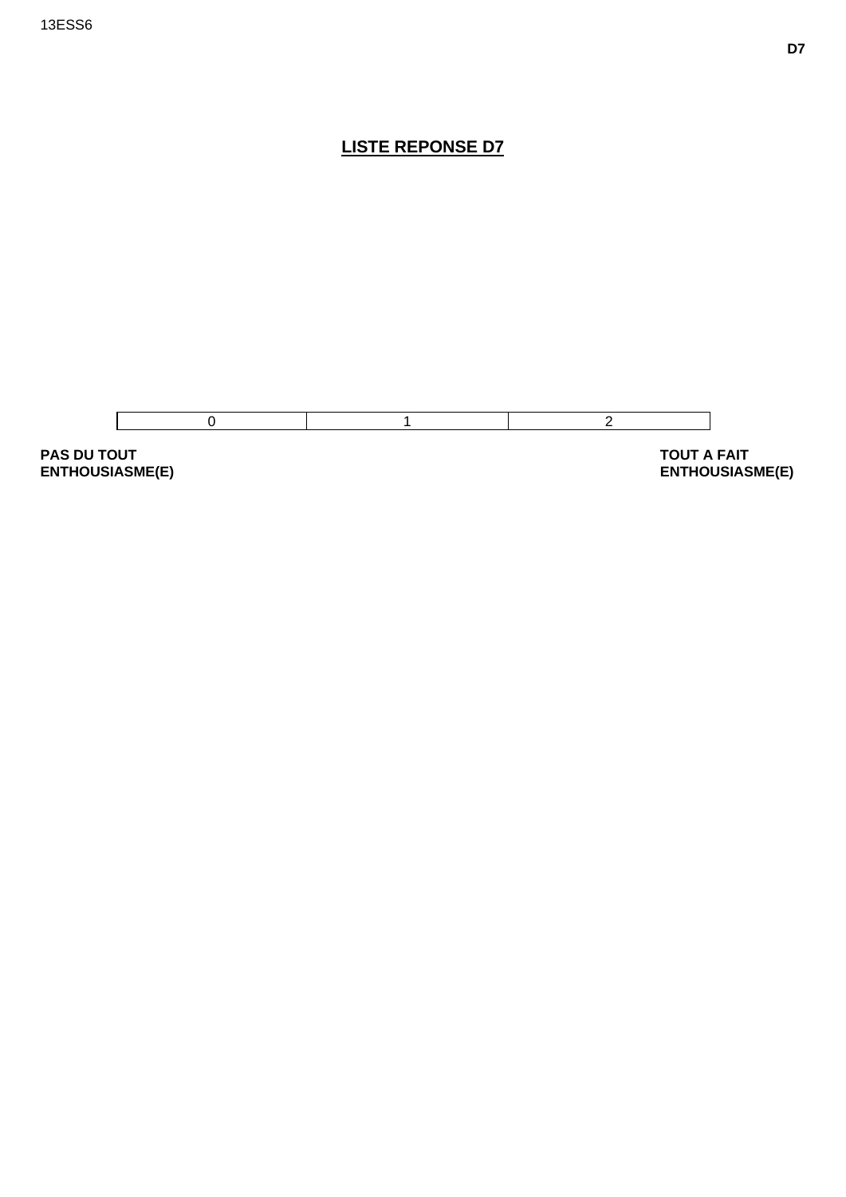## LISTE REPONSE D7

| 0 | 1 | 2 |
|---|---|---|

**PAS DU TOUT ENTHOUSIASME(E)**

**TOUT A FAIT ENTHOUSIASME(E)**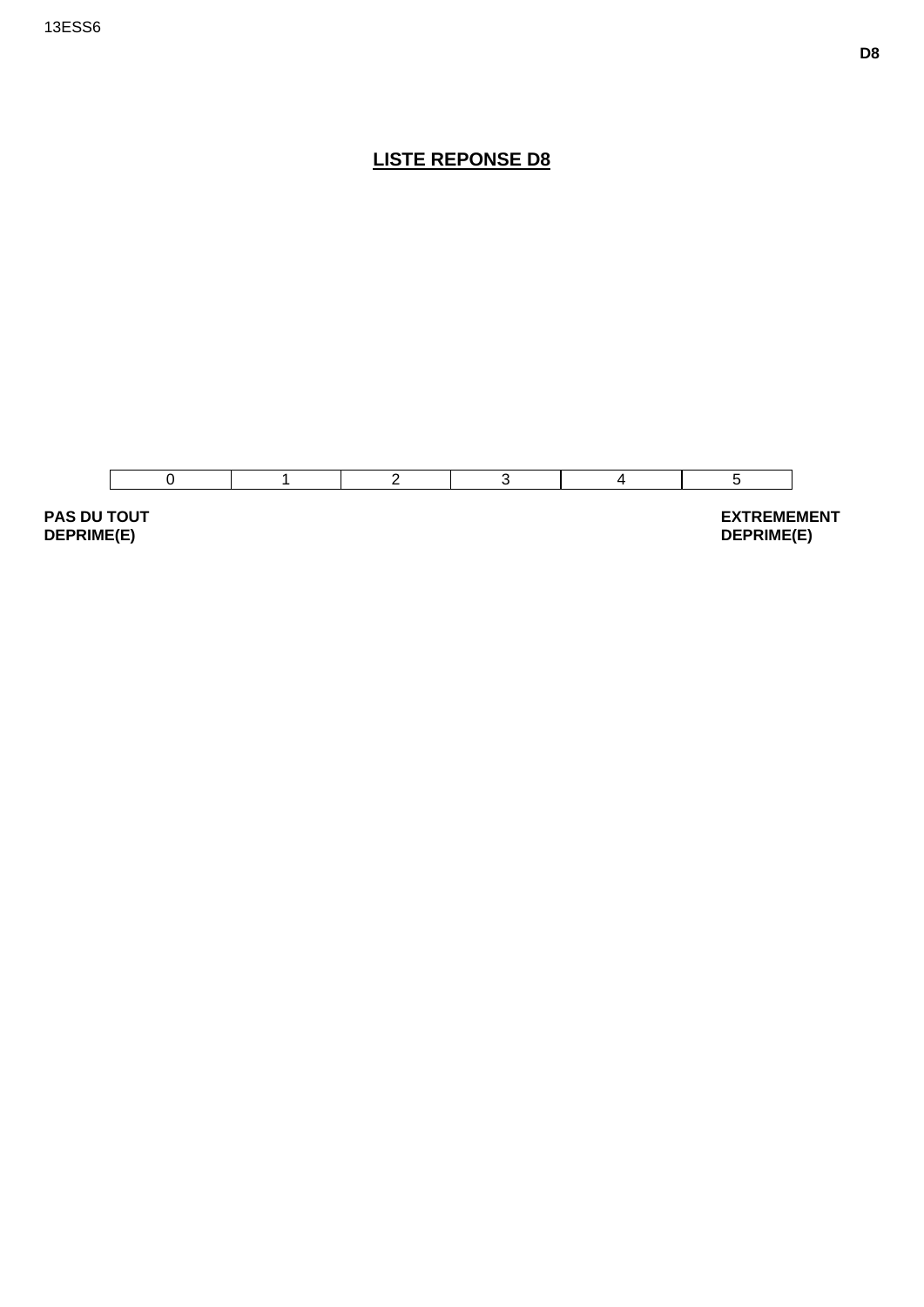## LISTE REPONSE D8

| 0 | 1 | 2 | 3 | 4 | 5 |
|---|---|---|---|---|---|

**PAS DU TOUT DEPRIME(E)**

**EXTREMEMENT DEPRIME(E)**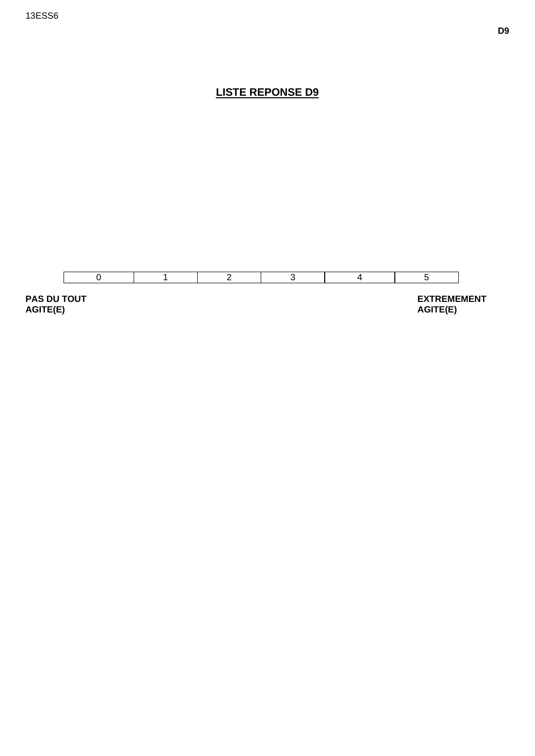# LISTE REPONSE D9

| 0 | 1 | 2 | 3 | 4 | 5 |
|---|---|---|---|---|---|

**PAS DU TOUT AGITE(E)**

**EXTREMEMENT AGITE(E)**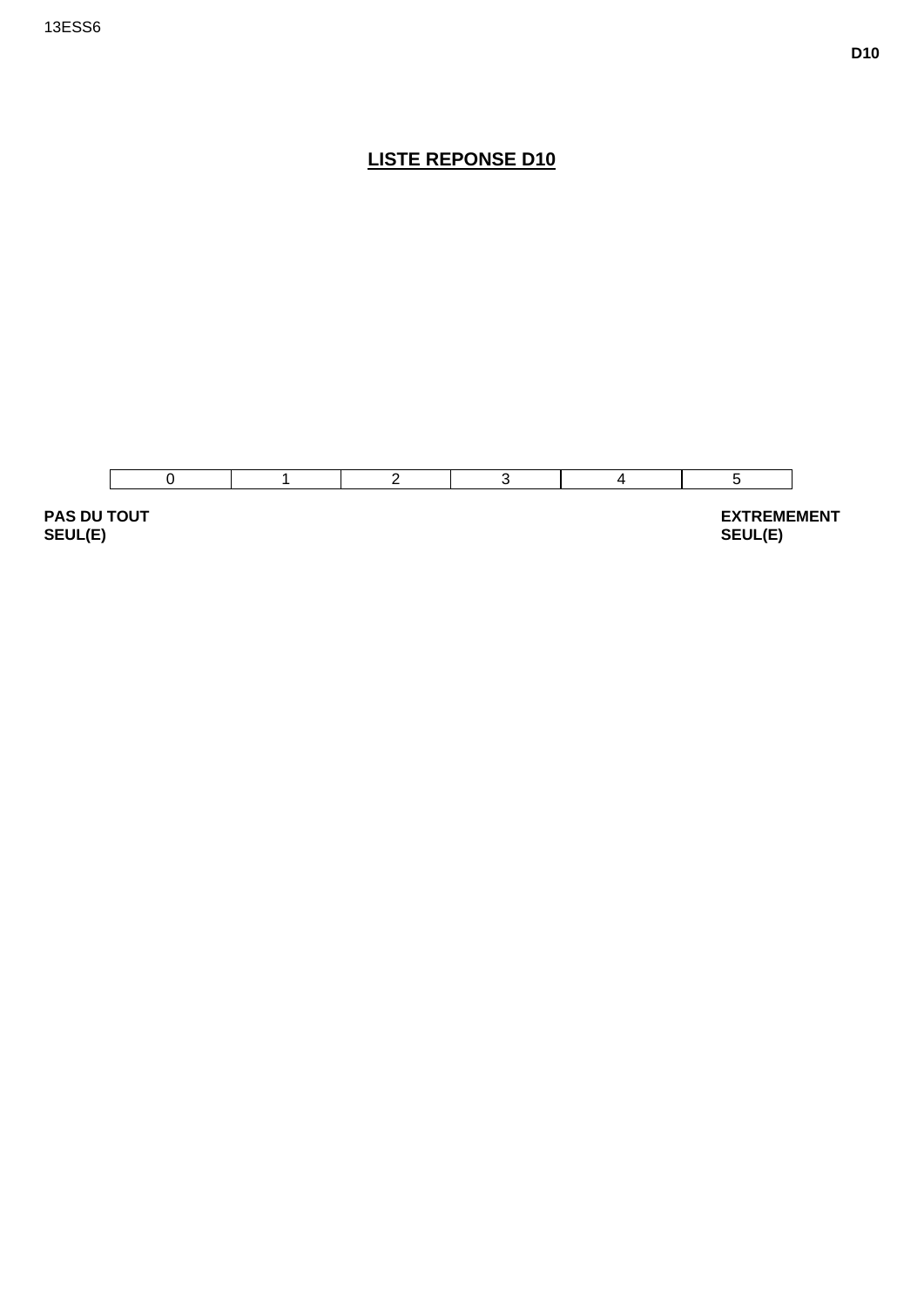# LISTE REPONSE D10

| | | | | | |
|---|---|---|---|---|---|
| 0 | 1 | 2 | 3 | 4 | 5 |

**PAS DU TOUT SEUL(E)**

**EXTREMEMENT SEUL(E)**